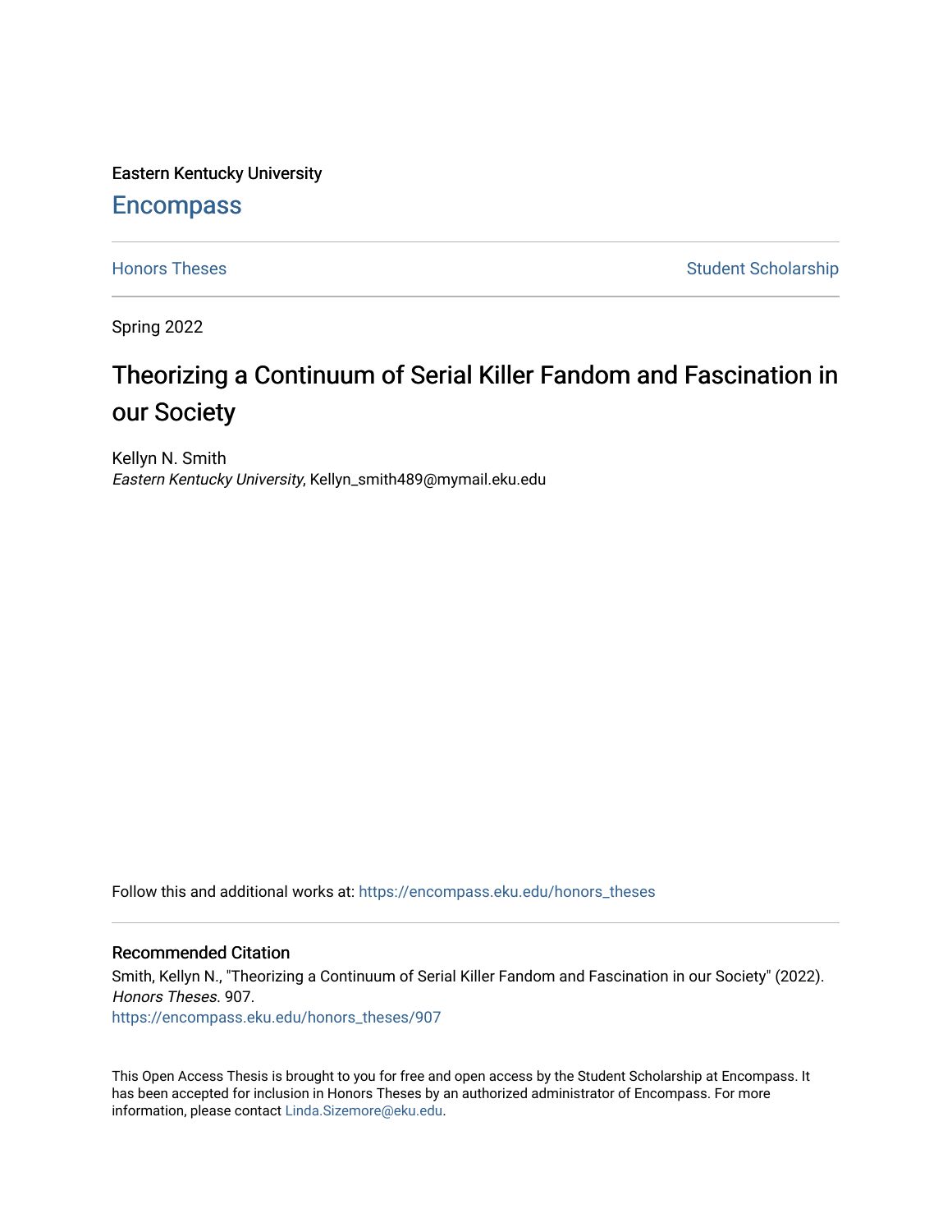Eastern Kentucky University

# Encompass

Honors Theses

Student Scholarship

Spring 2022

## Theorizing a Continuum of Serial Killer Fandom and Fascination in our Society

Kellyn N. Smith
*Eastern Kentucky University*, Kellyn_smith489@mymail.eku.edu

Follow this and additional works at: https://encompass.eku.edu/honors_theses

### Recommended Citation

Smith, Kellyn N., "Theorizing a Continuum of Serial Killer Fandom and Fascination in our Society" (2022). *Honors Theses*. 907.
https://encompass.eku.edu/honors_theses/907

This Open Access Thesis is brought to you for free and open access by the Student Scholarship at Encompass. It has been accepted for inclusion in Honors Theses by an authorized administrator of Encompass. For more information, please contact Linda.Sizemore@eku.edu.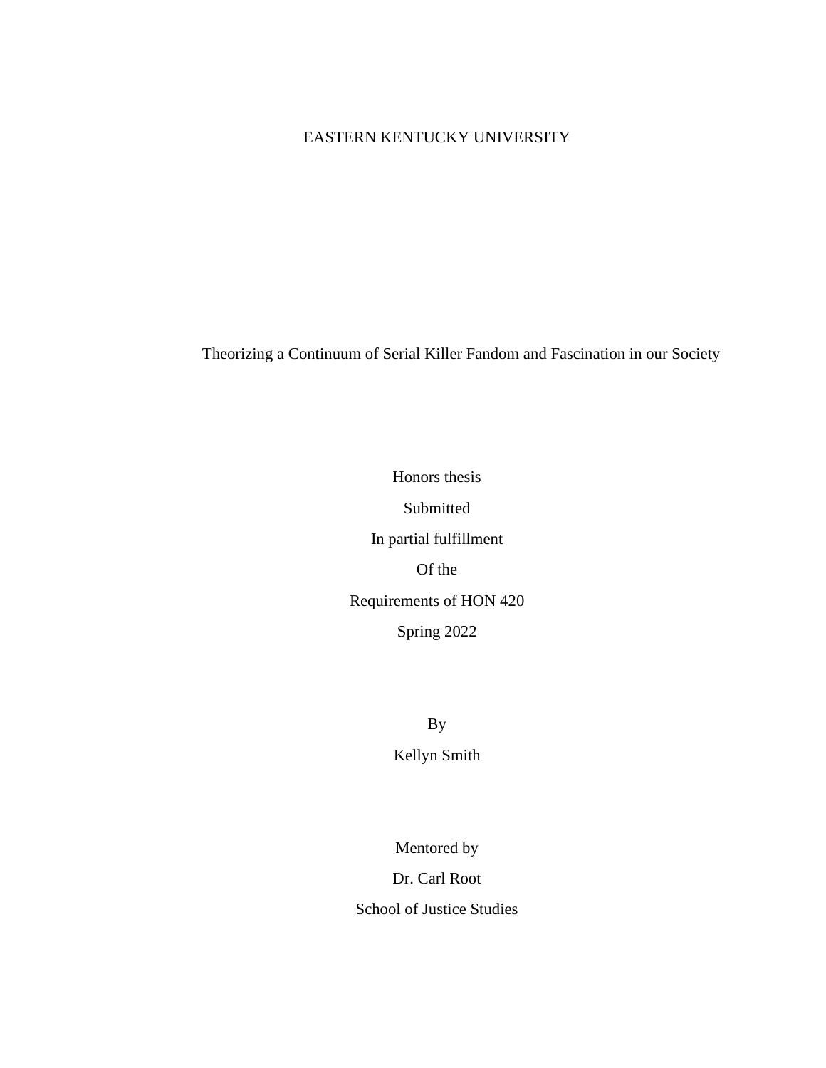EASTERN KENTUCKY UNIVERSITY

Theorizing a Continuum of Serial Killer Fandom and Fascination in our Society

Honors thesis

Submitted

In partial fulfillment

Of the

Requirements of HON 420

Spring 2022

By

Kellyn Smith

Mentored by

Dr. Carl Root

School of Justice Studies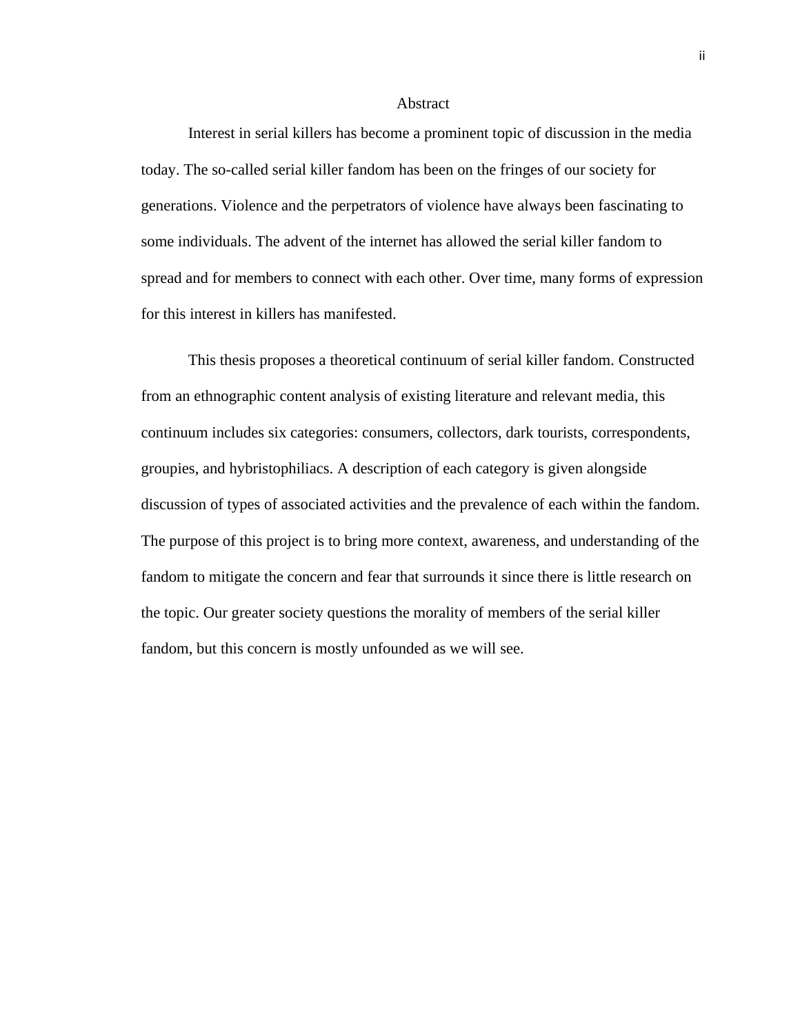# Abstract

Interest in serial killers has become a prominent topic of discussion in the media today. The so-called serial killer fandom has been on the fringes of our society for generations. Violence and the perpetrators of violence have always been fascinating to some individuals. The advent of the internet has allowed the serial killer fandom to spread and for members to connect with each other. Over time, many forms of expression for this interest in killers has manifested.

This thesis proposes a theoretical continuum of serial killer fandom. Constructed from an ethnographic content analysis of existing literature and relevant media, this continuum includes six categories: consumers, collectors, dark tourists, correspondents, groupies, and hybristophiliacs. A description of each category is given alongside discussion of types of associated activities and the prevalence of each within the fandom. The purpose of this project is to bring more context, awareness, and understanding of the fandom to mitigate the concern and fear that surrounds it since there is little research on the topic. Our greater society questions the morality of members of the serial killer fandom, but this concern is mostly unfounded as we will see.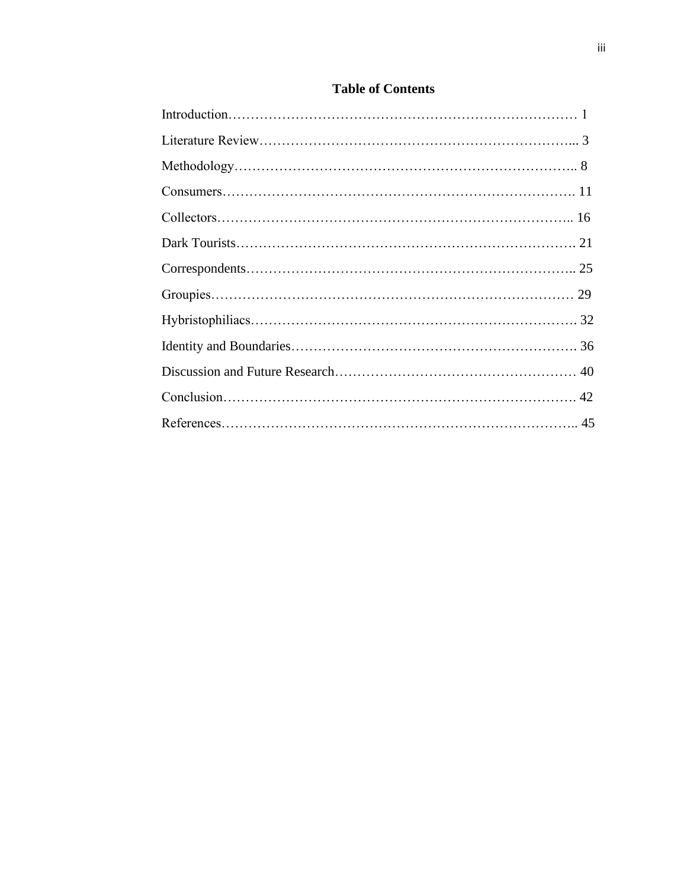# Table of Contents

Introduction………………………………………………………………………… 1

Literature Review……………………………………………………………... 3

Methodology………………………………………………………………….. 8

Consumers………………………………………………………………………. 11

Collectors……………………………………………………………………….. 16

Dark Tourists……………………………………………………………………. 21

Correspondents……………………………………………………………….. 25

Groupies………………………………………………………………………… 29

Hybristophiliacs………………………………………………………………. 32

Identity and Boundaries………………………………………………………. 36

Discussion and Future Research……………………………………………… 40

Conclusion………………………………………………………………………. 42

References……………………………………………………………………….. 45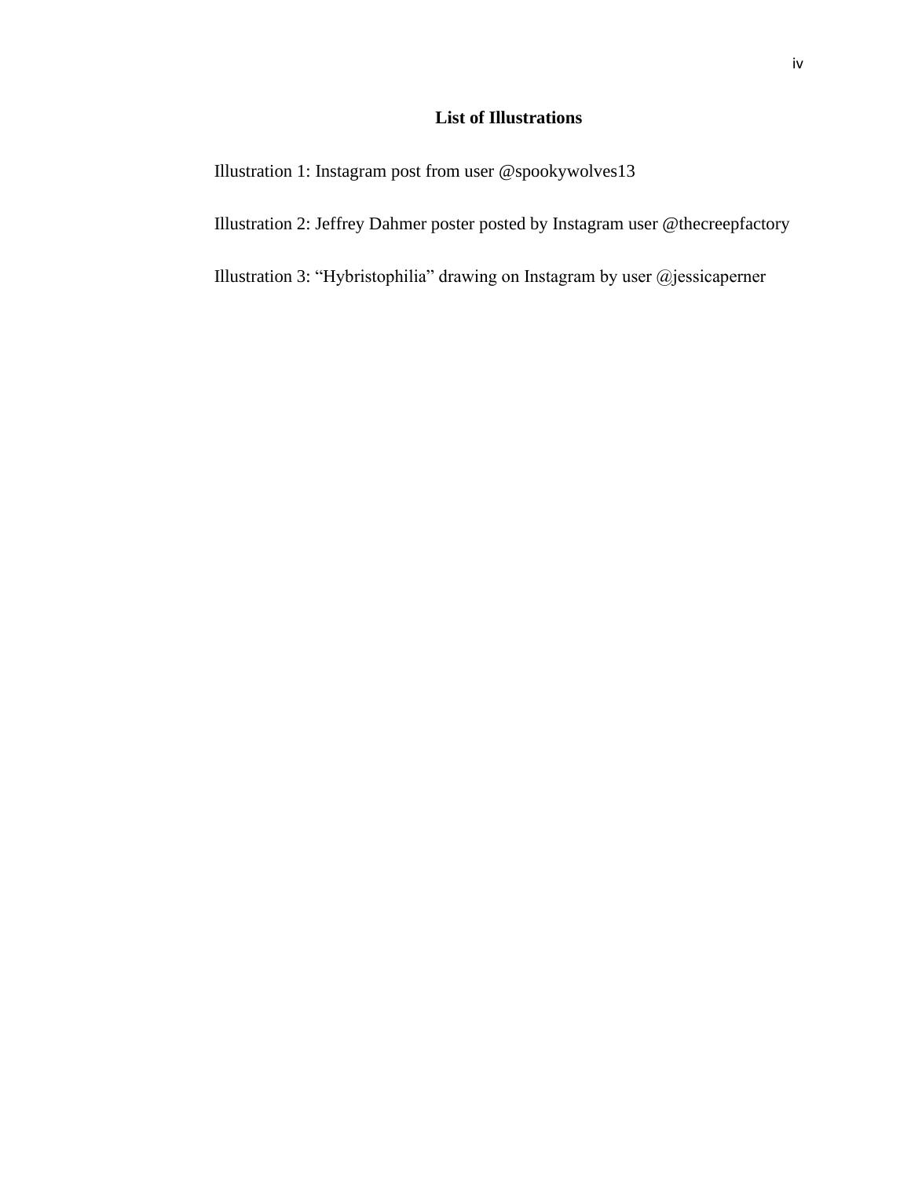## List of Illustrations

Illustration 1: Instagram post from user @spookywolves13

Illustration 2: Jeffrey Dahmer poster posted by Instagram user @thecreepfactory

Illustration 3: “Hybristophilia” drawing on Instagram by user @jessicaperner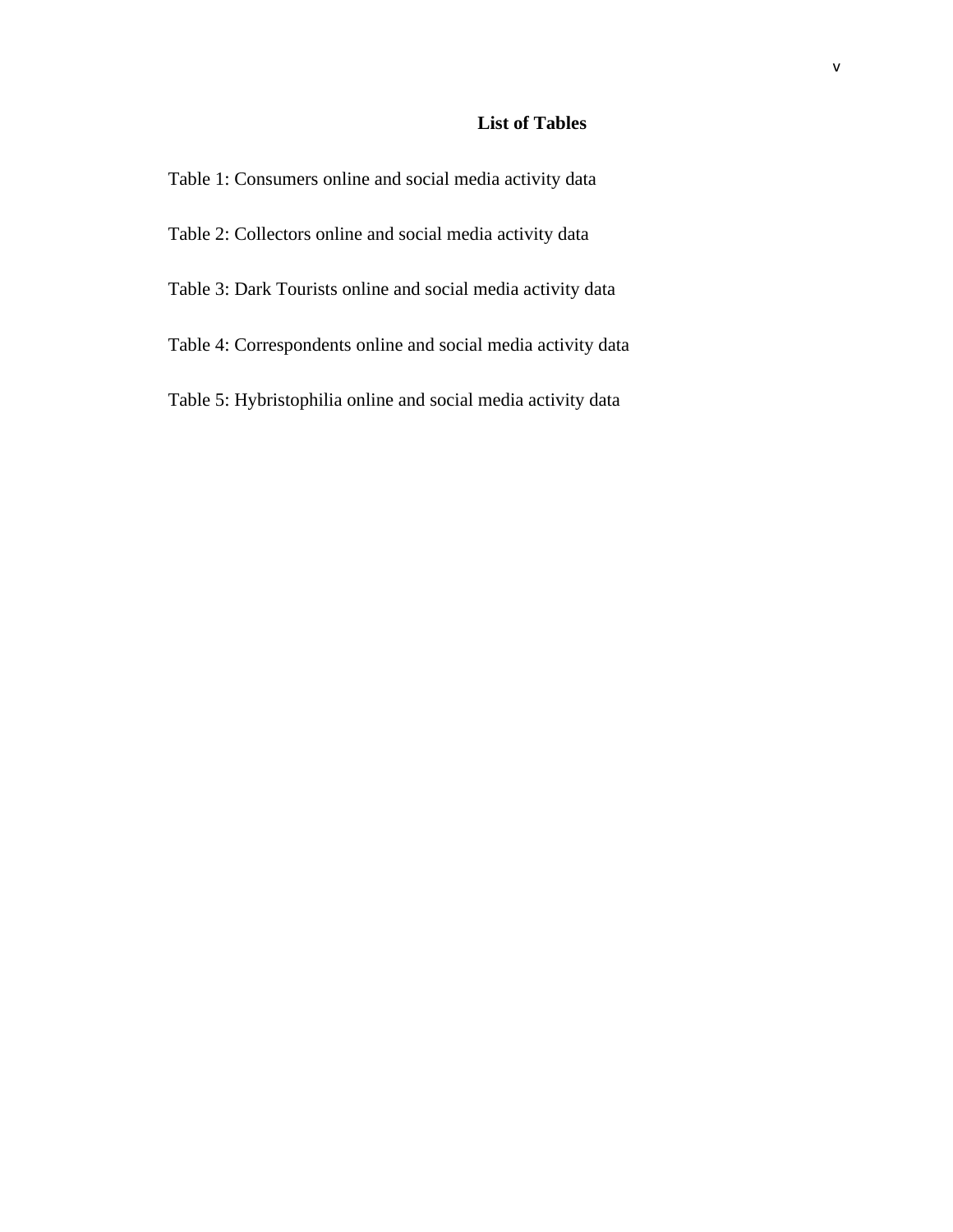## List of Tables

Table 1: Consumers online and social media activity data

Table 2: Collectors online and social media activity data

Table 3: Dark Tourists online and social media activity data

Table 4: Correspondents online and social media activity data

Table 5: Hybristophilia online and social media activity data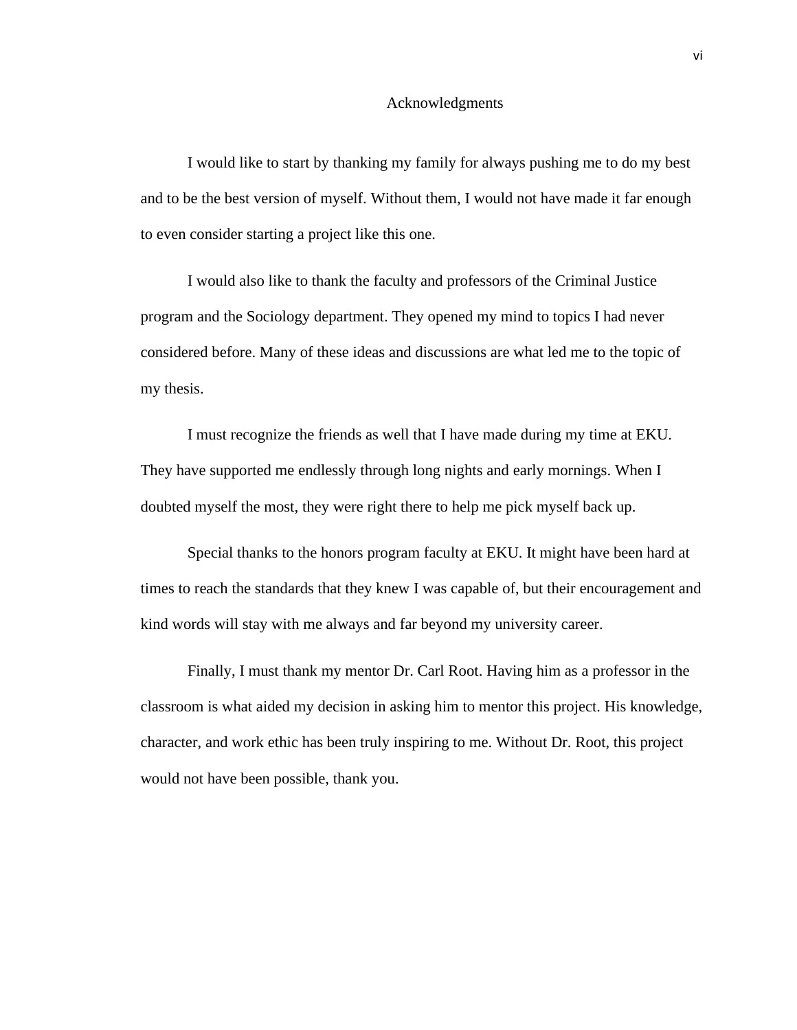# Acknowledgments

I would like to start by thanking my family for always pushing me to do my best and to be the best version of myself. Without them, I would not have made it far enough to even consider starting a project like this one.

I would also like to thank the faculty and professors of the Criminal Justice program and the Sociology department. They opened my mind to topics I had never considered before. Many of these ideas and discussions are what led me to the topic of my thesis.

I must recognize the friends as well that I have made during my time at EKU. They have supported me endlessly through long nights and early mornings. When I doubted myself the most, they were right there to help me pick myself back up.

Special thanks to the honors program faculty at EKU. It might have been hard at times to reach the standards that they knew I was capable of, but their encouragement and kind words will stay with me always and far beyond my university career.

Finally, I must thank my mentor Dr. Carl Root. Having him as a professor in the classroom is what aided my decision in asking him to mentor this project. His knowledge, character, and work ethic has been truly inspiring to me. Without Dr. Root, this project would not have been possible, thank you.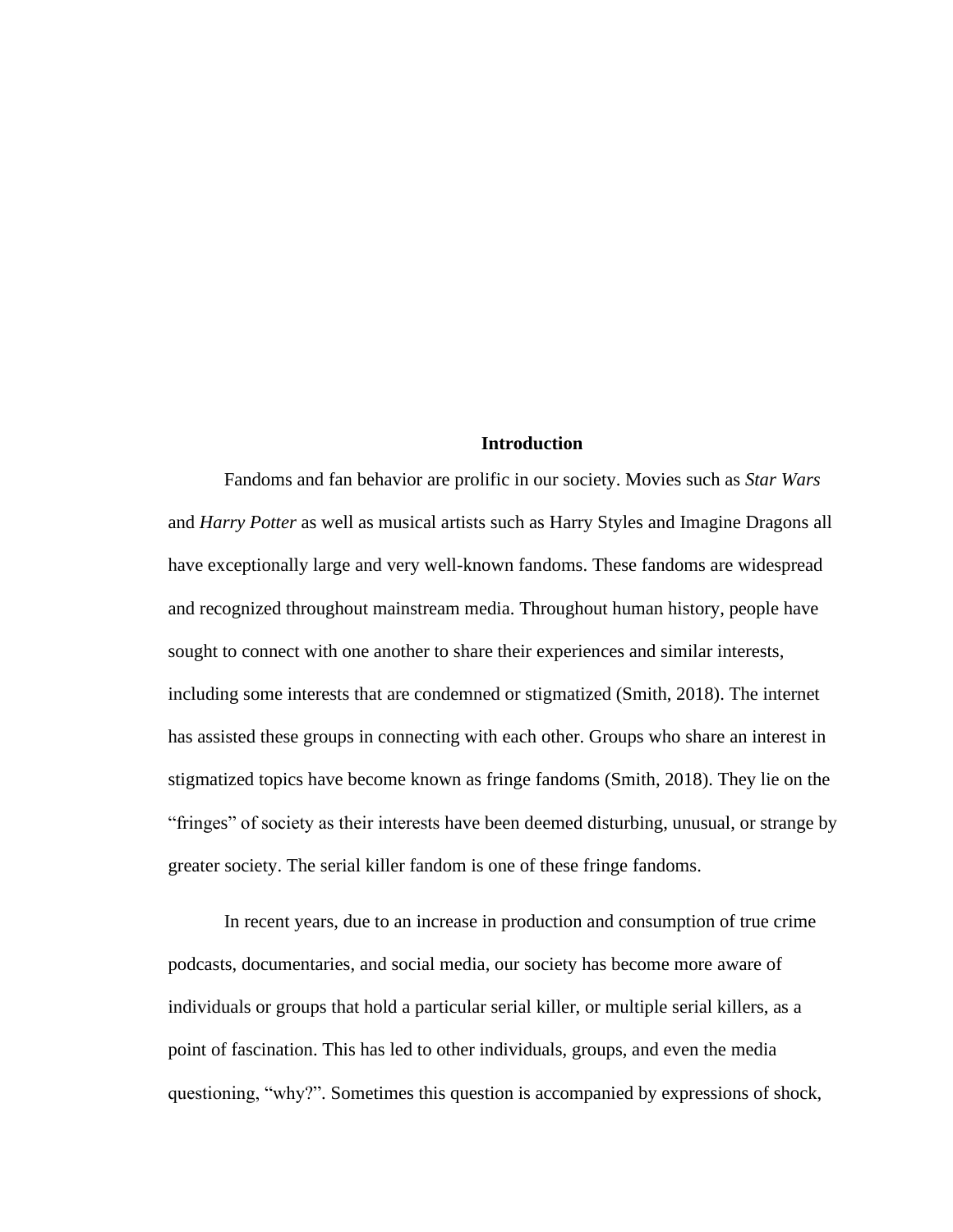# Introduction

Fandoms and fan behavior are prolific in our society. Movies such as *Star Wars* and *Harry Potter* as well as musical artists such as Harry Styles and Imagine Dragons all have exceptionally large and very well-known fandoms. These fandoms are widespread and recognized throughout mainstream media. Throughout human history, people have sought to connect with one another to share their experiences and similar interests, including some interests that are condemned or stigmatized (Smith, 2018). The internet has assisted these groups in connecting with each other. Groups who share an interest in stigmatized topics have become known as fringe fandoms (Smith, 2018). They lie on the "fringes" of society as their interests have been deemed disturbing, unusual, or strange by greater society. The serial killer fandom is one of these fringe fandoms.

In recent years, due to an increase in production and consumption of true crime podcasts, documentaries, and social media, our society has become more aware of individuals or groups that hold a particular serial killer, or multiple serial killers, as a point of fascination. This has led to other individuals, groups, and even the media questioning, "why?". Sometimes this question is accompanied by expressions of shock,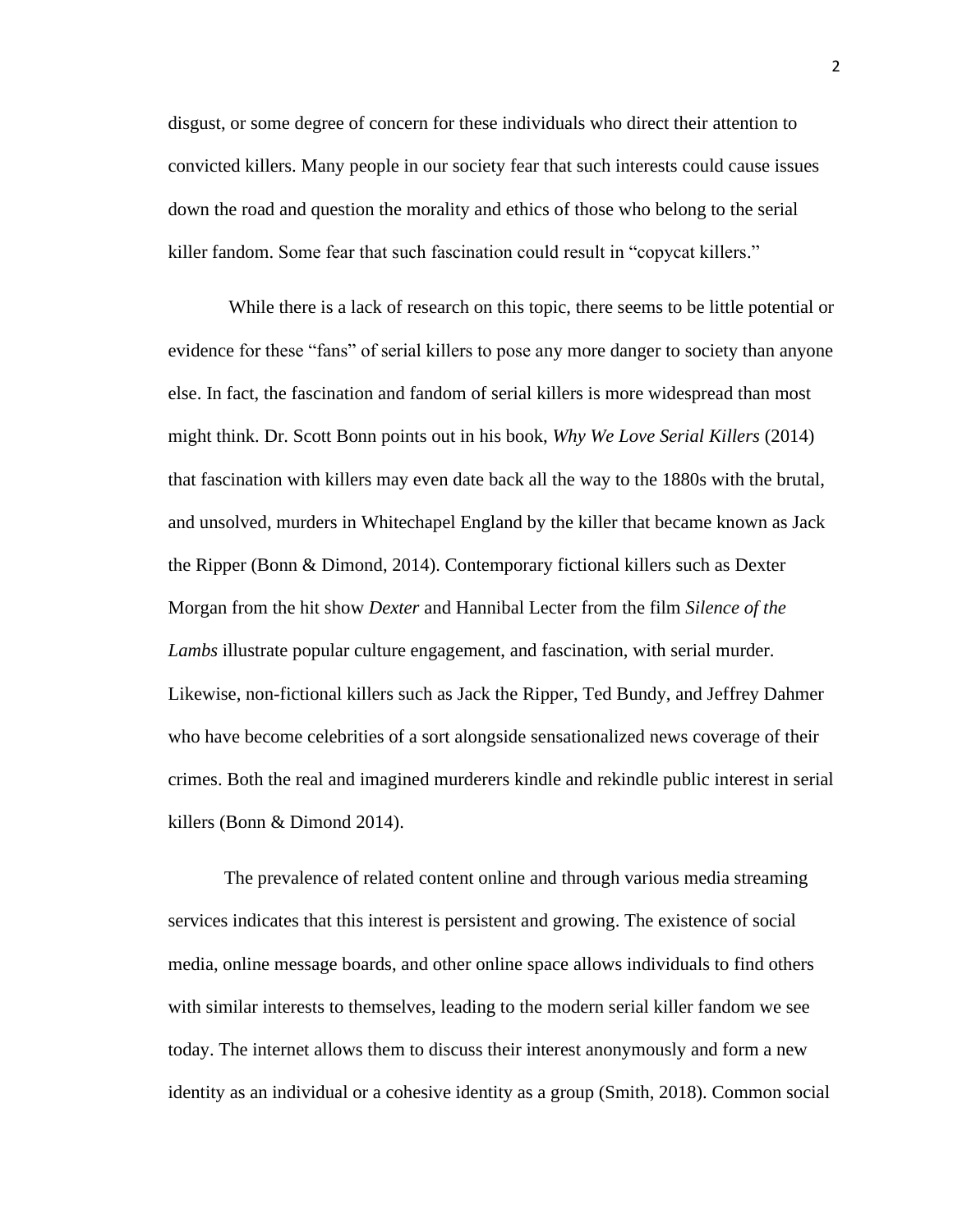disgust, or some degree of concern for these individuals who direct their attention to convicted killers. Many people in our society fear that such interests could cause issues down the road and question the morality and ethics of those who belong to the serial killer fandom. Some fear that such fascination could result in "copycat killers."

While there is a lack of research on this topic, there seems to be little potential or evidence for these "fans" of serial killers to pose any more danger to society than anyone else. In fact, the fascination and fandom of serial killers is more widespread than most might think. Dr. Scott Bonn points out in his book, *Why We Love Serial Killers* (2014) that fascination with killers may even date back all the way to the 1880s with the brutal, and unsolved, murders in Whitechapel England by the killer that became known as Jack the Ripper (Bonn & Dimond, 2014). Contemporary fictional killers such as Dexter Morgan from the hit show *Dexter* and Hannibal Lecter from the film *Silence of the Lambs* illustrate popular culture engagement, and fascination, with serial murder. Likewise, non-fictional killers such as Jack the Ripper, Ted Bundy, and Jeffrey Dahmer who have become celebrities of a sort alongside sensationalized news coverage of their crimes. Both the real and imagined murderers kindle and rekindle public interest in serial killers (Bonn & Dimond 2014).

The prevalence of related content online and through various media streaming services indicates that this interest is persistent and growing. The existence of social media, online message boards, and other online space allows individuals to find others with similar interests to themselves, leading to the modern serial killer fandom we see today. The internet allows them to discuss their interest anonymously and form a new identity as an individual or a cohesive identity as a group (Smith, 2018). Common social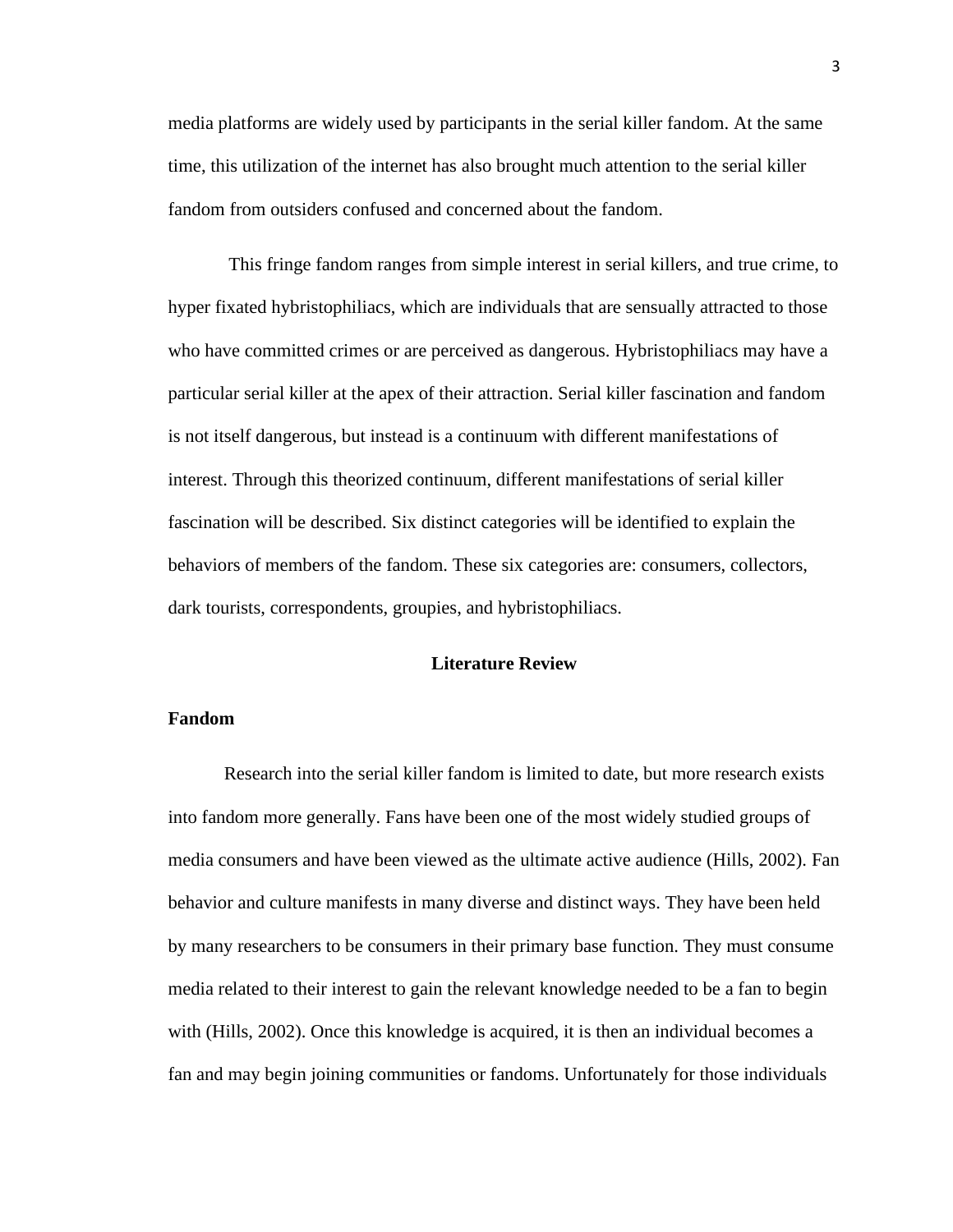media platforms are widely used by participants in the serial killer fandom. At the same time, this utilization of the internet has also brought much attention to the serial killer fandom from outsiders confused and concerned about the fandom.

This fringe fandom ranges from simple interest in serial killers, and true crime, to hyper fixated hybristophiliacs, which are individuals that are sensually attracted to those who have committed crimes or are perceived as dangerous. Hybristophiliacs may have a particular serial killer at the apex of their attraction. Serial killer fascination and fandom is not itself dangerous, but instead is a continuum with different manifestations of interest. Through this theorized continuum, different manifestations of serial killer fascination will be described. Six distinct categories will be identified to explain the behaviors of members of the fandom. These six categories are: consumers, collectors, dark tourists, correspondents, groupies, and hybristophiliacs.

## Literature Review

### Fandom

Research into the serial killer fandom is limited to date, but more research exists into fandom more generally. Fans have been one of the most widely studied groups of media consumers and have been viewed as the ultimate active audience (Hills, 2002). Fan behavior and culture manifests in many diverse and distinct ways. They have been held by many researchers to be consumers in their primary base function. They must consume media related to their interest to gain the relevant knowledge needed to be a fan to begin with (Hills, 2002). Once this knowledge is acquired, it is then an individual becomes a fan and may begin joining communities or fandoms. Unfortunately for those individuals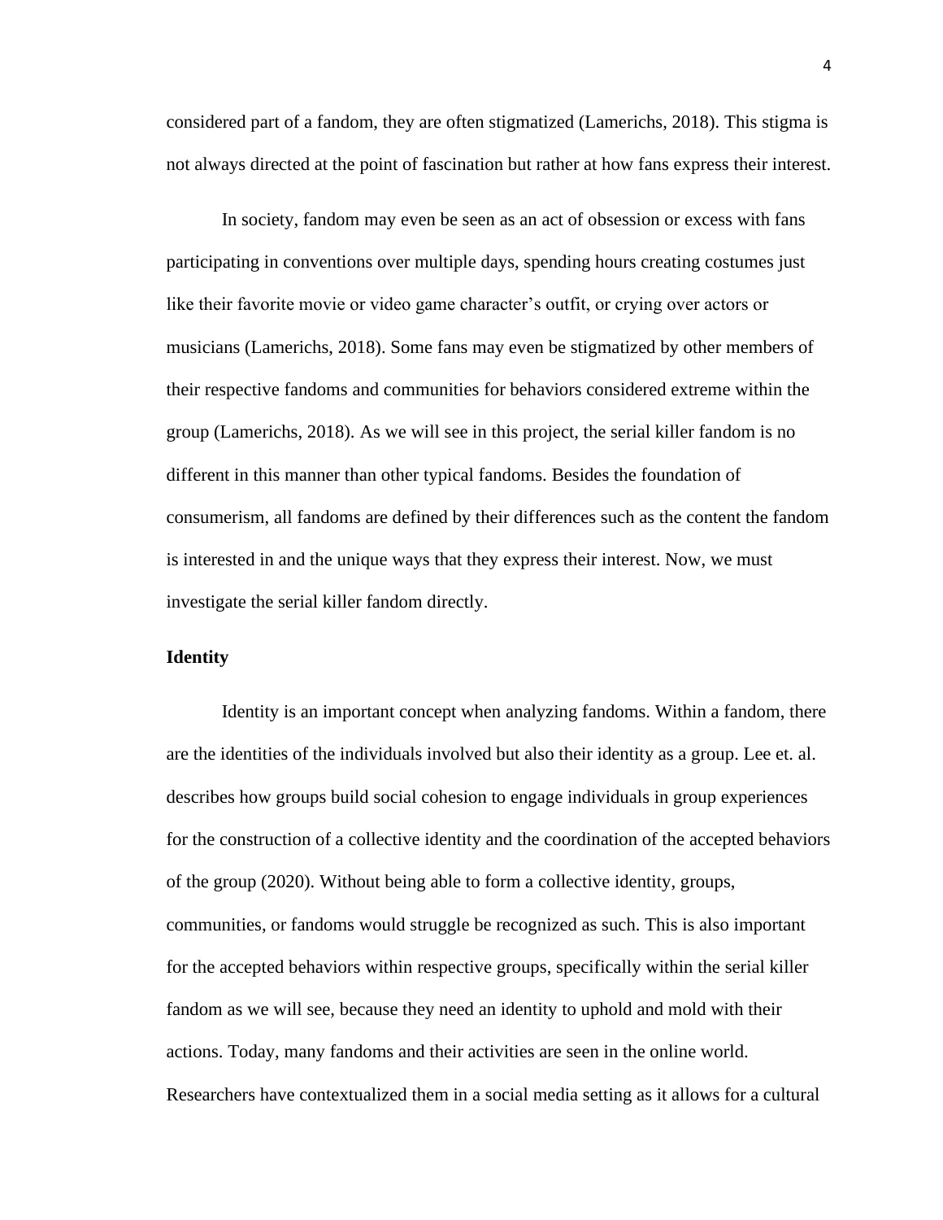considered part of a fandom, they are often stigmatized (Lamerichs, 2018). This stigma is not always directed at the point of fascination but rather at how fans express their interest.

In society, fandom may even be seen as an act of obsession or excess with fans participating in conventions over multiple days, spending hours creating costumes just like their favorite movie or video game character's outfit, or crying over actors or musicians (Lamerichs, 2018). Some fans may even be stigmatized by other members of their respective fandoms and communities for behaviors considered extreme within the group (Lamerichs, 2018). As we will see in this project, the serial killer fandom is no different in this manner than other typical fandoms. Besides the foundation of consumerism, all fandoms are defined by their differences such as the content the fandom is interested in and the unique ways that they express their interest. Now, we must investigate the serial killer fandom directly.

**Identity**

Identity is an important concept when analyzing fandoms. Within a fandom, there are the identities of the individuals involved but also their identity as a group. Lee et. al. describes how groups build social cohesion to engage individuals in group experiences for the construction of a collective identity and the coordination of the accepted behaviors of the group (2020). Without being able to form a collective identity, groups, communities, or fandoms would struggle be recognized as such. This is also important for the accepted behaviors within respective groups, specifically within the serial killer fandom as we will see, because they need an identity to uphold and mold with their actions. Today, many fandoms and their activities are seen in the online world. Researchers have contextualized them in a social media setting as it allows for a cultural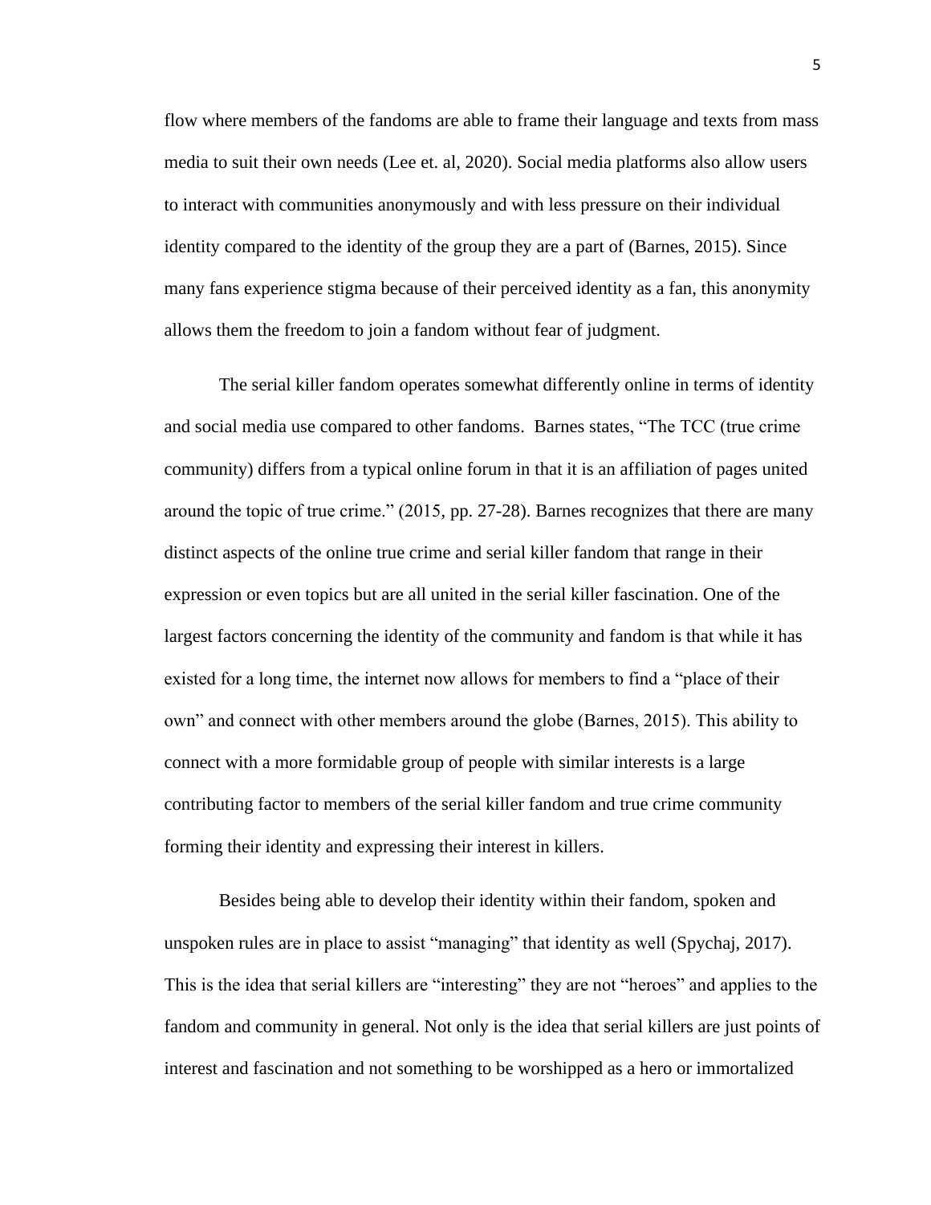flow where members of the fandoms are able to frame their language and texts from mass media to suit their own needs (Lee et. al, 2020). Social media platforms also allow users to interact with communities anonymously and with less pressure on their individual identity compared to the identity of the group they are a part of (Barnes, 2015). Since many fans experience stigma because of their perceived identity as a fan, this anonymity allows them the freedom to join a fandom without fear of judgment.

The serial killer fandom operates somewhat differently online in terms of identity and social media use compared to other fandoms. Barnes states, “The TCC (true crime community) differs from a typical online forum in that it is an affiliation of pages united around the topic of true crime.” (2015, pp. 27-28). Barnes recognizes that there are many distinct aspects of the online true crime and serial killer fandom that range in their expression or even topics but are all united in the serial killer fascination. One of the largest factors concerning the identity of the community and fandom is that while it has existed for a long time, the internet now allows for members to find a “place of their own” and connect with other members around the globe (Barnes, 2015). This ability to connect with a more formidable group of people with similar interests is a large contributing factor to members of the serial killer fandom and true crime community forming their identity and expressing their interest in killers.

Besides being able to develop their identity within their fandom, spoken and unspoken rules are in place to assist “managing” that identity as well (Spychaj, 2017). This is the idea that serial killers are “interesting” they are not “heroes” and applies to the fandom and community in general. Not only is the idea that serial killers are just points of interest and fascination and not something to be worshipped as a hero or immortalized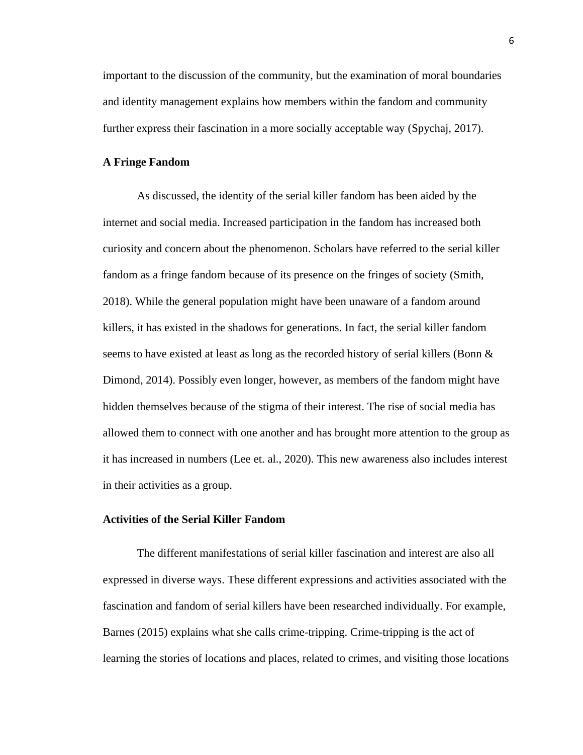important to the discussion of the community, but the examination of moral boundaries and identity management explains how members within the fandom and community further express their fascination in a more socially acceptable way (Spychaj, 2017).

**A Fringe Fandom**

As discussed, the identity of the serial killer fandom has been aided by the internet and social media. Increased participation in the fandom has increased both curiosity and concern about the phenomenon. Scholars have referred to the serial killer fandom as a fringe fandom because of its presence on the fringes of society (Smith, 2018). While the general population might have been unaware of a fandom around killers, it has existed in the shadows for generations. In fact, the serial killer fandom seems to have existed at least as long as the recorded history of serial killers (Bonn & Dimond, 2014). Possibly even longer, however, as members of the fandom might have hidden themselves because of the stigma of their interest. The rise of social media has allowed them to connect with one another and has brought more attention to the group as it has increased in numbers (Lee et. al., 2020). This new awareness also includes interest in their activities as a group.

**Activities of the Serial Killer Fandom**

The different manifestations of serial killer fascination and interest are also all expressed in diverse ways. These different expressions and activities associated with the fascination and fandom of serial killers have been researched individually. For example, Barnes (2015) explains what she calls crime-tripping. Crime-tripping is the act of learning the stories of locations and places, related to crimes, and visiting those locations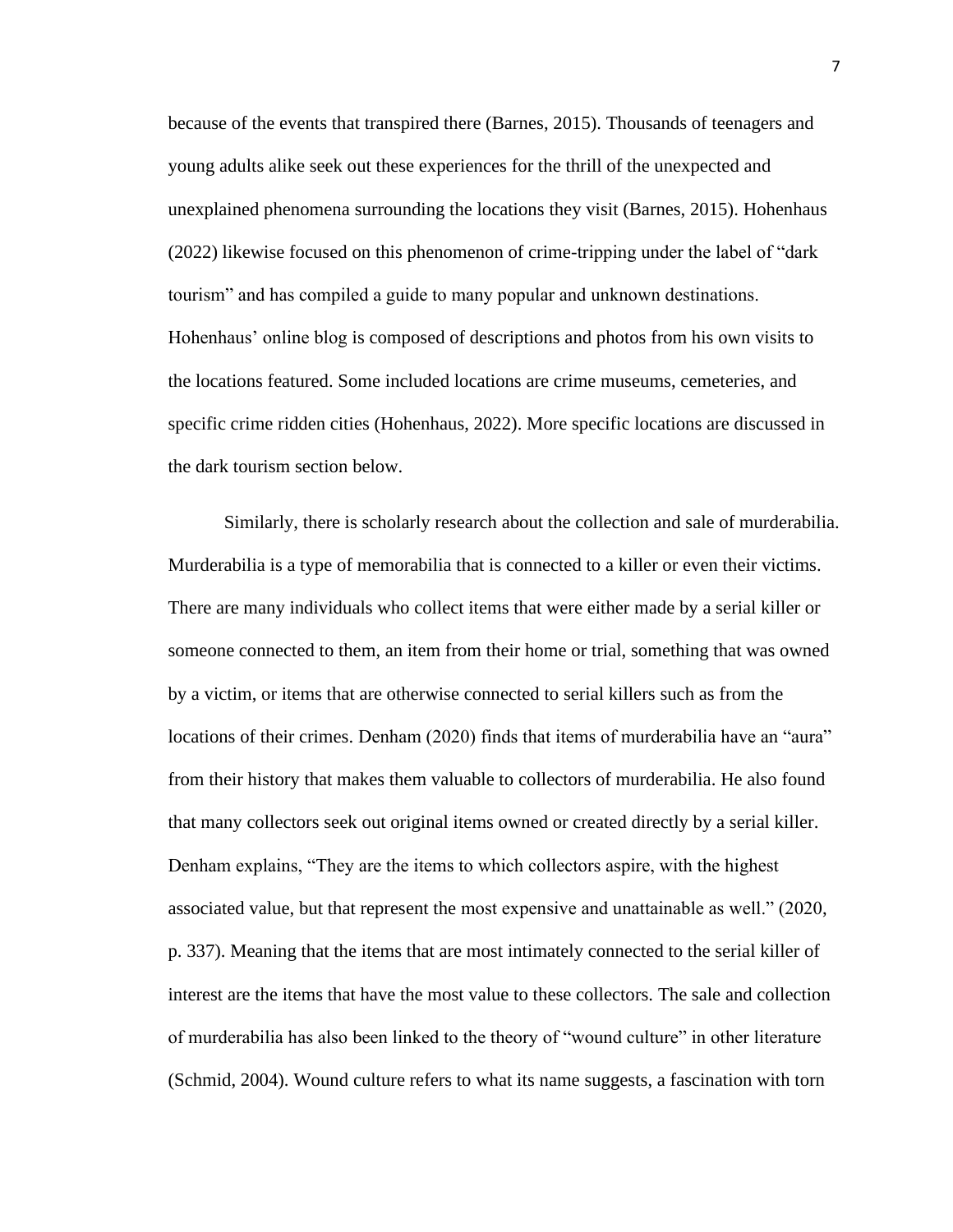because of the events that transpired there (Barnes, 2015). Thousands of teenagers and young adults alike seek out these experiences for the thrill of the unexpected and unexplained phenomena surrounding the locations they visit (Barnes, 2015). Hohenhaus (2022) likewise focused on this phenomenon of crime-tripping under the label of "dark tourism" and has compiled a guide to many popular and unknown destinations. Hohenhaus' online blog is composed of descriptions and photos from his own visits to the locations featured. Some included locations are crime museums, cemeteries, and specific crime ridden cities (Hohenhaus, 2022). More specific locations are discussed in the dark tourism section below.

Similarly, there is scholarly research about the collection and sale of murderabilia. Murderabilia is a type of memorabilia that is connected to a killer or even their victims. There are many individuals who collect items that were either made by a serial killer or someone connected to them, an item from their home or trial, something that was owned by a victim, or items that are otherwise connected to serial killers such as from the locations of their crimes. Denham (2020) finds that items of murderabilia have an "aura" from their history that makes them valuable to collectors of murderabilia. He also found that many collectors seek out original items owned or created directly by a serial killer. Denham explains, "They are the items to which collectors aspire, with the highest associated value, but that represent the most expensive and unattainable as well." (2020, p. 337). Meaning that the items that are most intimately connected to the serial killer of interest are the items that have the most value to these collectors. The sale and collection of murderabilia has also been linked to the theory of "wound culture" in other literature (Schmid, 2004). Wound culture refers to what its name suggests, a fascination with torn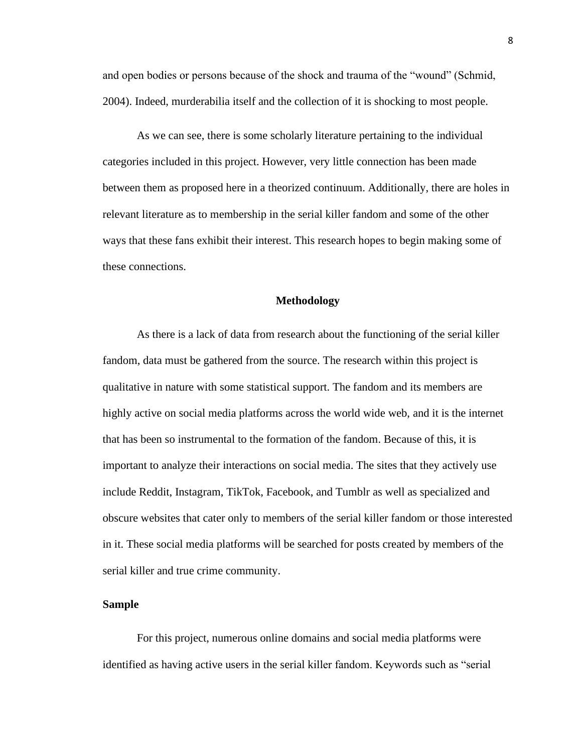and open bodies or persons because of the shock and trauma of the "wound" (Schmid, 2004). Indeed, murderabilia itself and the collection of it is shocking to most people.

As we can see, there is some scholarly literature pertaining to the individual categories included in this project. However, very little connection has been made between them as proposed here in a theorized continuum. Additionally, there are holes in relevant literature as to membership in the serial killer fandom and some of the other ways that these fans exhibit their interest. This research hopes to begin making some of these connections.

## Methodology

As there is a lack of data from research about the functioning of the serial killer fandom, data must be gathered from the source. The research within this project is qualitative in nature with some statistical support. The fandom and its members are highly active on social media platforms across the world wide web, and it is the internet that has been so instrumental to the formation of the fandom. Because of this, it is important to analyze their interactions on social media. The sites that they actively use include Reddit, Instagram, TikTok, Facebook, and Tumblr as well as specialized and obscure websites that cater only to members of the serial killer fandom or those interested in it. These social media platforms will be searched for posts created by members of the serial killer and true crime community.

### Sample

For this project, numerous online domains and social media platforms were identified as having active users in the serial killer fandom. Keywords such as "serial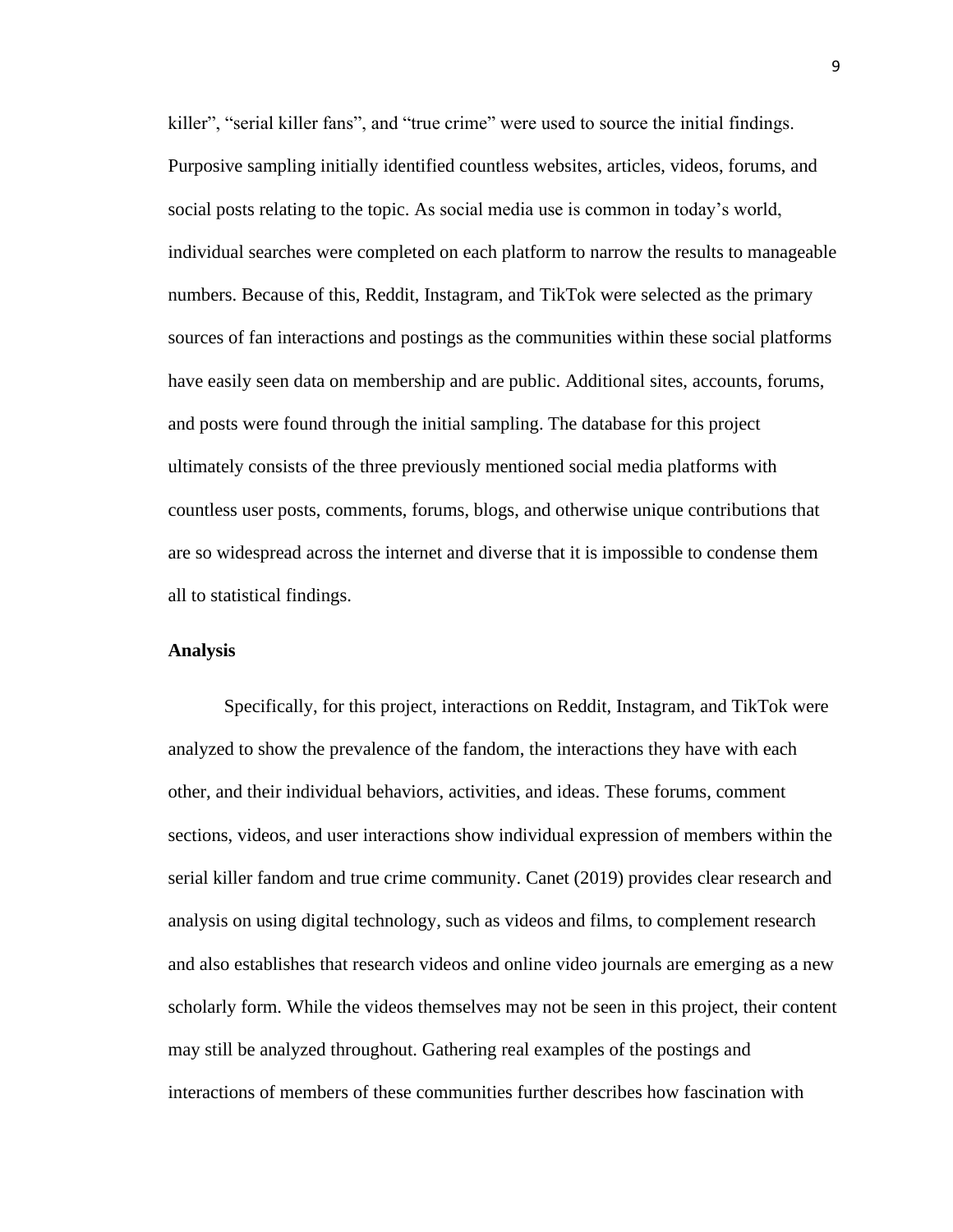killer", "serial killer fans", and "true crime" were used to source the initial findings. Purposive sampling initially identified countless websites, articles, videos, forums, and social posts relating to the topic. As social media use is common in today's world, individual searches were completed on each platform to narrow the results to manageable numbers. Because of this, Reddit, Instagram, and TikTok were selected as the primary sources of fan interactions and postings as the communities within these social platforms have easily seen data on membership and are public. Additional sites, accounts, forums, and posts were found through the initial sampling. The database for this project ultimately consists of the three previously mentioned social media platforms with countless user posts, comments, forums, blogs, and otherwise unique contributions that are so widespread across the internet and diverse that it is impossible to condense them all to statistical findings.

**Analysis**

Specifically, for this project, interactions on Reddit, Instagram, and TikTok were analyzed to show the prevalence of the fandom, the interactions they have with each other, and their individual behaviors, activities, and ideas. These forums, comment sections, videos, and user interactions show individual expression of members within the serial killer fandom and true crime community. Canet (2019) provides clear research and analysis on using digital technology, such as videos and films, to complement research and also establishes that research videos and online video journals are emerging as a new scholarly form. While the videos themselves may not be seen in this project, their content may still be analyzed throughout. Gathering real examples of the postings and interactions of members of these communities further describes how fascination with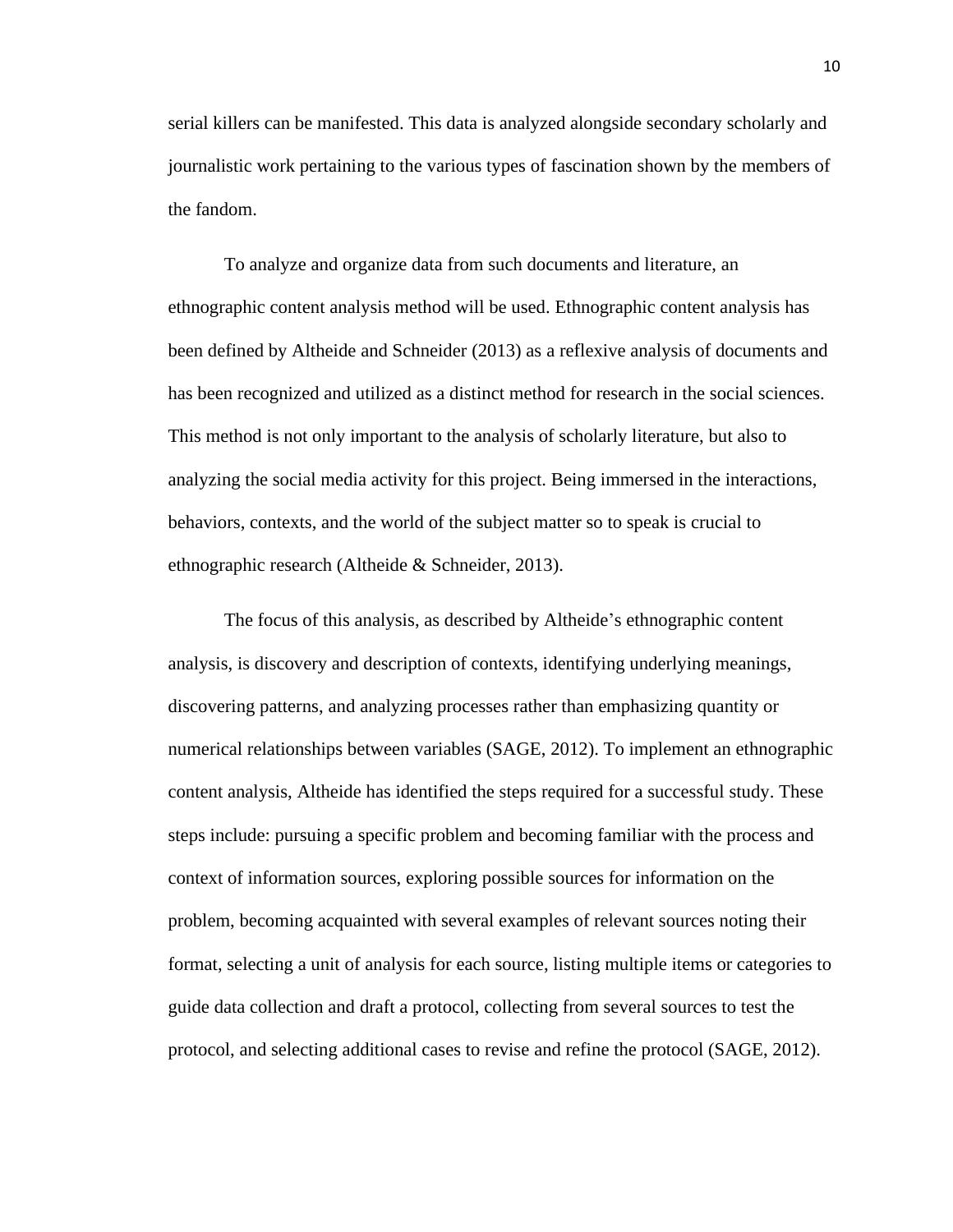serial killers can be manifested. This data is analyzed alongside secondary scholarly and journalistic work pertaining to the various types of fascination shown by the members of the fandom.

To analyze and organize data from such documents and literature, an ethnographic content analysis method will be used. Ethnographic content analysis has been defined by Altheide and Schneider (2013) as a reflexive analysis of documents and has been recognized and utilized as a distinct method for research in the social sciences. This method is not only important to the analysis of scholarly literature, but also to analyzing the social media activity for this project. Being immersed in the interactions, behaviors, contexts, and the world of the subject matter so to speak is crucial to ethnographic research (Altheide & Schneider, 2013).

The focus of this analysis, as described by Altheide's ethnographic content analysis, is discovery and description of contexts, identifying underlying meanings, discovering patterns, and analyzing processes rather than emphasizing quantity or numerical relationships between variables (SAGE, 2012). To implement an ethnographic content analysis, Altheide has identified the steps required for a successful study. These steps include: pursuing a specific problem and becoming familiar with the process and context of information sources, exploring possible sources for information on the problem, becoming acquainted with several examples of relevant sources noting their format, selecting a unit of analysis for each source, listing multiple items or categories to guide data collection and draft a protocol, collecting from several sources to test the protocol, and selecting additional cases to revise and refine the protocol (SAGE, 2012).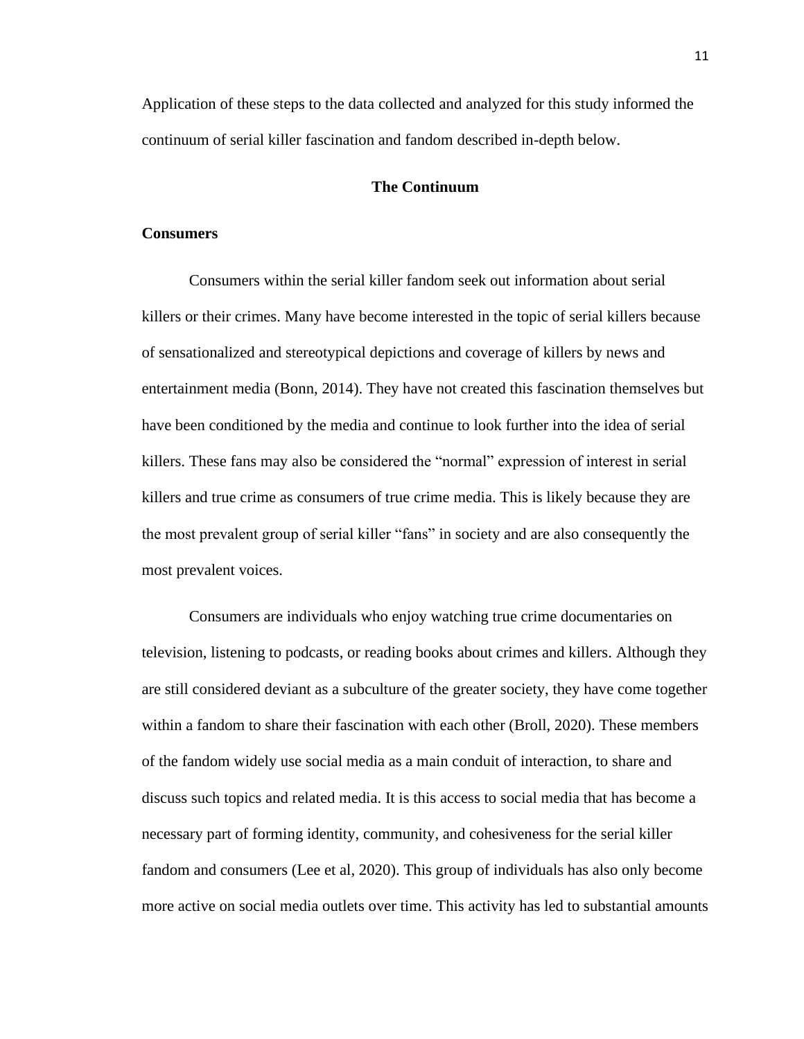Application of these steps to the data collected and analyzed for this study informed the continuum of serial killer fascination and fandom described in-depth below.

## The Continuum

### Consumers

Consumers within the serial killer fandom seek out information about serial killers or their crimes. Many have become interested in the topic of serial killers because of sensationalized and stereotypical depictions and coverage of killers by news and entertainment media (Bonn, 2014). They have not created this fascination themselves but have been conditioned by the media and continue to look further into the idea of serial killers. These fans may also be considered the "normal" expression of interest in serial killers and true crime as consumers of true crime media. This is likely because they are the most prevalent group of serial killer "fans" in society and are also consequently the most prevalent voices.

Consumers are individuals who enjoy watching true crime documentaries on television, listening to podcasts, or reading books about crimes and killers. Although they are still considered deviant as a subculture of the greater society, they have come together within a fandom to share their fascination with each other (Broll, 2020). These members of the fandom widely use social media as a main conduit of interaction, to share and discuss such topics and related media. It is this access to social media that has become a necessary part of forming identity, community, and cohesiveness for the serial killer fandom and consumers (Lee et al, 2020). This group of individuals has also only become more active on social media outlets over time. This activity has led to substantial amounts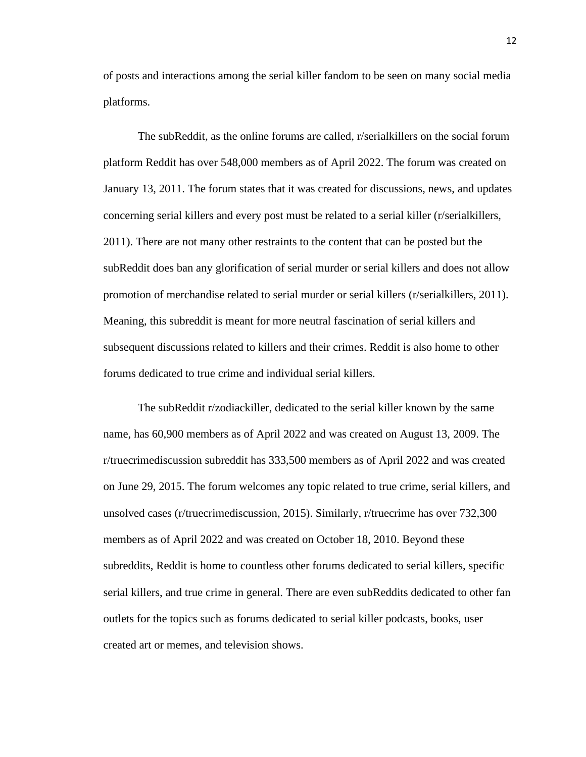of posts and interactions among the serial killer fandom to be seen on many social media platforms.

The subReddit, as the online forums are called, r/serialkillers on the social forum platform Reddit has over 548,000 members as of April 2022. The forum was created on January 13, 2011. The forum states that it was created for discussions, news, and updates concerning serial killers and every post must be related to a serial killer (r/serialkillers, 2011). There are not many other restraints to the content that can be posted but the subReddit does ban any glorification of serial murder or serial killers and does not allow promotion of merchandise related to serial murder or serial killers (r/serialkillers, 2011). Meaning, this subreddit is meant for more neutral fascination of serial killers and subsequent discussions related to killers and their crimes. Reddit is also home to other forums dedicated to true crime and individual serial killers.

The subReddit r/zodiackiller, dedicated to the serial killer known by the same name, has 60,900 members as of April 2022 and was created on August 13, 2009. The r/truecrimediscussion subreddit has 333,500 members as of April 2022 and was created on June 29, 2015. The forum welcomes any topic related to true crime, serial killers, and unsolved cases (r/truecrimediscussion, 2015). Similarly, r/truecrime has over 732,300 members as of April 2022 and was created on October 18, 2010. Beyond these subreddits, Reddit is home to countless other forums dedicated to serial killers, specific serial killers, and true crime in general. There are even subReddits dedicated to other fan outlets for the topics such as forums dedicated to serial killer podcasts, books, user created art or memes, and television shows.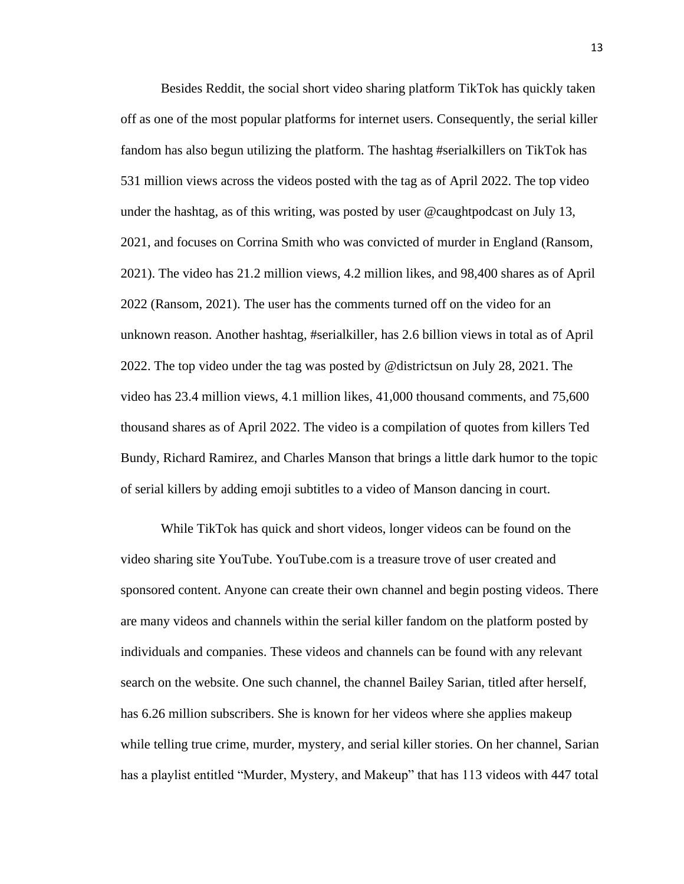Besides Reddit, the social short video sharing platform TikTok has quickly taken off as one of the most popular platforms for internet users. Consequently, the serial killer fandom has also begun utilizing the platform. The hashtag #serialkillers on TikTok has 531 million views across the videos posted with the tag as of April 2022. The top video under the hashtag, as of this writing, was posted by user @caughtpodcast on July 13, 2021, and focuses on Corrina Smith who was convicted of murder in England (Ransom, 2021). The video has 21.2 million views, 4.2 million likes, and 98,400 shares as of April 2022 (Ransom, 2021). The user has the comments turned off on the video for an unknown reason. Another hashtag, #serialkiller, has 2.6 billion views in total as of April 2022. The top video under the tag was posted by @districtsun on July 28, 2021. The video has 23.4 million views, 4.1 million likes, 41,000 thousand comments, and 75,600 thousand shares as of April 2022. The video is a compilation of quotes from killers Ted Bundy, Richard Ramirez, and Charles Manson that brings a little dark humor to the topic of serial killers by adding emoji subtitles to a video of Manson dancing in court.

While TikTok has quick and short videos, longer videos can be found on the video sharing site YouTube. YouTube.com is a treasure trove of user created and sponsored content. Anyone can create their own channel and begin posting videos. There are many videos and channels within the serial killer fandom on the platform posted by individuals and companies. These videos and channels can be found with any relevant search on the website. One such channel, the channel Bailey Sarian, titled after herself, has 6.26 million subscribers. She is known for her videos where she applies makeup while telling true crime, murder, mystery, and serial killer stories. On her channel, Sarian has a playlist entitled "Murder, Mystery, and Makeup" that has 113 videos with 447 total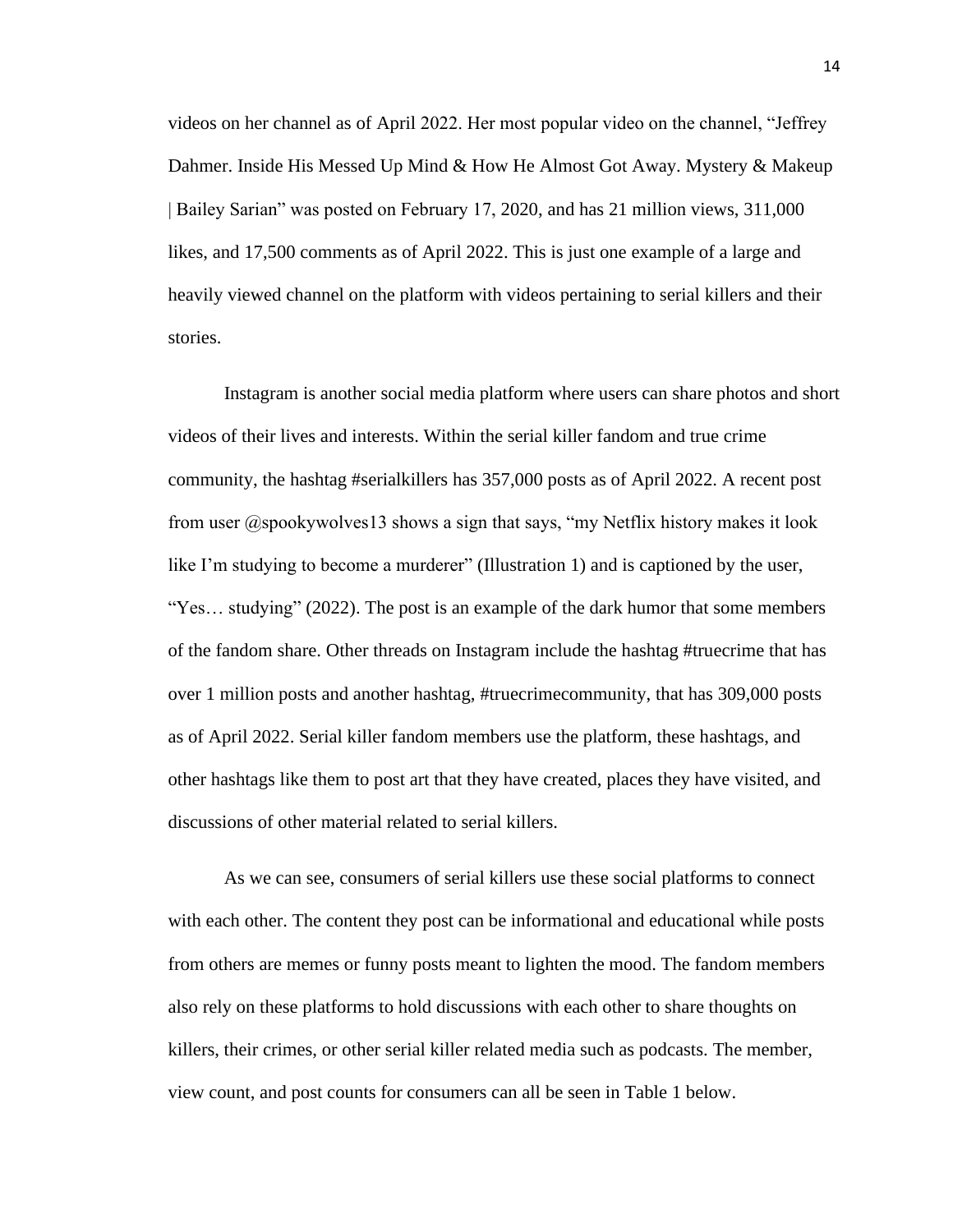videos on her channel as of April 2022. Her most popular video on the channel, "Jeffrey Dahmer. Inside His Messed Up Mind & How He Almost Got Away. Mystery & Makeup | Bailey Sarian" was posted on February 17, 2020, and has 21 million views, 311,000 likes, and 17,500 comments as of April 2022. This is just one example of a large and heavily viewed channel on the platform with videos pertaining to serial killers and their stories.

Instagram is another social media platform where users can share photos and short videos of their lives and interests. Within the serial killer fandom and true crime community, the hashtag #serialkillers has 357,000 posts as of April 2022. A recent post from user @spookywolves13 shows a sign that says, "my Netflix history makes it look like I'm studying to become a murderer" (Illustration 1) and is captioned by the user, "Yes… studying" (2022). The post is an example of the dark humor that some members of the fandom share. Other threads on Instagram include the hashtag #truecrime that has over 1 million posts and another hashtag, #truecrimecommunity, that has 309,000 posts as of April 2022. Serial killer fandom members use the platform, these hashtags, and other hashtags like them to post art that they have created, places they have visited, and discussions of other material related to serial killers.

As we can see, consumers of serial killers use these social platforms to connect with each other. The content they post can be informational and educational while posts from others are memes or funny posts meant to lighten the mood. The fandom members also rely on these platforms to hold discussions with each other to share thoughts on killers, their crimes, or other serial killer related media such as podcasts. The member, view count, and post counts for consumers can all be seen in Table 1 below.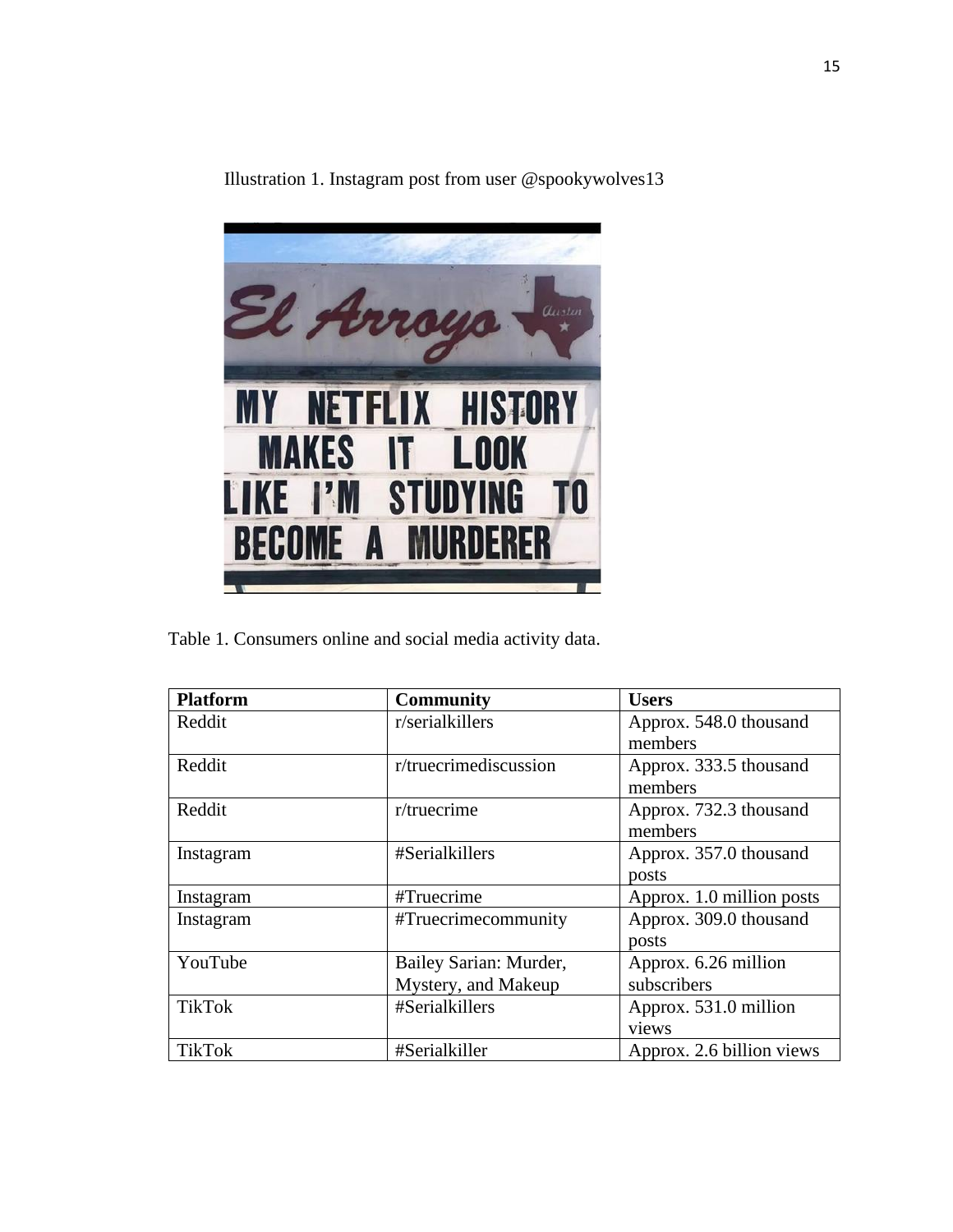Illustration 1. Instagram post from user @spookywolves13

Table 1. Consumers online and social media activity data.

| Platform | Community | Users |
| --- | --- | --- |
| Reddit | r/serialkillers | Approx. 548.0 thousand members |
| Reddit | r/truecrimediscussion | Approx. 333.5 thousand members |
| Reddit | r/truecrime | Approx. 732.3 thousand members |
| Instagram | #Serialkillers | Approx. 357.0 thousand posts |
| Instagram | #Truecrime | Approx. 1.0 million posts |
| Instagram | #Truecrimecommunity | Approx. 309.0 thousand posts |
| YouTube | Bailey Sarian: Murder, Mystery, and Makeup | Approx. 6.26 million subscribers |
| TikTok | #Serialkillers | Approx. 531.0 million views |
| TikTok | #Serialkiller | Approx. 2.6 billion views |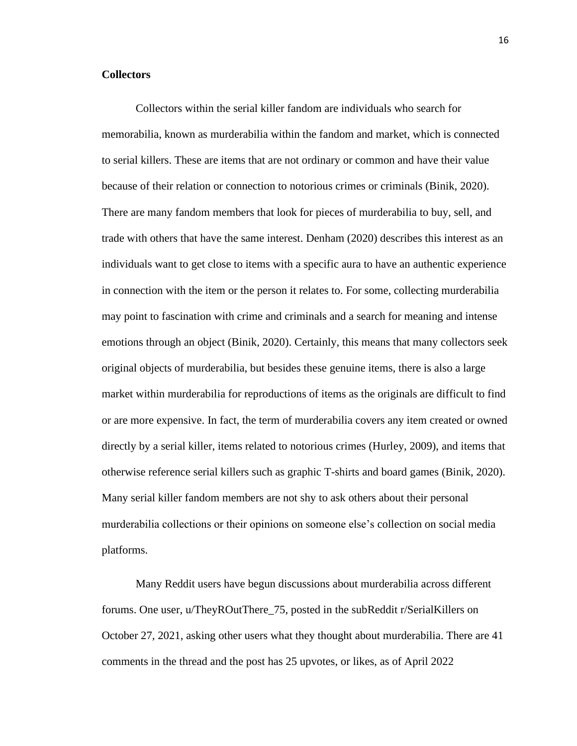**Collectors**

Collectors within the serial killer fandom are individuals who search for memorabilia, known as murderabilia within the fandom and market, which is connected to serial killers. These are items that are not ordinary or common and have their value because of their relation or connection to notorious crimes or criminals (Binik, 2020). There are many fandom members that look for pieces of murderabilia to buy, sell, and trade with others that have the same interest. Denham (2020) describes this interest as an individuals want to get close to items with a specific aura to have an authentic experience in connection with the item or the person it relates to. For some, collecting murderabilia may point to fascination with crime and criminals and a search for meaning and intense emotions through an object (Binik, 2020). Certainly, this means that many collectors seek original objects of murderabilia, but besides these genuine items, there is also a large market within murderabilia for reproductions of items as the originals are difficult to find or are more expensive. In fact, the term of murderabilia covers any item created or owned directly by a serial killer, items related to notorious crimes (Hurley, 2009), and items that otherwise reference serial killers such as graphic T-shirts and board games (Binik, 2020). Many serial killer fandom members are not shy to ask others about their personal murderabilia collections or their opinions on someone else's collection on social media platforms.

Many Reddit users have begun discussions about murderabilia across different forums. One user, u/TheyROutThere_75, posted in the subReddit r/SerialKillers on October 27, 2021, asking other users what they thought about murderabilia. There are 41 comments in the thread and the post has 25 upvotes, or likes, as of April 2022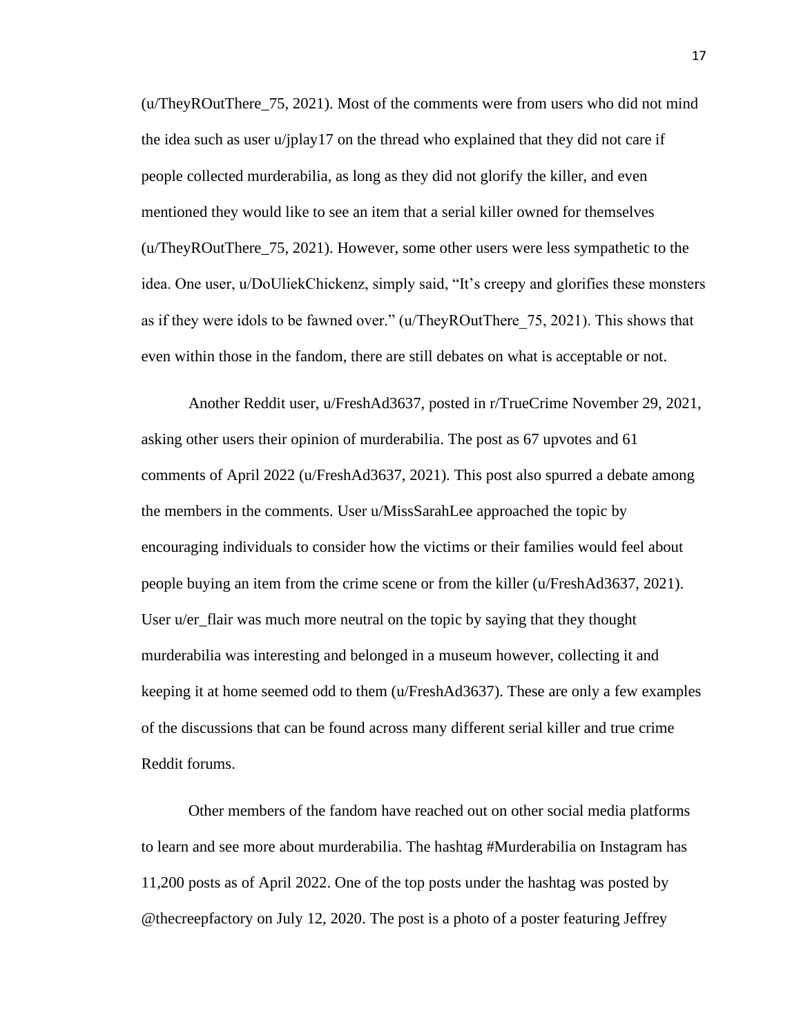(u/TheyROutThere_75, 2021). Most of the comments were from users who did not mind the idea such as user u/jplay17 on the thread who explained that they did not care if people collected murderabilia, as long as they did not glorify the killer, and even mentioned they would like to see an item that a serial killer owned for themselves (u/TheyROutThere_75, 2021). However, some other users were less sympathetic to the idea. One user, u/DoUliekChickenz, simply said, “It’s creepy and glorifies these monsters as if they were idols to be fawned over.” (u/TheyROutThere_75, 2021). This shows that even within those in the fandom, there are still debates on what is acceptable or not.

Another Reddit user, u/FreshAd3637, posted in r/TrueCrime November 29, 2021, asking other users their opinion of murderabilia. The post as 67 upvotes and 61 comments of April 2022 (u/FreshAd3637, 2021). This post also spurred a debate among the members in the comments. User u/MissSarahLee approached the topic by encouraging individuals to consider how the victims or their families would feel about people buying an item from the crime scene or from the killer (u/FreshAd3637, 2021). User u/er_flair was much more neutral on the topic by saying that they thought murderabilia was interesting and belonged in a museum however, collecting it and keeping it at home seemed odd to them (u/FreshAd3637). These are only a few examples of the discussions that can be found across many different serial killer and true crime Reddit forums.

Other members of the fandom have reached out on other social media platforms to learn and see more about murderabilia. The hashtag #Murderabilia on Instagram has 11,200 posts as of April 2022. One of the top posts under the hashtag was posted by @thecreepfactory on July 12, 2020. The post is a photo of a poster featuring Jeffrey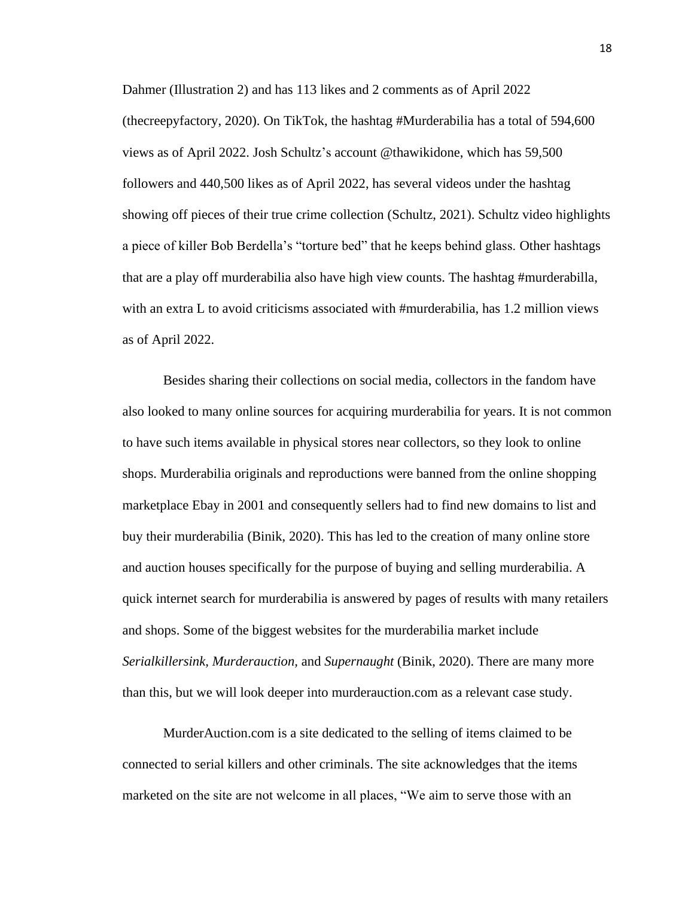Dahmer (Illustration 2) and has 113 likes and 2 comments as of April 2022 (thecreepyfactory, 2020). On TikTok, the hashtag #Murderabilia has a total of 594,600 views as of April 2022. Josh Schultz's account @thawikidone, which has 59,500 followers and 440,500 likes as of April 2022, has several videos under the hashtag showing off pieces of their true crime collection (Schultz, 2021). Schultz video highlights a piece of killer Bob Berdella's "torture bed" that he keeps behind glass. Other hashtags that are a play off murderabilia also have high view counts. The hashtag #murderabilla, with an extra L to avoid criticisms associated with #murderabilia, has 1.2 million views as of April 2022.

Besides sharing their collections on social media, collectors in the fandom have also looked to many online sources for acquiring murderabilia for years. It is not common to have such items available in physical stores near collectors, so they look to online shops. Murderabilia originals and reproductions were banned from the online shopping marketplace Ebay in 2001 and consequently sellers had to find new domains to list and buy their murderabilia (Binik, 2020). This has led to the creation of many online store and auction houses specifically for the purpose of buying and selling murderabilia. A quick internet search for murderabilia is answered by pages of results with many retailers and shops. Some of the biggest websites for the murderabilia market include *Serialkillersink, Murderauction,* and *Supernaught* (Binik, 2020). There are many more than this, but we will look deeper into murderauction.com as a relevant case study.

MurderAuction.com is a site dedicated to the selling of items claimed to be connected to serial killers and other criminals. The site acknowledges that the items marketed on the site are not welcome in all places, "We aim to serve those with an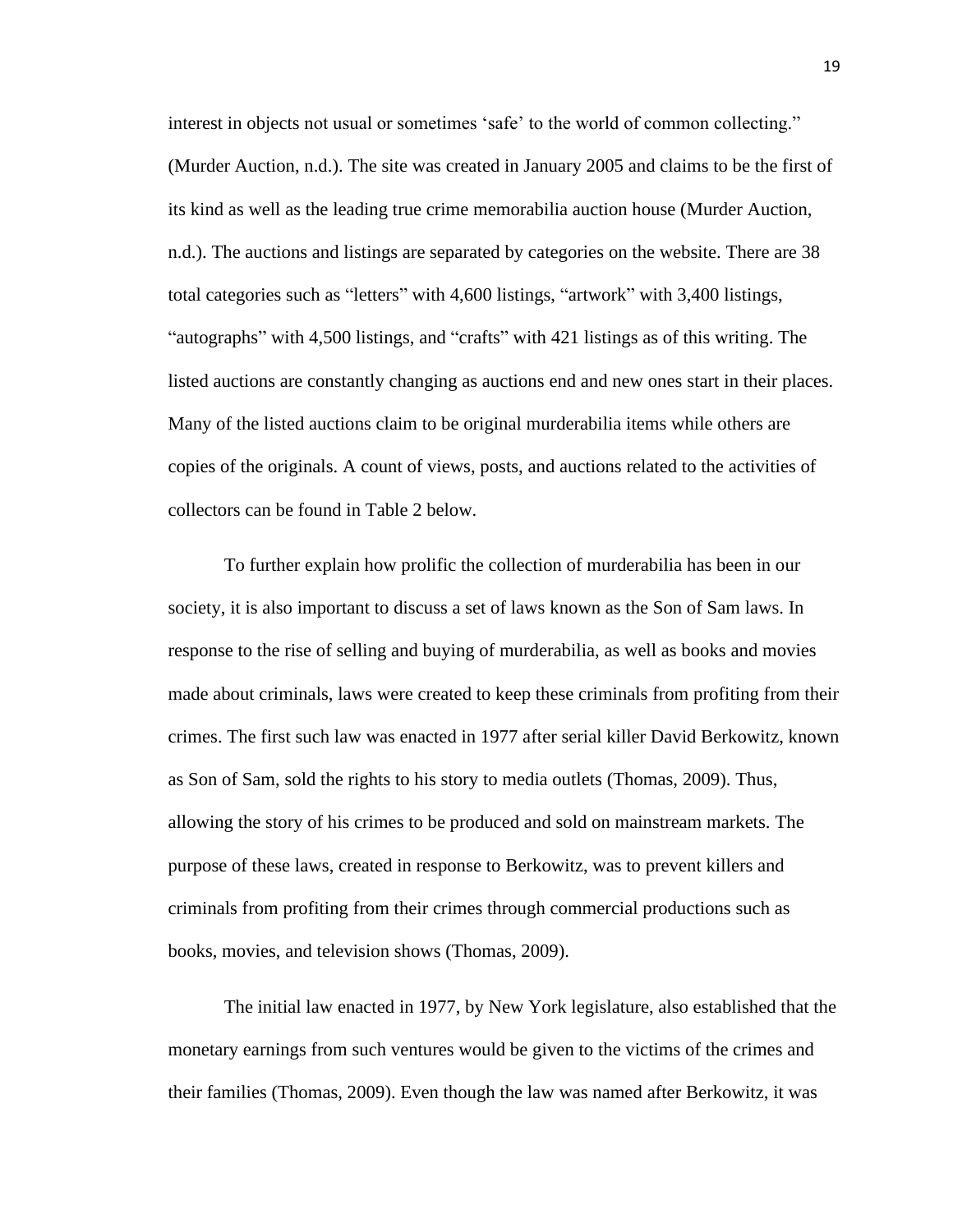interest in objects not usual or sometimes 'safe' to the world of common collecting." (Murder Auction, n.d.). The site was created in January 2005 and claims to be the first of its kind as well as the leading true crime memorabilia auction house (Murder Auction, n.d.). The auctions and listings are separated by categories on the website. There are 38 total categories such as "letters" with 4,600 listings, "artwork" with 3,400 listings, "autographs" with 4,500 listings, and "crafts" with 421 listings as of this writing. The listed auctions are constantly changing as auctions end and new ones start in their places. Many of the listed auctions claim to be original murderabilia items while others are copies of the originals. A count of views, posts, and auctions related to the activities of collectors can be found in Table 2 below.

To further explain how prolific the collection of murderabilia has been in our society, it is also important to discuss a set of laws known as the Son of Sam laws. In response to the rise of selling and buying of murderabilia, as well as books and movies made about criminals, laws were created to keep these criminals from profiting from their crimes. The first such law was enacted in 1977 after serial killer David Berkowitz, known as Son of Sam, sold the rights to his story to media outlets (Thomas, 2009). Thus, allowing the story of his crimes to be produced and sold on mainstream markets. The purpose of these laws, created in response to Berkowitz, was to prevent killers and criminals from profiting from their crimes through commercial productions such as books, movies, and television shows (Thomas, 2009).

The initial law enacted in 1977, by New York legislature, also established that the monetary earnings from such ventures would be given to the victims of the crimes and their families (Thomas, 2009). Even though the law was named after Berkowitz, it was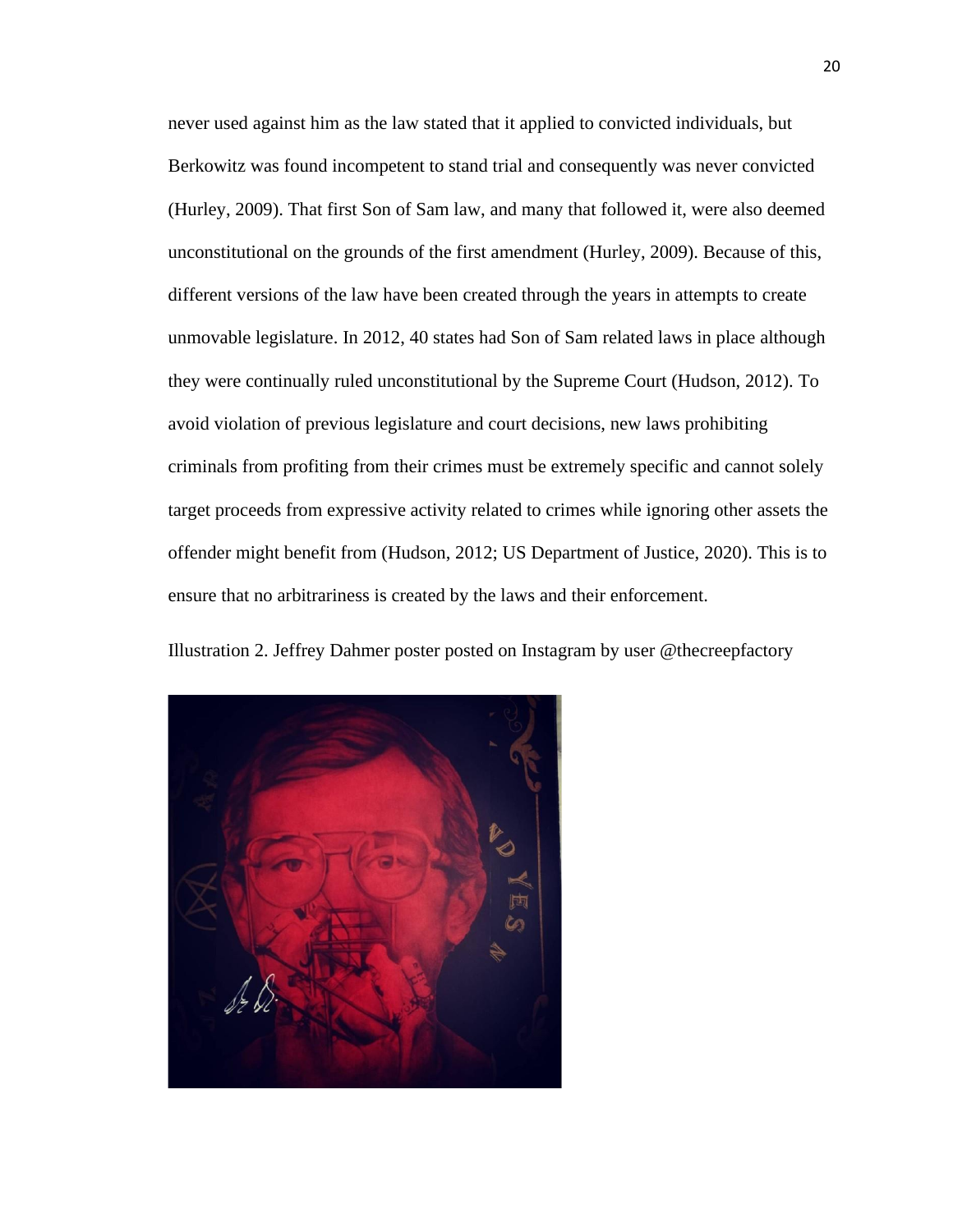never used against him as the law stated that it applied to convicted individuals, but Berkowitz was found incompetent to stand trial and consequently was never convicted (Hurley, 2009). That first Son of Sam law, and many that followed it, were also deemed unconstitutional on the grounds of the first amendment (Hurley, 2009). Because of this, different versions of the law have been created through the years in attempts to create unmovable legislature. In 2012, 40 states had Son of Sam related laws in place although they were continually ruled unconstitutional by the Supreme Court (Hudson, 2012). To avoid violation of previous legislature and court decisions, new laws prohibiting criminals from profiting from their crimes must be extremely specific and cannot solely target proceeds from expressive activity related to crimes while ignoring other assets the offender might benefit from (Hudson, 2012; US Department of Justice, 2020). This is to ensure that no arbitrariness is created by the laws and their enforcement.

Illustration 2. Jeffrey Dahmer poster posted on Instagram by user @thecreepfactory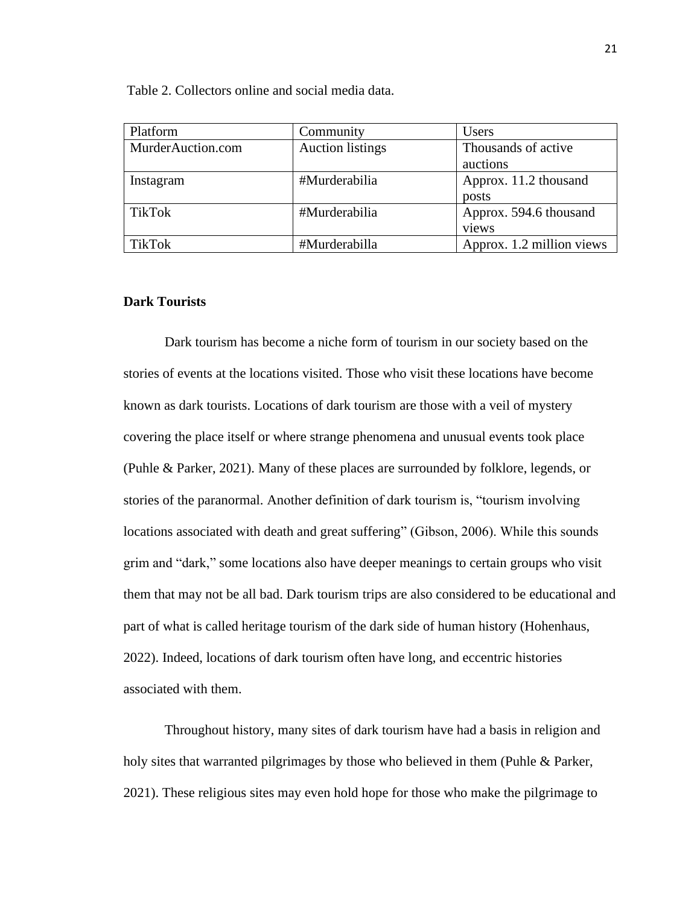Table 2. Collectors online and social media data.

| Platform | Community | Users |
|---|---|---|
| MurderAuction.com | Auction listings | Thousands of active auctions |
| Instagram | #Murderabilia | Approx. 11.2 thousand posts |
| TikTok | #Murderabilia | Approx. 594.6 thousand views |
| TikTok | #Murderabilla | Approx. 1.2 million views |

**Dark Tourists**

Dark tourism has become a niche form of tourism in our society based on the stories of events at the locations visited. Those who visit these locations have become known as dark tourists. Locations of dark tourism are those with a veil of mystery covering the place itself or where strange phenomena and unusual events took place (Puhle & Parker, 2021). Many of these places are surrounded by folklore, legends, or stories of the paranormal. Another definition of dark tourism is, "tourism involving locations associated with death and great suffering" (Gibson, 2006). While this sounds grim and "dark," some locations also have deeper meanings to certain groups who visit them that may not be all bad. Dark tourism trips are also considered to be educational and part of what is called heritage tourism of the dark side of human history (Hohenhaus, 2022). Indeed, locations of dark tourism often have long, and eccentric histories associated with them.

Throughout history, many sites of dark tourism have had a basis in religion and holy sites that warranted pilgrimages by those who believed in them (Puhle & Parker, 2021). These religious sites may even hold hope for those who make the pilgrimage to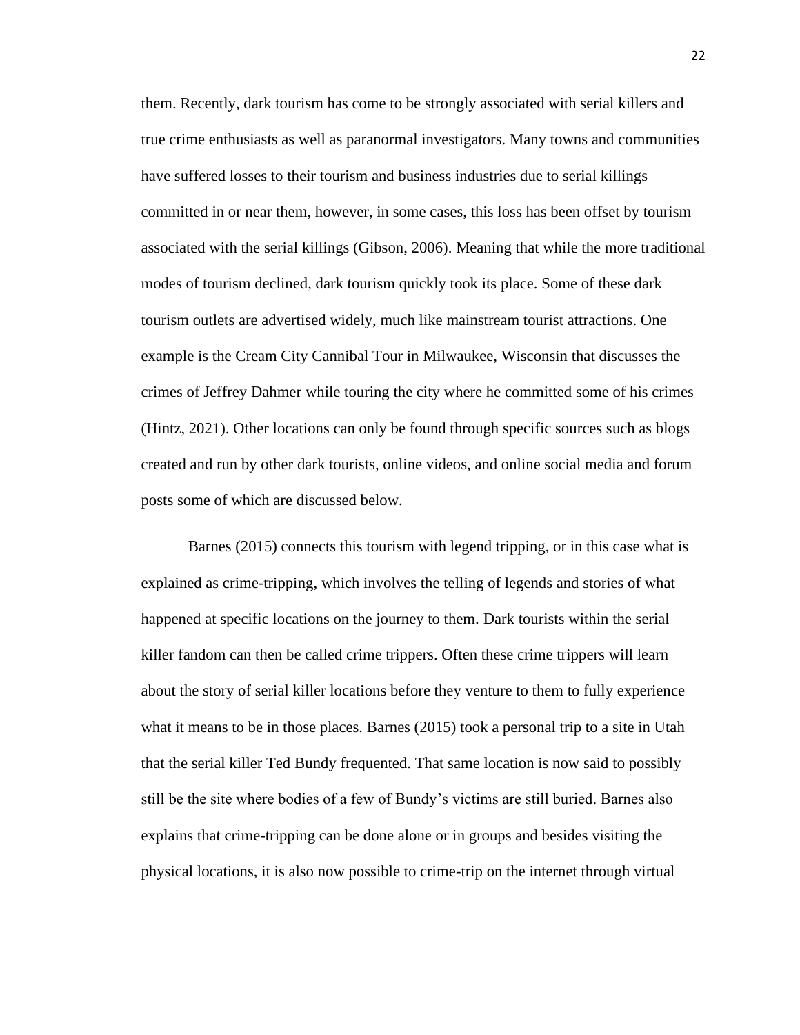them. Recently, dark tourism has come to be strongly associated with serial killers and true crime enthusiasts as well as paranormal investigators. Many towns and communities have suffered losses to their tourism and business industries due to serial killings committed in or near them, however, in some cases, this loss has been offset by tourism associated with the serial killings (Gibson, 2006). Meaning that while the more traditional modes of tourism declined, dark tourism quickly took its place. Some of these dark tourism outlets are advertised widely, much like mainstream tourist attractions. One example is the Cream City Cannibal Tour in Milwaukee, Wisconsin that discusses the crimes of Jeffrey Dahmer while touring the city where he committed some of his crimes (Hintz, 2021). Other locations can only be found through specific sources such as blogs created and run by other dark tourists, online videos, and online social media and forum posts some of which are discussed below.

Barnes (2015) connects this tourism with legend tripping, or in this case what is explained as crime-tripping, which involves the telling of legends and stories of what happened at specific locations on the journey to them. Dark tourists within the serial killer fandom can then be called crime trippers. Often these crime trippers will learn about the story of serial killer locations before they venture to them to fully experience what it means to be in those places. Barnes (2015) took a personal trip to a site in Utah that the serial killer Ted Bundy frequented. That same location is now said to possibly still be the site where bodies of a few of Bundy's victims are still buried. Barnes also explains that crime-tripping can be done alone or in groups and besides visiting the physical locations, it is also now possible to crime-trip on the internet through virtual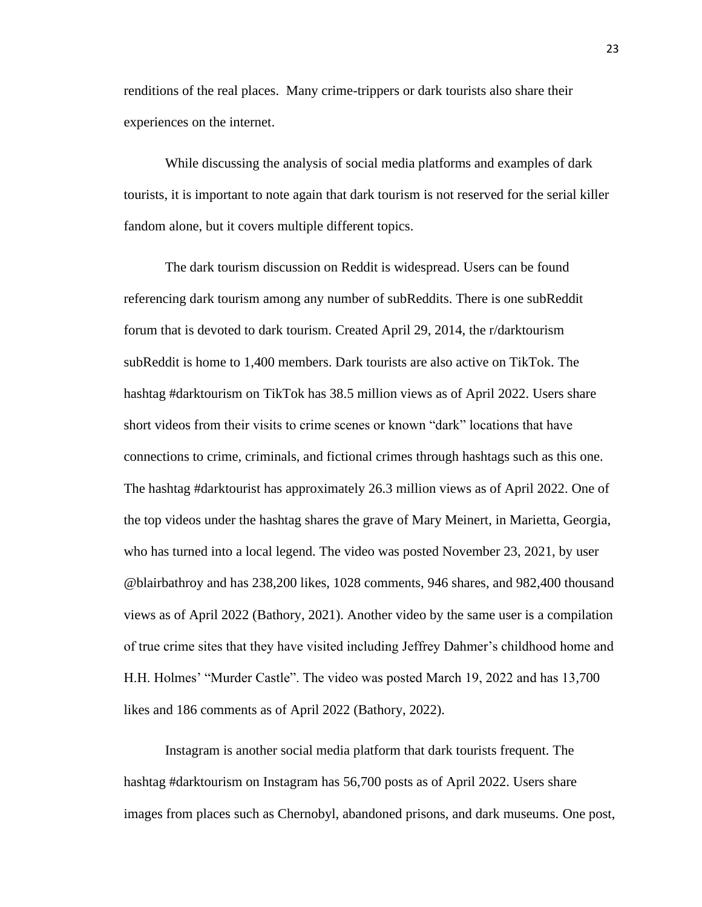renditions of the real places.  Many crime-trippers or dark tourists also share their experiences on the internet.

While discussing the analysis of social media platforms and examples of dark tourists, it is important to note again that dark tourism is not reserved for the serial killer fandom alone, but it covers multiple different topics.

The dark tourism discussion on Reddit is widespread. Users can be found referencing dark tourism among any number of subReddits. There is one subReddit forum that is devoted to dark tourism. Created April 29, 2014, the r/darktourism subReddit is home to 1,400 members. Dark tourists are also active on TikTok. The hashtag #darktourism on TikTok has 38.5 million views as of April 2022. Users share short videos from their visits to crime scenes or known "dark" locations that have connections to crime, criminals, and fictional crimes through hashtags such as this one. The hashtag #darktourist has approximately 26.3 million views as of April 2022. One of the top videos under the hashtag shares the grave of Mary Meinert, in Marietta, Georgia, who has turned into a local legend. The video was posted November 23, 2021, by user @blairbathroy and has 238,200 likes, 1028 comments, 946 shares, and 982,400 thousand views as of April 2022 (Bathory, 2021). Another video by the same user is a compilation of true crime sites that they have visited including Jeffrey Dahmer's childhood home and H.H. Holmes' "Murder Castle". The video was posted March 19, 2022 and has 13,700 likes and 186 comments as of April 2022 (Bathory, 2022).

Instagram is another social media platform that dark tourists frequent. The hashtag #darktourism on Instagram has 56,700 posts as of April 2022. Users share images from places such as Chernobyl, abandoned prisons, and dark museums. One post,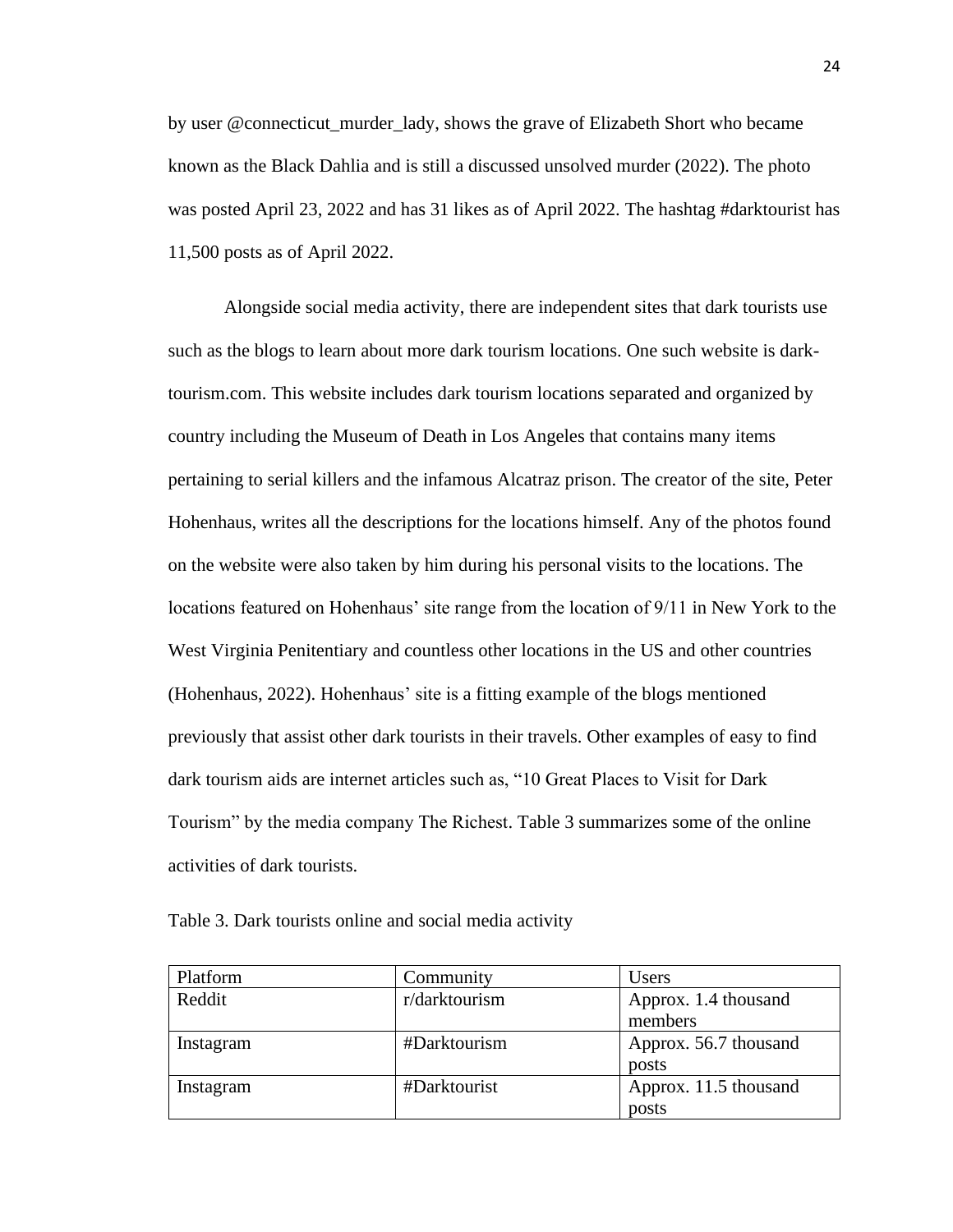by user @connecticut_murder_lady, shows the grave of Elizabeth Short who became known as the Black Dahlia and is still a discussed unsolved murder (2022). The photo was posted April 23, 2022 and has 31 likes as of April 2022. The hashtag #darktourist has 11,500 posts as of April 2022.

Alongside social media activity, there are independent sites that dark tourists use such as the blogs to learn about more dark tourism locations. One such website is dark-tourism.com. This website includes dark tourism locations separated and organized by country including the Museum of Death in Los Angeles that contains many items pertaining to serial killers and the infamous Alcatraz prison. The creator of the site, Peter Hohenhaus, writes all the descriptions for the locations himself. Any of the photos found on the website were also taken by him during his personal visits to the locations. The locations featured on Hohenhaus' site range from the location of 9/11 in New York to the West Virginia Penitentiary and countless other locations in the US and other countries (Hohenhaus, 2022). Hohenhaus' site is a fitting example of the blogs mentioned previously that assist other dark tourists in their travels. Other examples of easy to find dark tourism aids are internet articles such as, "10 Great Places to Visit for Dark Tourism" by the media company The Richest. Table 3 summarizes some of the online activities of dark tourists.

Table 3. Dark tourists online and social media activity

| Platform | Community | Users |
|---|---|---|
| Reddit | r/darktourism | Approx. 1.4 thousand members |
| Instagram | #Darktourism | Approx. 56.7 thousand posts |
| Instagram | #Darktourist | Approx. 11.5 thousand posts |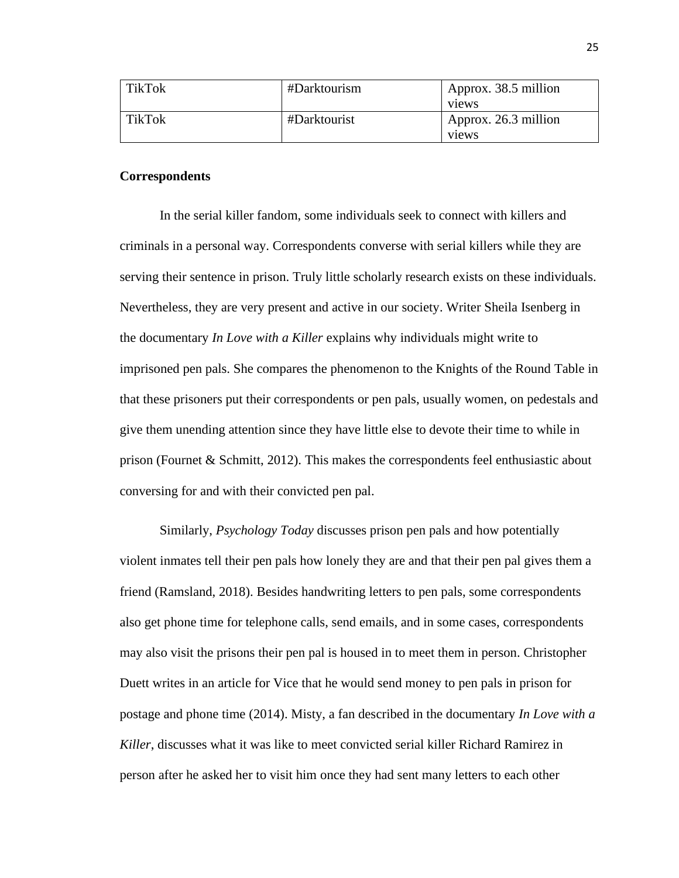| TikTok | #Darktourism | Approx. 38.5 million views |
|---|---|---|
| TikTok | #Darktourist | Approx. 26.3 million views |

**Correspondents**

In the serial killer fandom, some individuals seek to connect with killers and criminals in a personal way. Correspondents converse with serial killers while they are serving their sentence in prison. Truly little scholarly research exists on these individuals. Nevertheless, they are very present and active in our society. Writer Sheila Isenberg in the documentary *In Love with a Killer* explains why individuals might write to imprisoned pen pals. She compares the phenomenon to the Knights of the Round Table in that these prisoners put their correspondents or pen pals, usually women, on pedestals and give them unending attention since they have little else to devote their time to while in prison (Fournet & Schmitt, 2012). This makes the correspondents feel enthusiastic about conversing for and with their convicted pen pal.

Similarly, *Psychology Today* discusses prison pen pals and how potentially violent inmates tell their pen pals how lonely they are and that their pen pal gives them a friend (Ramsland, 2018). Besides handwriting letters to pen pals, some correspondents also get phone time for telephone calls, send emails, and in some cases, correspondents may also visit the prisons their pen pal is housed in to meet them in person. Christopher Duett writes in an article for Vice that he would send money to pen pals in prison for postage and phone time (2014). Misty, a fan described in the documentary *In Love with a Killer*, discusses what it was like to meet convicted serial killer Richard Ramirez in person after he asked her to visit him once they had sent many letters to each other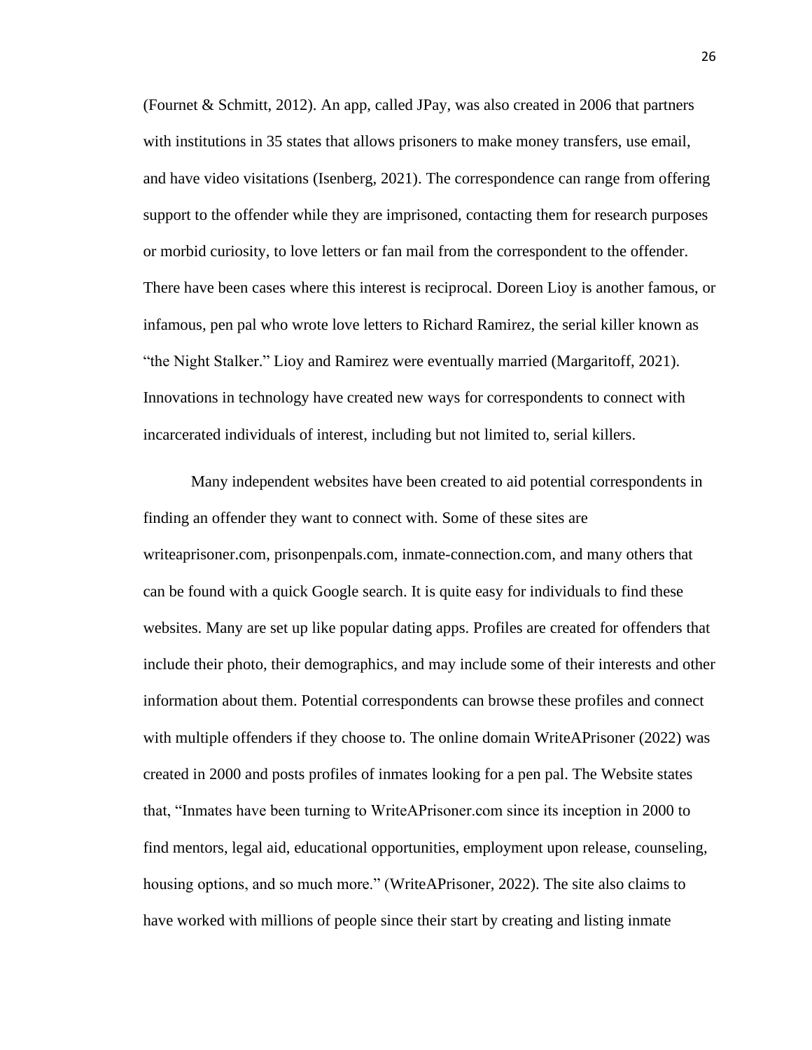(Fournet & Schmitt, 2012). An app, called JPay, was also created in 2006 that partners with institutions in 35 states that allows prisoners to make money transfers, use email, and have video visitations (Isenberg, 2021). The correspondence can range from offering support to the offender while they are imprisoned, contacting them for research purposes or morbid curiosity, to love letters or fan mail from the correspondent to the offender. There have been cases where this interest is reciprocal. Doreen Lioy is another famous, or infamous, pen pal who wrote love letters to Richard Ramirez, the serial killer known as "the Night Stalker." Lioy and Ramirez were eventually married (Margaritoff, 2021). Innovations in technology have created new ways for correspondents to connect with incarcerated individuals of interest, including but not limited to, serial killers.

Many independent websites have been created to aid potential correspondents in finding an offender they want to connect with. Some of these sites are writeaprisoner.com, prisonpenpals.com, inmate-connection.com, and many others that can be found with a quick Google search. It is quite easy for individuals to find these websites. Many are set up like popular dating apps. Profiles are created for offenders that include their photo, their demographics, and may include some of their interests and other information about them. Potential correspondents can browse these profiles and connect with multiple offenders if they choose to. The online domain WriteAPrisoner (2022) was created in 2000 and posts profiles of inmates looking for a pen pal. The Website states that, "Inmates have been turning to WriteAPrisoner.com since its inception in 2000 to find mentors, legal aid, educational opportunities, employment upon release, counseling, housing options, and so much more." (WriteAPrisoner, 2022). The site also claims to have worked with millions of people since their start by creating and listing inmate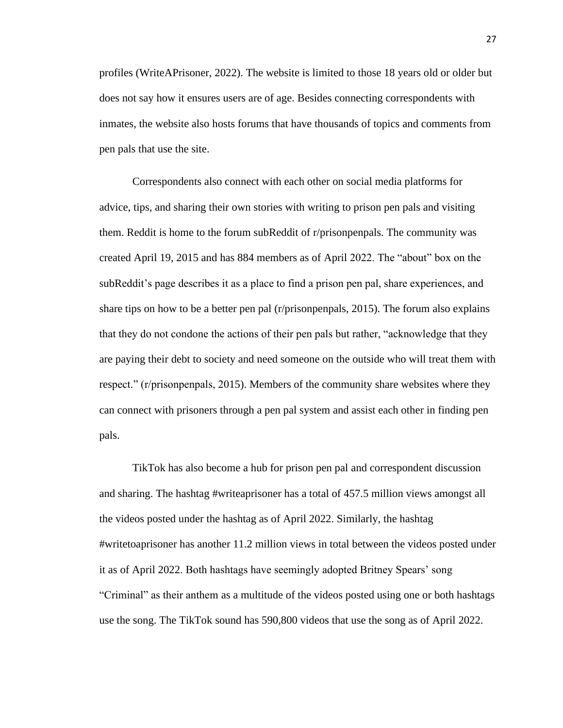profiles (WriteAPrisoner, 2022). The website is limited to those 18 years old or older but does not say how it ensures users are of age. Besides connecting correspondents with inmates, the website also hosts forums that have thousands of topics and comments from pen pals that use the site.

Correspondents also connect with each other on social media platforms for advice, tips, and sharing their own stories with writing to prison pen pals and visiting them. Reddit is home to the forum subReddit of r/prisonpenpals. The community was created April 19, 2015 and has 884 members as of April 2022. The "about" box on the subReddit's page describes it as a place to find a prison pen pal, share experiences, and share tips on how to be a better pen pal (r/prisonpenpals, 2015). The forum also explains that they do not condone the actions of their pen pals but rather, "acknowledge that they are paying their debt to society and need someone on the outside who will treat them with respect." (r/prisonpenpals, 2015). Members of the community share websites where they can connect with prisoners through a pen pal system and assist each other in finding pen pals.

TikTok has also become a hub for prison pen pal and correspondent discussion and sharing. The hashtag #writeaprisoner has a total of 457.5 million views amongst all the videos posted under the hashtag as of April 2022. Similarly, the hashtag #writetoaprisoner has another 11.2 million views in total between the videos posted under it as of April 2022. Both hashtags have seemingly adopted Britney Spears' song "Criminal" as their anthem as a multitude of the videos posted using one or both hashtags use the song. The TikTok sound has 590,800 videos that use the song as of April 2022.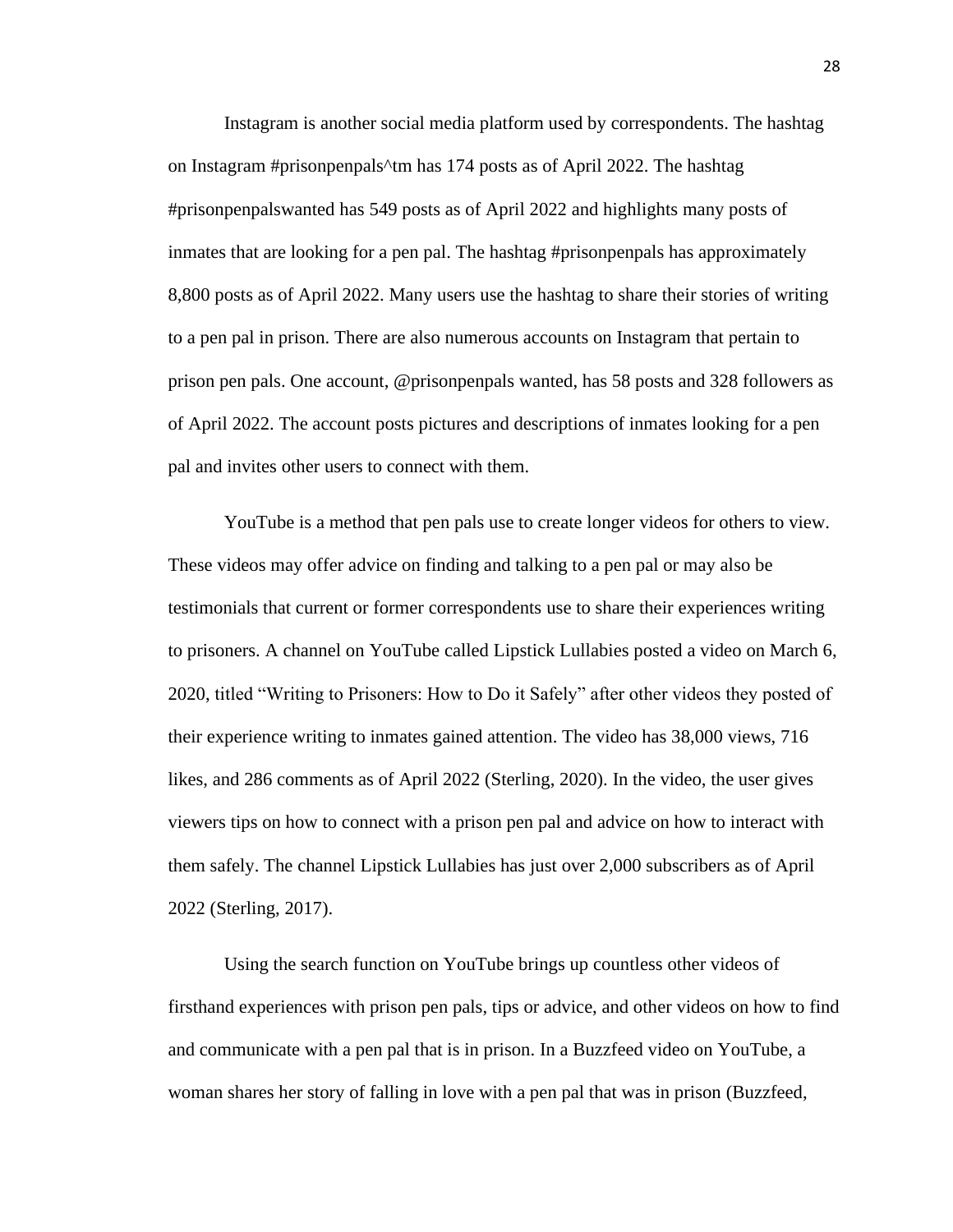Instagram is another social media platform used by correspondents. The hashtag on Instagram #prisonpenpals^tm has 174 posts as of April 2022. The hashtag #prisonpenpalswanted has 549 posts as of April 2022 and highlights many posts of inmates that are looking for a pen pal. The hashtag #prisonpenpals has approximately 8,800 posts as of April 2022. Many users use the hashtag to share their stories of writing to a pen pal in prison. There are also numerous accounts on Instagram that pertain to prison pen pals. One account, @prisonpenpals wanted, has 58 posts and 328 followers as of April 2022. The account posts pictures and descriptions of inmates looking for a pen pal and invites other users to connect with them.

YouTube is a method that pen pals use to create longer videos for others to view. These videos may offer advice on finding and talking to a pen pal or may also be testimonials that current or former correspondents use to share their experiences writing to prisoners. A channel on YouTube called Lipstick Lullabies posted a video on March 6, 2020, titled "Writing to Prisoners: How to Do it Safely" after other videos they posted of their experience writing to inmates gained attention. The video has 38,000 views, 716 likes, and 286 comments as of April 2022 (Sterling, 2020). In the video, the user gives viewers tips on how to connect with a prison pen pal and advice on how to interact with them safely. The channel Lipstick Lullabies has just over 2,000 subscribers as of April 2022 (Sterling, 2017).

Using the search function on YouTube brings up countless other videos of firsthand experiences with prison pen pals, tips or advice, and other videos on how to find and communicate with a pen pal that is in prison. In a Buzzfeed video on YouTube, a woman shares her story of falling in love with a pen pal that was in prison (Buzzfeed,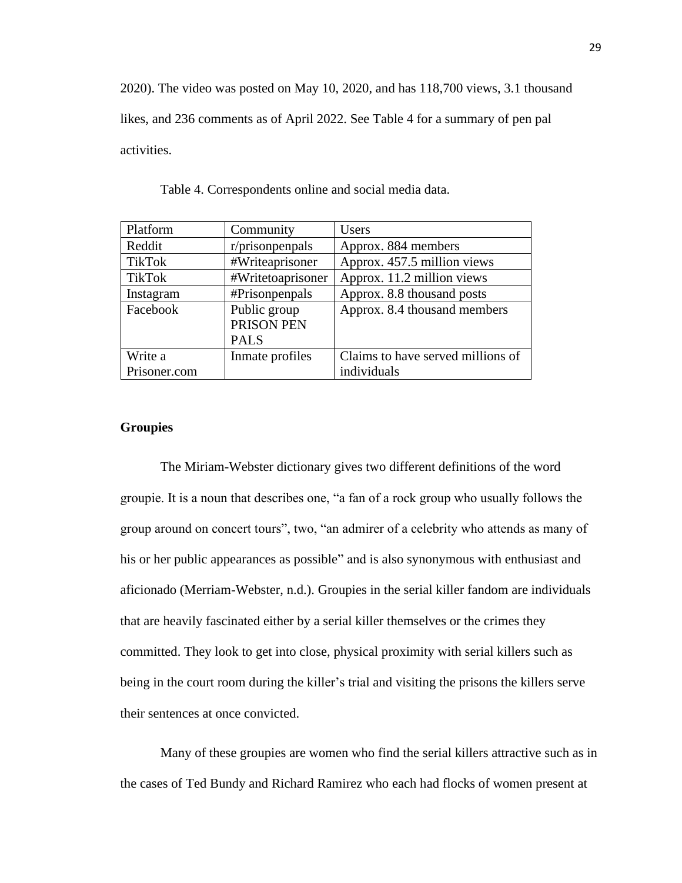2020). The video was posted on May 10, 2020, and has 118,700 views, 3.1 thousand likes, and 236 comments as of April 2022. See Table 4 for a summary of pen pal activities.

Table 4. Correspondents online and social media data.

| Platform | Community | Users |
|---|---|---|
| Reddit | r/prisonpenpals | Approx. 884 members |
| TikTok | #Writeaprisoner | Approx. 457.5 million views |
| TikTok | #Writetoaprisoner | Approx. 11.2 million views |
| Instagram | #Prisonpenpals | Approx. 8.8 thousand posts |
| Facebook | Public group PRISON PEN PALS | Approx. 8.4 thousand members |
| Write a Prisoner.com | Inmate profiles | Claims to have served millions of individuals |

**Groupies**

The Miriam-Webster dictionary gives two different definitions of the word groupie. It is a noun that describes one, "a fan of a rock group who usually follows the group around on concert tours", two, "an admirer of a celebrity who attends as many of his or her public appearances as possible" and is also synonymous with enthusiast and aficionado (Merriam-Webster, n.d.). Groupies in the serial killer fandom are individuals that are heavily fascinated either by a serial killer themselves or the crimes they committed. They look to get into close, physical proximity with serial killers such as being in the court room during the killer's trial and visiting the prisons the killers serve their sentences at once convicted.

Many of these groupies are women who find the serial killers attractive such as in the cases of Ted Bundy and Richard Ramirez who each had flocks of women present at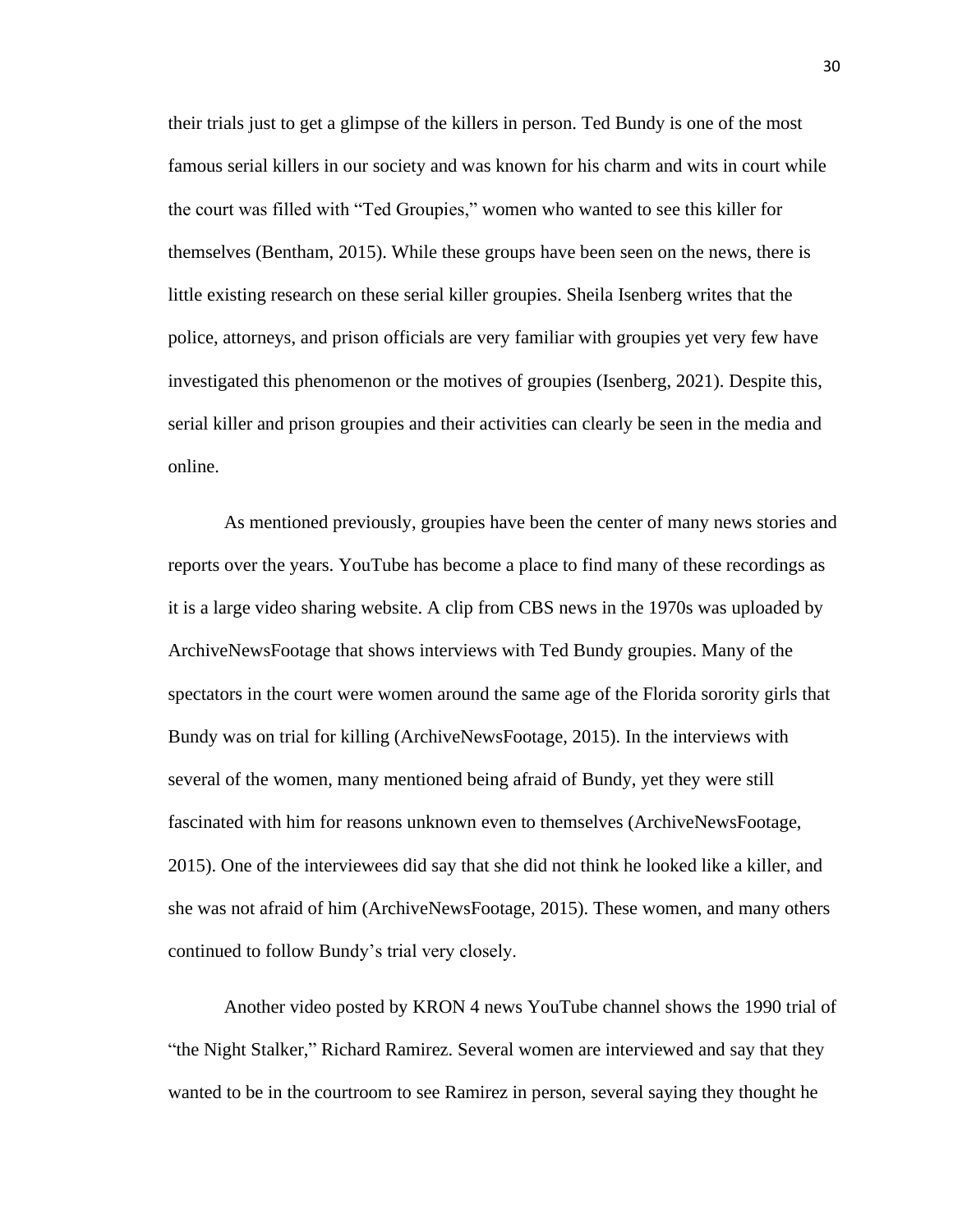their trials just to get a glimpse of the killers in person. Ted Bundy is one of the most famous serial killers in our society and was known for his charm and wits in court while the court was filled with "Ted Groupies," women who wanted to see this killer for themselves (Bentham, 2015). While these groups have been seen on the news, there is little existing research on these serial killer groupies. Sheila Isenberg writes that the police, attorneys, and prison officials are very familiar with groupies yet very few have investigated this phenomenon or the motives of groupies (Isenberg, 2021). Despite this, serial killer and prison groupies and their activities can clearly be seen in the media and online.

As mentioned previously, groupies have been the center of many news stories and reports over the years. YouTube has become a place to find many of these recordings as it is a large video sharing website. A clip from CBS news in the 1970s was uploaded by ArchiveNewsFootage that shows interviews with Ted Bundy groupies. Many of the spectators in the court were women around the same age of the Florida sorority girls that Bundy was on trial for killing (ArchiveNewsFootage, 2015). In the interviews with several of the women, many mentioned being afraid of Bundy, yet they were still fascinated with him for reasons unknown even to themselves (ArchiveNewsFootage, 2015). One of the interviewees did say that she did not think he looked like a killer, and she was not afraid of him (ArchiveNewsFootage, 2015). These women, and many others continued to follow Bundy's trial very closely.

Another video posted by KRON 4 news YouTube channel shows the 1990 trial of "the Night Stalker," Richard Ramirez. Several women are interviewed and say that they wanted to be in the courtroom to see Ramirez in person, several saying they thought he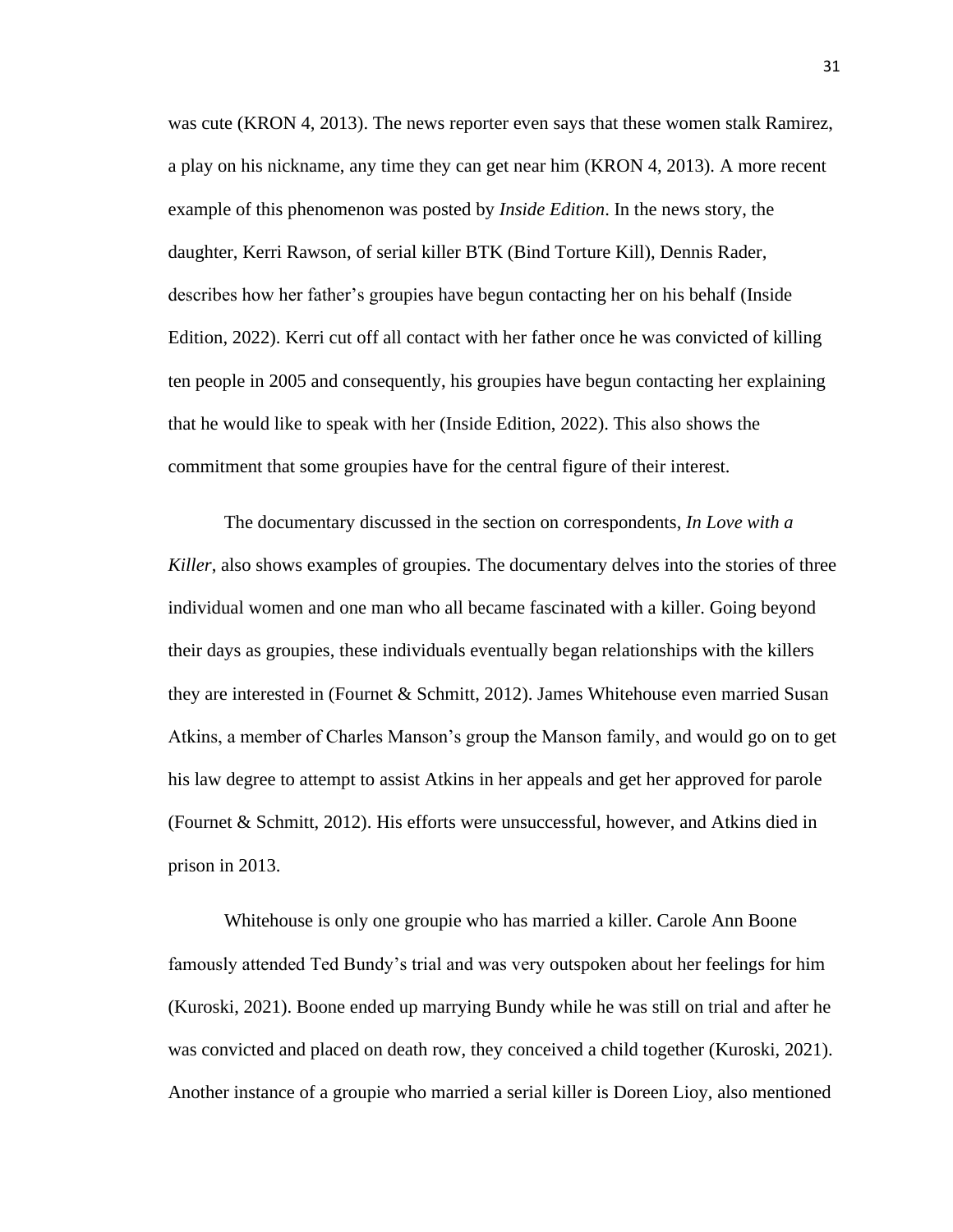was cute (KRON 4, 2013). The news reporter even says that these women stalk Ramirez, a play on his nickname, any time they can get near him (KRON 4, 2013). A more recent example of this phenomenon was posted by *Inside Edition*. In the news story, the daughter, Kerri Rawson, of serial killer BTK (Bind Torture Kill), Dennis Rader, describes how her father's groupies have begun contacting her on his behalf (Inside Edition, 2022). Kerri cut off all contact with her father once he was convicted of killing ten people in 2005 and consequently, his groupies have begun contacting her explaining that he would like to speak with her (Inside Edition, 2022). This also shows the commitment that some groupies have for the central figure of their interest.

The documentary discussed in the section on correspondents, *In Love with a Killer*, also shows examples of groupies. The documentary delves into the stories of three individual women and one man who all became fascinated with a killer. Going beyond their days as groupies, these individuals eventually began relationships with the killers they are interested in (Fournet & Schmitt, 2012). James Whitehouse even married Susan Atkins, a member of Charles Manson's group the Manson family, and would go on to get his law degree to attempt to assist Atkins in her appeals and get her approved for parole (Fournet & Schmitt, 2012). His efforts were unsuccessful, however, and Atkins died in prison in 2013.

Whitehouse is only one groupie who has married a killer. Carole Ann Boone famously attended Ted Bundy's trial and was very outspoken about her feelings for him (Kuroski, 2021). Boone ended up marrying Bundy while he was still on trial and after he was convicted and placed on death row, they conceived a child together (Kuroski, 2021). Another instance of a groupie who married a serial killer is Doreen Lioy, also mentioned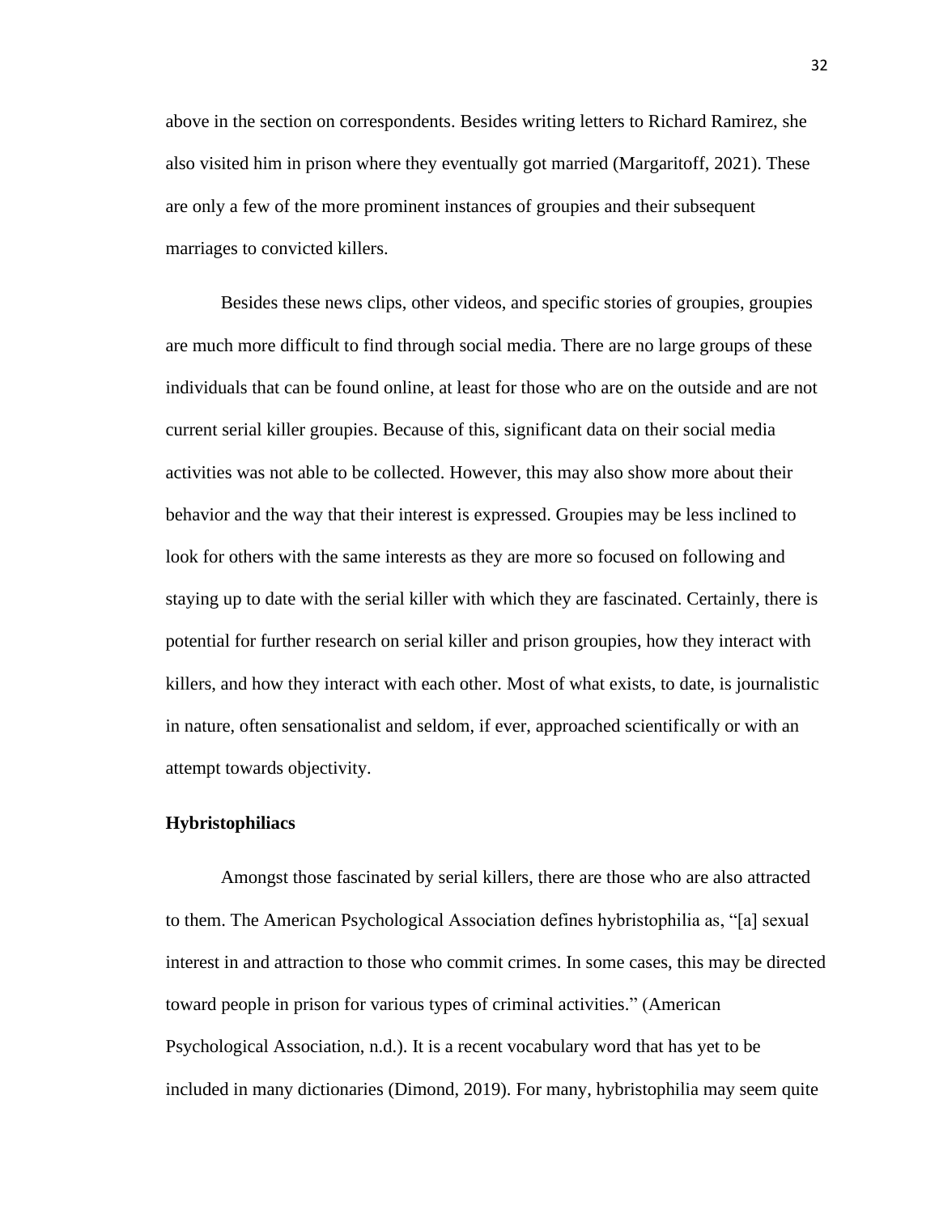above in the section on correspondents. Besides writing letters to Richard Ramirez, she also visited him in prison where they eventually got married (Margaritoff, 2021). These are only a few of the more prominent instances of groupies and their subsequent marriages to convicted killers.

Besides these news clips, other videos, and specific stories of groupies, groupies are much more difficult to find through social media. There are no large groups of these individuals that can be found online, at least for those who are on the outside and are not current serial killer groupies. Because of this, significant data on their social media activities was not able to be collected. However, this may also show more about their behavior and the way that their interest is expressed. Groupies may be less inclined to look for others with the same interests as they are more so focused on following and staying up to date with the serial killer with which they are fascinated. Certainly, there is potential for further research on serial killer and prison groupies, how they interact with killers, and how they interact with each other. Most of what exists, to date, is journalistic in nature, often sensationalist and seldom, if ever, approached scientifically or with an attempt towards objectivity.

### Hybristophiliacs

Amongst those fascinated by serial killers, there are those who are also attracted to them. The American Psychological Association defines hybristophilia as, "[a] sexual interest in and attraction to those who commit crimes. In some cases, this may be directed toward people in prison for various types of criminal activities." (American Psychological Association, n.d.). It is a recent vocabulary word that has yet to be included in many dictionaries (Dimond, 2019). For many, hybristophilia may seem quite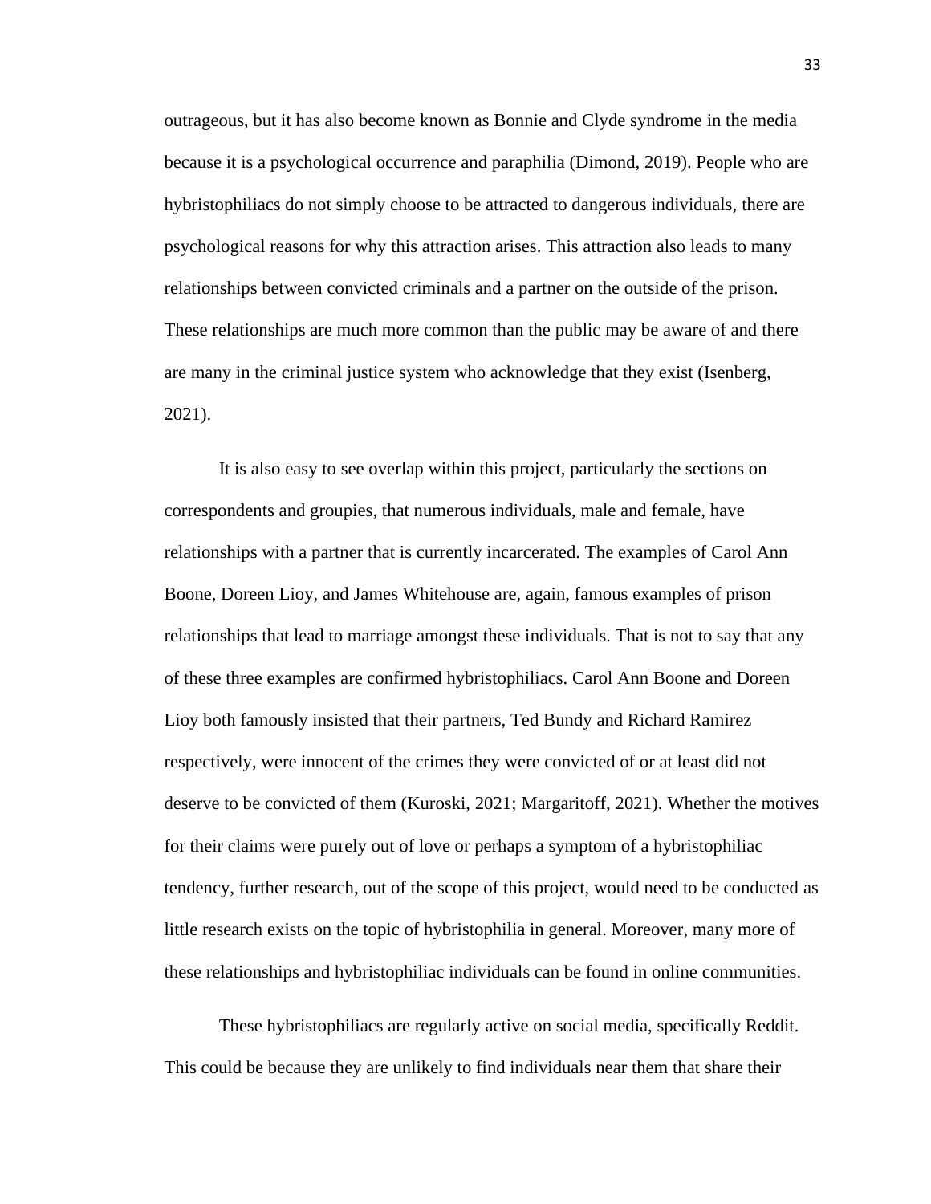outrageous, but it has also become known as Bonnie and Clyde syndrome in the media because it is a psychological occurrence and paraphilia (Dimond, 2019). People who are hybristophiliacs do not simply choose to be attracted to dangerous individuals, there are psychological reasons for why this attraction arises. This attraction also leads to many relationships between convicted criminals and a partner on the outside of the prison. These relationships are much more common than the public may be aware of and there are many in the criminal justice system who acknowledge that they exist (Isenberg, 2021).

It is also easy to see overlap within this project, particularly the sections on correspondents and groupies, that numerous individuals, male and female, have relationships with a partner that is currently incarcerated. The examples of Carol Ann Boone, Doreen Lioy, and James Whitehouse are, again, famous examples of prison relationships that lead to marriage amongst these individuals. That is not to say that any of these three examples are confirmed hybristophiliacs. Carol Ann Boone and Doreen Lioy both famously insisted that their partners, Ted Bundy and Richard Ramirez respectively, were innocent of the crimes they were convicted of or at least did not deserve to be convicted of them (Kuroski, 2021; Margaritoff, 2021). Whether the motives for their claims were purely out of love or perhaps a symptom of a hybristophiliac tendency, further research, out of the scope of this project, would need to be conducted as little research exists on the topic of hybristophilia in general. Moreover, many more of these relationships and hybristophiliac individuals can be found in online communities.

These hybristophiliacs are regularly active on social media, specifically Reddit. This could be because they are unlikely to find individuals near them that share their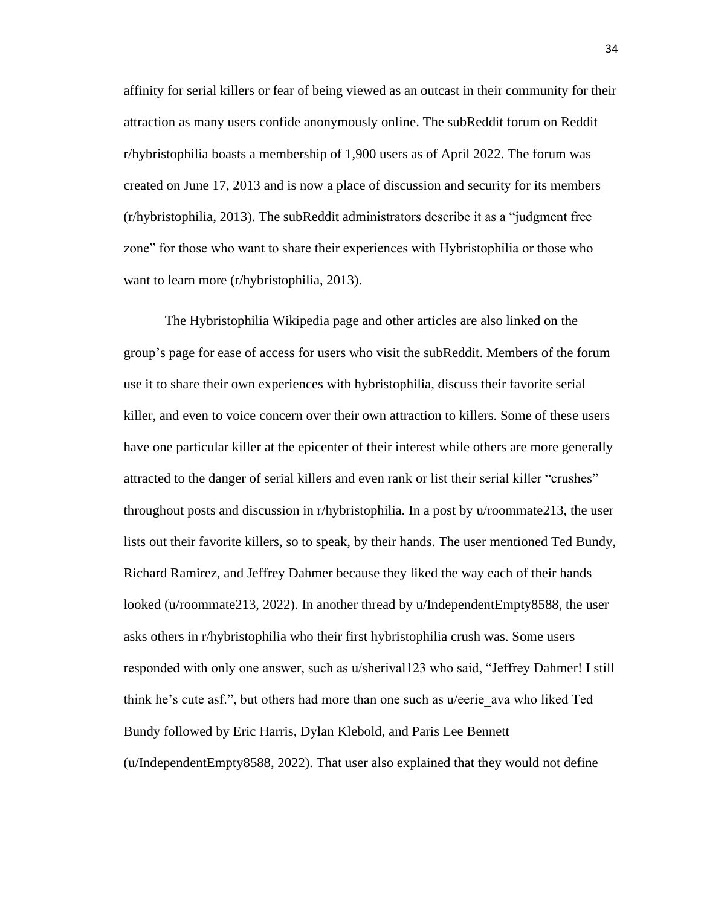affinity for serial killers or fear of being viewed as an outcast in their community for their attraction as many users confide anonymously online. The subReddit forum on Reddit r/hybristophilia boasts a membership of 1,900 users as of April 2022. The forum was created on June 17, 2013 and is now a place of discussion and security for its members (r/hybristophilia, 2013). The subReddit administrators describe it as a "judgment free zone" for those who want to share their experiences with Hybristophilia or those who want to learn more (r/hybristophilia, 2013).

The Hybristophilia Wikipedia page and other articles are also linked on the group's page for ease of access for users who visit the subReddit. Members of the forum use it to share their own experiences with hybristophilia, discuss their favorite serial killer, and even to voice concern over their own attraction to killers. Some of these users have one particular killer at the epicenter of their interest while others are more generally attracted to the danger of serial killers and even rank or list their serial killer "crushes" throughout posts and discussion in r/hybristophilia. In a post by u/roommate213, the user lists out their favorite killers, so to speak, by their hands. The user mentioned Ted Bundy, Richard Ramirez, and Jeffrey Dahmer because they liked the way each of their hands looked (u/roommate213, 2022). In another thread by u/IndependentEmpty8588, the user asks others in r/hybristophilia who their first hybristophilia crush was. Some users responded with only one answer, such as u/sherival123 who said, "Jeffrey Dahmer! I still think he's cute asf.", but others had more than one such as u/eerie_ava who liked Ted Bundy followed by Eric Harris, Dylan Klebold, and Paris Lee Bennett (u/IndependentEmpty8588, 2022). That user also explained that they would not define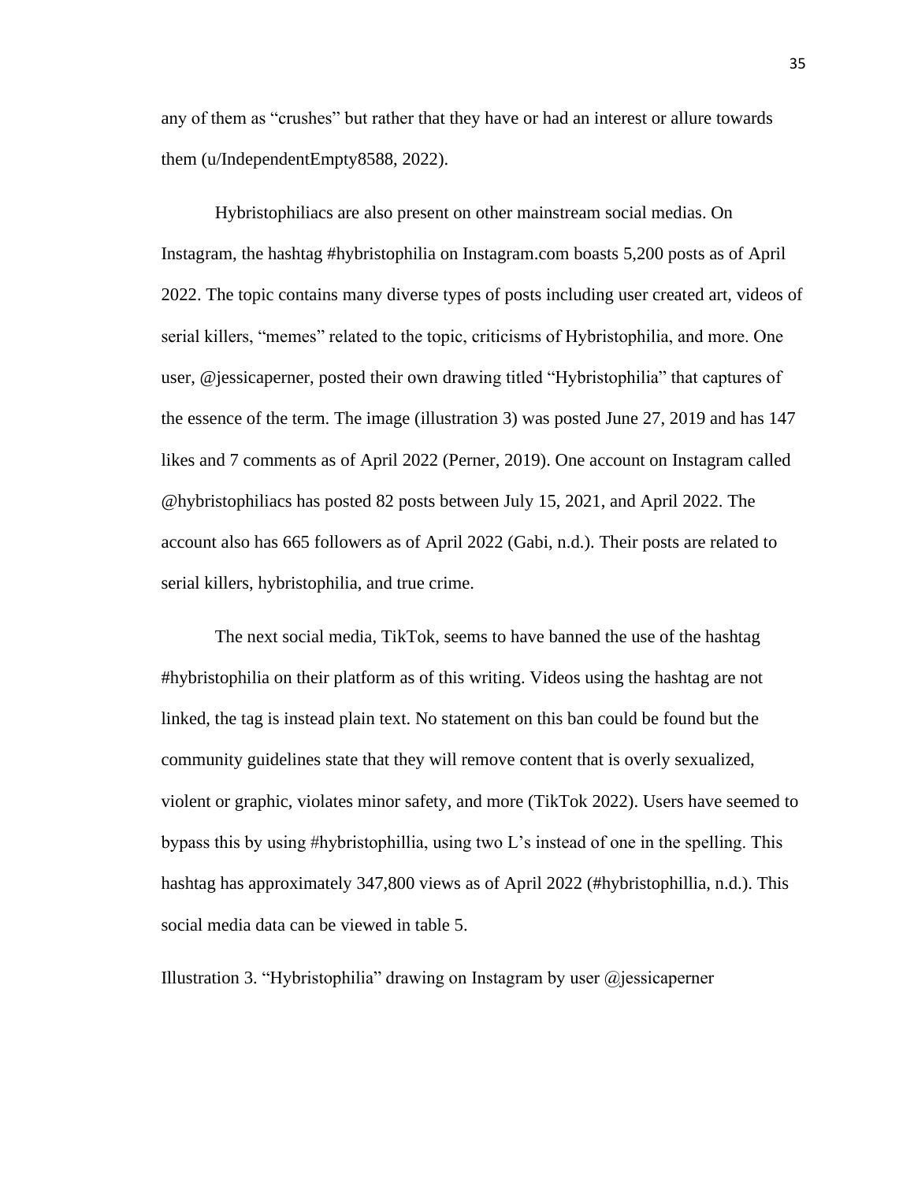any of them as "crushes" but rather that they have or had an interest or allure towards them (u/IndependentEmpty8588, 2022).

Hybristophiliacs are also present on other mainstream social medias. On Instagram, the hashtag #hybristophilia on Instagram.com boasts 5,200 posts as of April 2022. The topic contains many diverse types of posts including user created art, videos of serial killers, "memes" related to the topic, criticisms of Hybristophilia, and more. One user, @jessicaperner, posted their own drawing titled "Hybristophilia" that captures of the essence of the term. The image (illustration 3) was posted June 27, 2019 and has 147 likes and 7 comments as of April 2022 (Perner, 2019). One account on Instagram called @hybristophiliacs has posted 82 posts between July 15, 2021, and April 2022. The account also has 665 followers as of April 2022 (Gabi, n.d.). Their posts are related to serial killers, hybristophilia, and true crime.

The next social media, TikTok, seems to have banned the use of the hashtag #hybristophilia on their platform as of this writing. Videos using the hashtag are not linked, the tag is instead plain text. No statement on this ban could be found but the community guidelines state that they will remove content that is overly sexualized, violent or graphic, violates minor safety, and more (TikTok 2022). Users have seemed to bypass this by using #hybristophillia, using two L's instead of one in the spelling. This hashtag has approximately 347,800 views as of April 2022 (#hybristophillia, n.d.). This social media data can be viewed in table 5.

Illustration 3. "Hybristophilia" drawing on Instagram by user @jessicaperner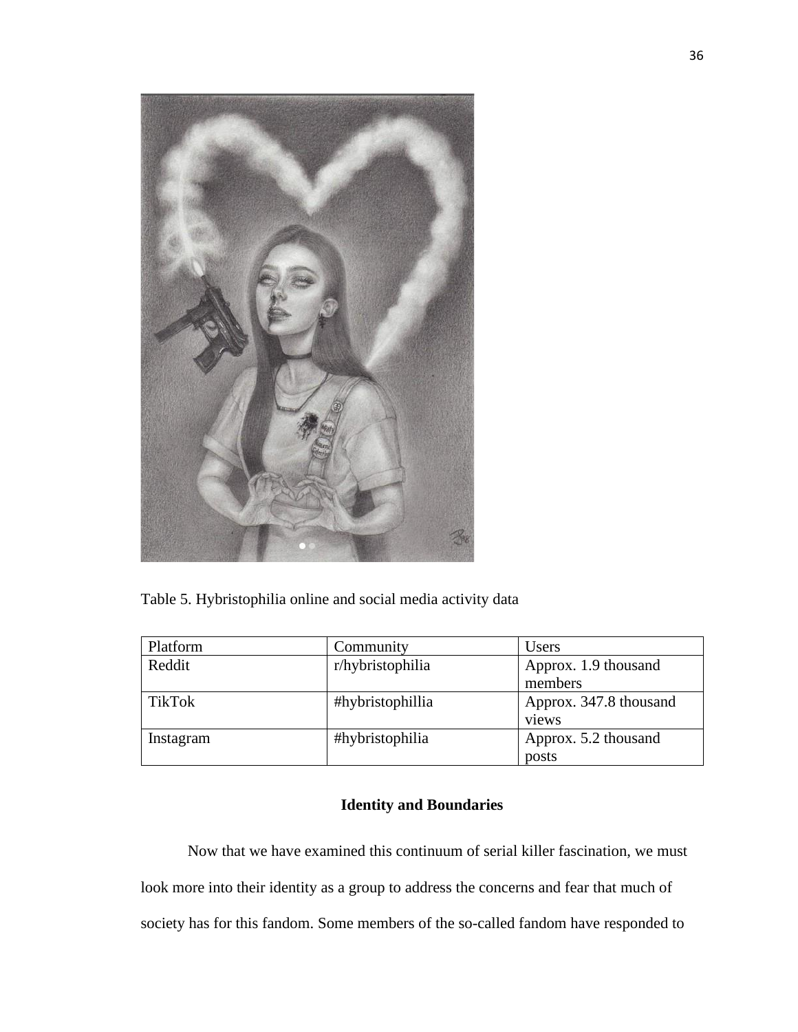Table 5. Hybristophilia online and social media activity data

| Platform | Community | Users |
|---|---|---|
| Reddit | r/hybristophilia | Approx. 1.9 thousand members |
| TikTok | #hybristophillia | Approx. 347.8 thousand views |
| Instagram | #hybristophilia | Approx. 5.2 thousand posts |

## Identity and Boundaries

Now that we have examined this continuum of serial killer fascination, we must look more into their identity as a group to address the concerns and fear that much of society has for this fandom. Some members of the so-called fandom have responded to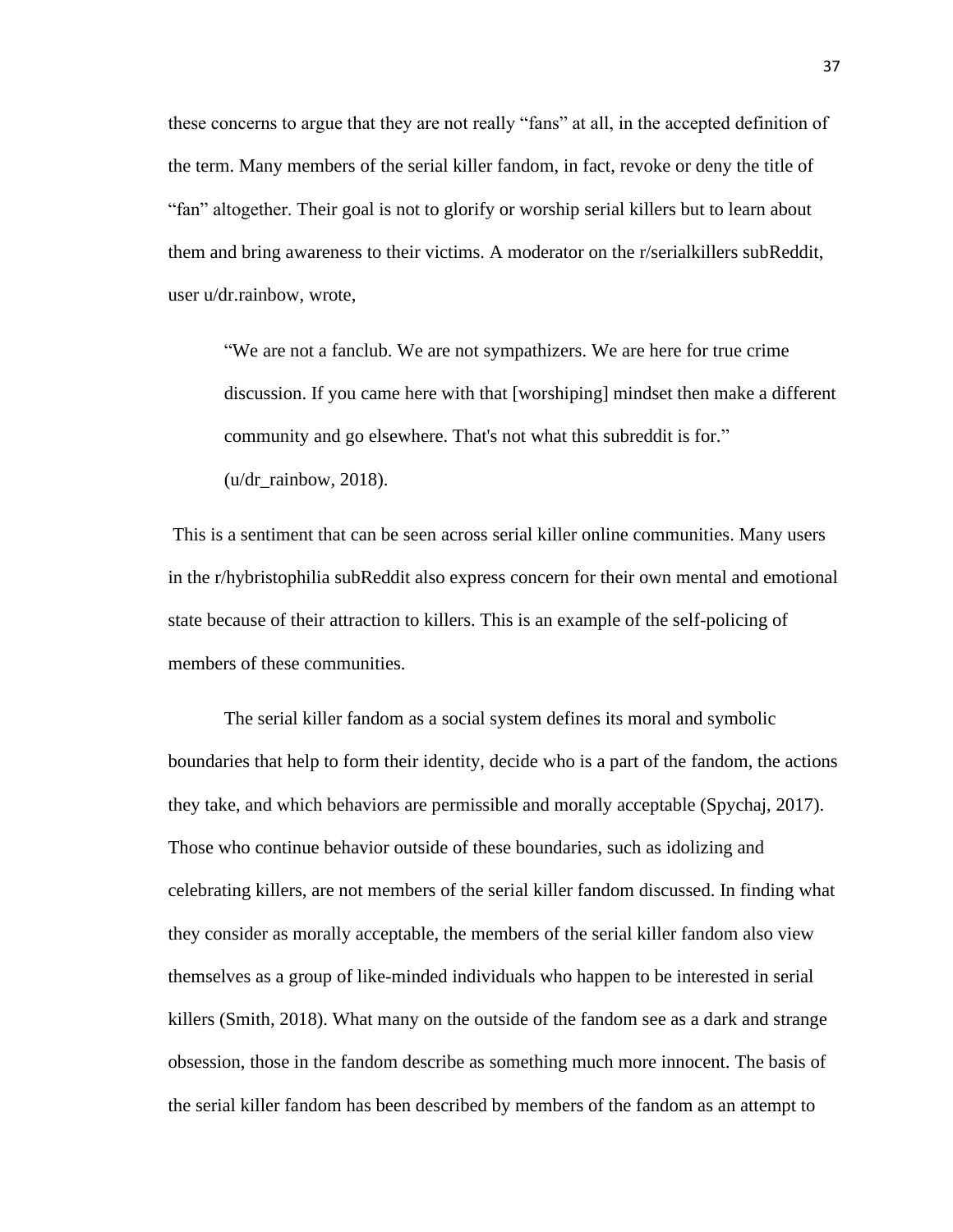these concerns to argue that they are not really "fans" at all, in the accepted definition of the term. Many members of the serial killer fandom, in fact, revoke or deny the title of "fan" altogether. Their goal is not to glorify or worship serial killers but to learn about them and bring awareness to their victims. A moderator on the r/serialkillers subReddit, user u/dr.rainbow, wrote,

> "We are not a fanclub. We are not sympathizers. We are here for true crime discussion. If you came here with that [worshiping] mindset then make a different community and go elsewhere. That's not what this subreddit is for." (u/dr_rainbow, 2018).

This is a sentiment that can be seen across serial killer online communities. Many users in the r/hybristophilia subReddit also express concern for their own mental and emotional state because of their attraction to killers. This is an example of the self-policing of members of these communities.

The serial killer fandom as a social system defines its moral and symbolic boundaries that help to form their identity, decide who is a part of the fandom, the actions they take, and which behaviors are permissible and morally acceptable (Spychaj, 2017). Those who continue behavior outside of these boundaries, such as idolizing and celebrating killers, are not members of the serial killer fandom discussed. In finding what they consider as morally acceptable, the members of the serial killer fandom also view themselves as a group of like-minded individuals who happen to be interested in serial killers (Smith, 2018). What many on the outside of the fandom see as a dark and strange obsession, those in the fandom describe as something much more innocent. The basis of the serial killer fandom has been described by members of the fandom as an attempt to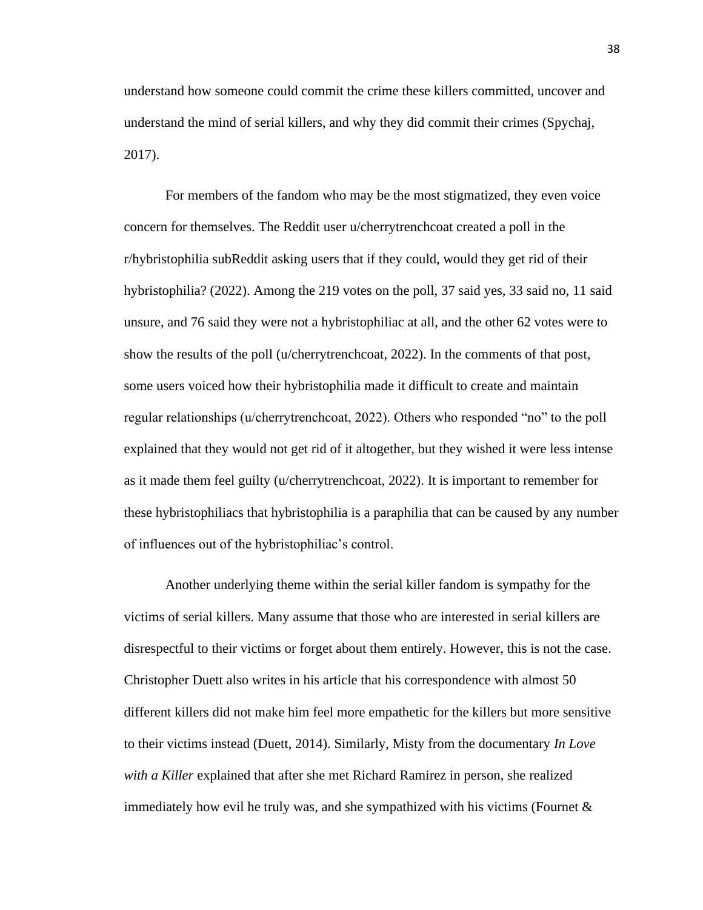understand how someone could commit the crime these killers committed, uncover and understand the mind of serial killers, and why they did commit their crimes (Spychaj, 2017).

For members of the fandom who may be the most stigmatized, they even voice concern for themselves. The Reddit user u/cherrytrenchcoat created a poll in the r/hybristophilia subReddit asking users that if they could, would they get rid of their hybristophilia? (2022). Among the 219 votes on the poll, 37 said yes, 33 said no, 11 said unsure, and 76 said they were not a hybristophiliac at all, and the other 62 votes were to show the results of the poll (u/cherrytrenchcoat, 2022). In the comments of that post, some users voiced how their hybristophilia made it difficult to create and maintain regular relationships (u/cherrytrenchcoat, 2022). Others who responded "no" to the poll explained that they would not get rid of it altogether, but they wished it were less intense as it made them feel guilty (u/cherrytrenchcoat, 2022). It is important to remember for these hybristophiliacs that hybristophilia is a paraphilia that can be caused by any number of influences out of the hybristophiliac's control.

Another underlying theme within the serial killer fandom is sympathy for the victims of serial killers. Many assume that those who are interested in serial killers are disrespectful to their victims or forget about them entirely. However, this is not the case. Christopher Duett also writes in his article that his correspondence with almost 50 different killers did not make him feel more empathetic for the killers but more sensitive to their victims instead (Duett, 2014). Similarly, Misty from the documentary *In Love with a Killer* explained that after she met Richard Ramirez in person, she realized immediately how evil he truly was, and she sympathized with his victims (Fournet &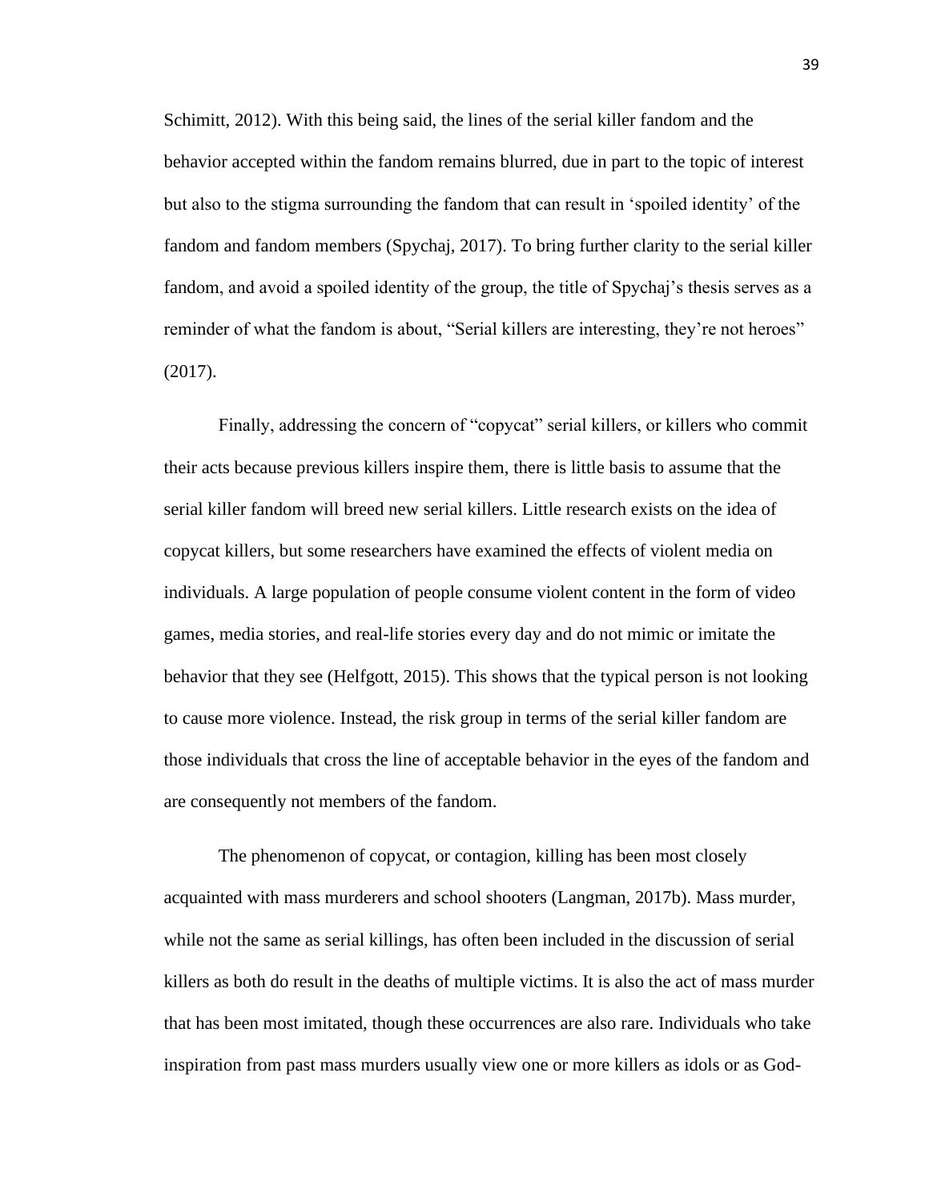Schimitt, 2012). With this being said, the lines of the serial killer fandom and the behavior accepted within the fandom remains blurred, due in part to the topic of interest but also to the stigma surrounding the fandom that can result in 'spoiled identity' of the fandom and fandom members (Spychaj, 2017). To bring further clarity to the serial killer fandom, and avoid a spoiled identity of the group, the title of Spychaj's thesis serves as a reminder of what the fandom is about, "Serial killers are interesting, they're not heroes" (2017).

Finally, addressing the concern of "copycat" serial killers, or killers who commit their acts because previous killers inspire them, there is little basis to assume that the serial killer fandom will breed new serial killers. Little research exists on the idea of copycat killers, but some researchers have examined the effects of violent media on individuals. A large population of people consume violent content in the form of video games, media stories, and real-life stories every day and do not mimic or imitate the behavior that they see (Helfgott, 2015). This shows that the typical person is not looking to cause more violence. Instead, the risk group in terms of the serial killer fandom are those individuals that cross the line of acceptable behavior in the eyes of the fandom and are consequently not members of the fandom.

The phenomenon of copycat, or contagion, killing has been most closely acquainted with mass murderers and school shooters (Langman, 2017b). Mass murder, while not the same as serial killings, has often been included in the discussion of serial killers as both do result in the deaths of multiple victims. It is also the act of mass murder that has been most imitated, though these occurrences are also rare. Individuals who take inspiration from past mass murders usually view one or more killers as idols or as God-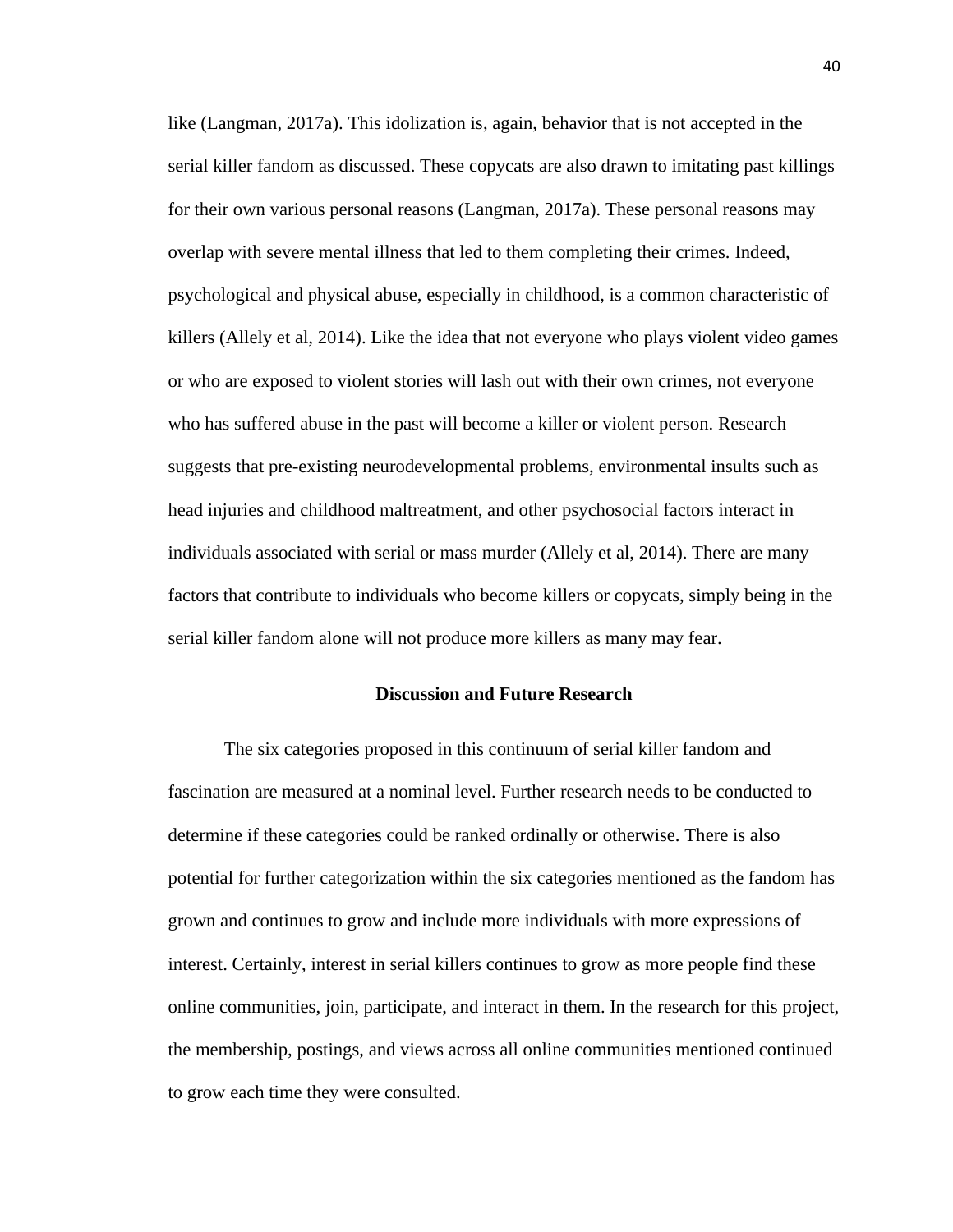like (Langman, 2017a). This idolization is, again, behavior that is not accepted in the serial killer fandom as discussed. These copycats are also drawn to imitating past killings for their own various personal reasons (Langman, 2017a). These personal reasons may overlap with severe mental illness that led to them completing their crimes. Indeed, psychological and physical abuse, especially in childhood, is a common characteristic of killers (Allely et al, 2014). Like the idea that not everyone who plays violent video games or who are exposed to violent stories will lash out with their own crimes, not everyone who has suffered abuse in the past will become a killer or violent person. Research suggests that pre-existing neurodevelopmental problems, environmental insults such as head injuries and childhood maltreatment, and other psychosocial factors interact in individuals associated with serial or mass murder (Allely et al, 2014). There are many factors that contribute to individuals who become killers or copycats, simply being in the serial killer fandom alone will not produce more killers as many may fear.

## Discussion and Future Research

The six categories proposed in this continuum of serial killer fandom and fascination are measured at a nominal level. Further research needs to be conducted to determine if these categories could be ranked ordinally or otherwise. There is also potential for further categorization within the six categories mentioned as the fandom has grown and continues to grow and include more individuals with more expressions of interest. Certainly, interest in serial killers continues to grow as more people find these online communities, join, participate, and interact in them. In the research for this project, the membership, postings, and views across all online communities mentioned continued to grow each time they were consulted.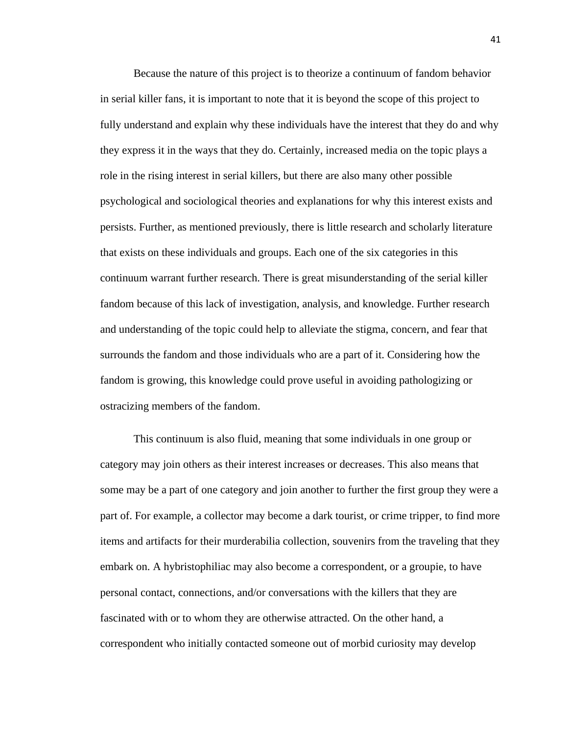Because the nature of this project is to theorize a continuum of fandom behavior in serial killer fans, it is important to note that it is beyond the scope of this project to fully understand and explain why these individuals have the interest that they do and why they express it in the ways that they do. Certainly, increased media on the topic plays a role in the rising interest in serial killers, but there are also many other possible psychological and sociological theories and explanations for why this interest exists and persists. Further, as mentioned previously, there is little research and scholarly literature that exists on these individuals and groups. Each one of the six categories in this continuum warrant further research. There is great misunderstanding of the serial killer fandom because of this lack of investigation, analysis, and knowledge. Further research and understanding of the topic could help to alleviate the stigma, concern, and fear that surrounds the fandom and those individuals who are a part of it. Considering how the fandom is growing, this knowledge could prove useful in avoiding pathologizing or ostracizing members of the fandom.

This continuum is also fluid, meaning that some individuals in one group or category may join others as their interest increases or decreases. This also means that some may be a part of one category and join another to further the first group they were a part of. For example, a collector may become a dark tourist, or crime tripper, to find more items and artifacts for their murderabilia collection, souvenirs from the traveling that they embark on. A hybristophiliac may also become a correspondent, or a groupie, to have personal contact, connections, and/or conversations with the killers that they are fascinated with or to whom they are otherwise attracted. On the other hand, a correspondent who initially contacted someone out of morbid curiosity may develop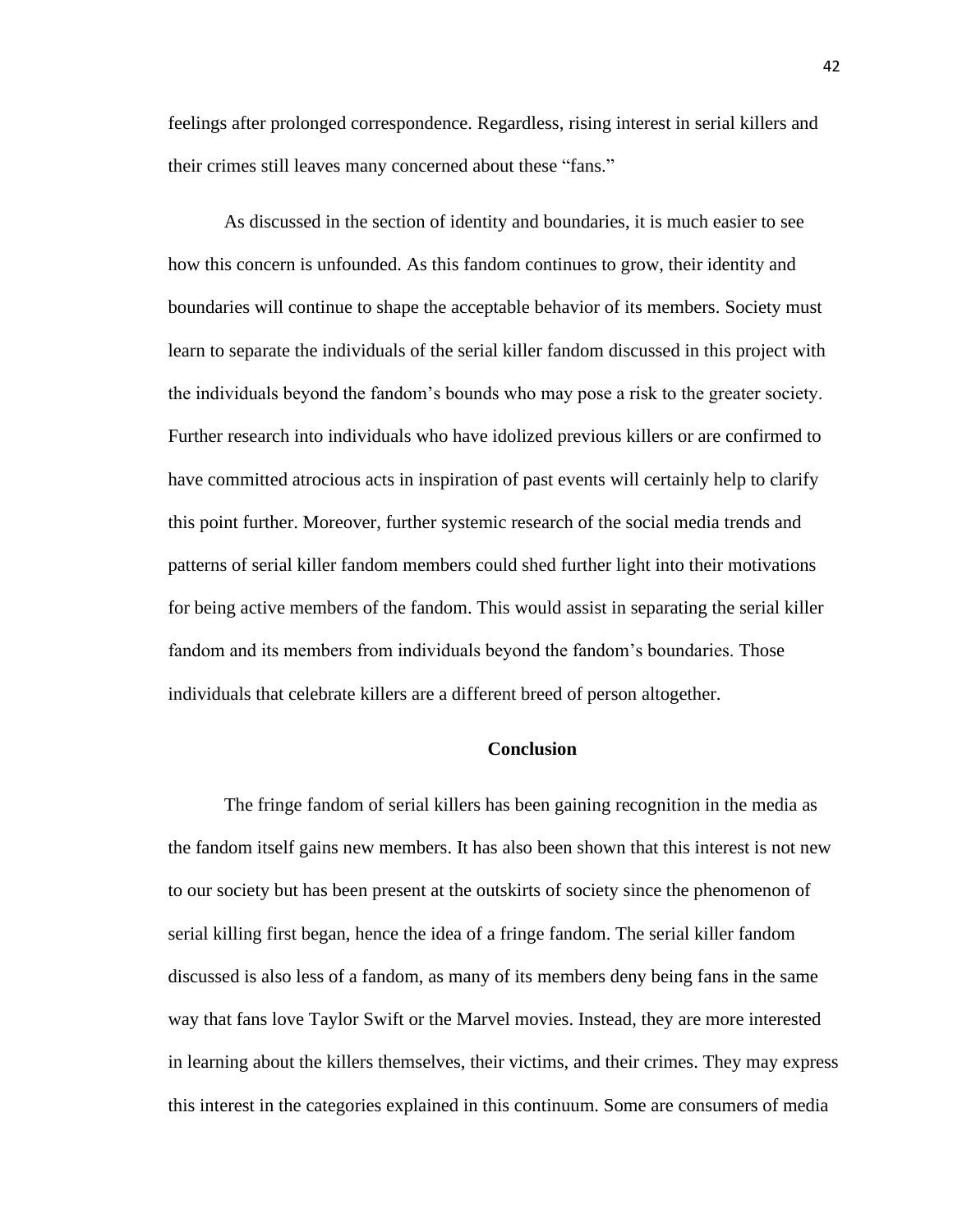feelings after prolonged correspondence. Regardless, rising interest in serial killers and their crimes still leaves many concerned about these "fans."

As discussed in the section of identity and boundaries, it is much easier to see how this concern is unfounded. As this fandom continues to grow, their identity and boundaries will continue to shape the acceptable behavior of its members. Society must learn to separate the individuals of the serial killer fandom discussed in this project with the individuals beyond the fandom's bounds who may pose a risk to the greater society. Further research into individuals who have idolized previous killers or are confirmed to have committed atrocious acts in inspiration of past events will certainly help to clarify this point further. Moreover, further systemic research of the social media trends and patterns of serial killer fandom members could shed further light into their motivations for being active members of the fandom. This would assist in separating the serial killer fandom and its members from individuals beyond the fandom's boundaries. Those individuals that celebrate killers are a different breed of person altogether.

## Conclusion

The fringe fandom of serial killers has been gaining recognition in the media as the fandom itself gains new members. It has also been shown that this interest is not new to our society but has been present at the outskirts of society since the phenomenon of serial killing first began, hence the idea of a fringe fandom. The serial killer fandom discussed is also less of a fandom, as many of its members deny being fans in the same way that fans love Taylor Swift or the Marvel movies. Instead, they are more interested in learning about the killers themselves, their victims, and their crimes. They may express this interest in the categories explained in this continuum. Some are consumers of media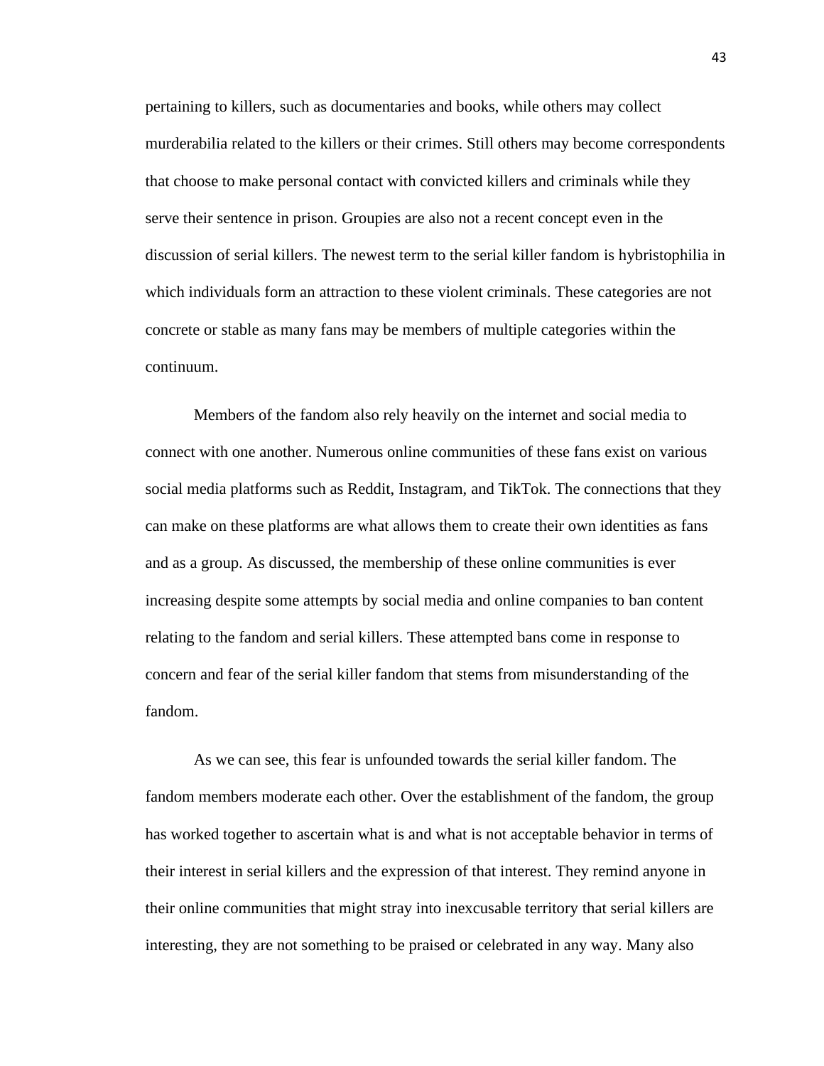pertaining to killers, such as documentaries and books, while others may collect murderabilia related to the killers or their crimes. Still others may become correspondents that choose to make personal contact with convicted killers and criminals while they serve their sentence in prison. Groupies are also not a recent concept even in the discussion of serial killers. The newest term to the serial killer fandom is hybristophilia in which individuals form an attraction to these violent criminals. These categories are not concrete or stable as many fans may be members of multiple categories within the continuum.

Members of the fandom also rely heavily on the internet and social media to connect with one another. Numerous online communities of these fans exist on various social media platforms such as Reddit, Instagram, and TikTok. The connections that they can make on these platforms are what allows them to create their own identities as fans and as a group. As discussed, the membership of these online communities is ever increasing despite some attempts by social media and online companies to ban content relating to the fandom and serial killers. These attempted bans come in response to concern and fear of the serial killer fandom that stems from misunderstanding of the fandom.

As we can see, this fear is unfounded towards the serial killer fandom. The fandom members moderate each other. Over the establishment of the fandom, the group has worked together to ascertain what is and what is not acceptable behavior in terms of their interest in serial killers and the expression of that interest. They remind anyone in their online communities that might stray into inexcusable territory that serial killers are interesting, they are not something to be praised or celebrated in any way. Many also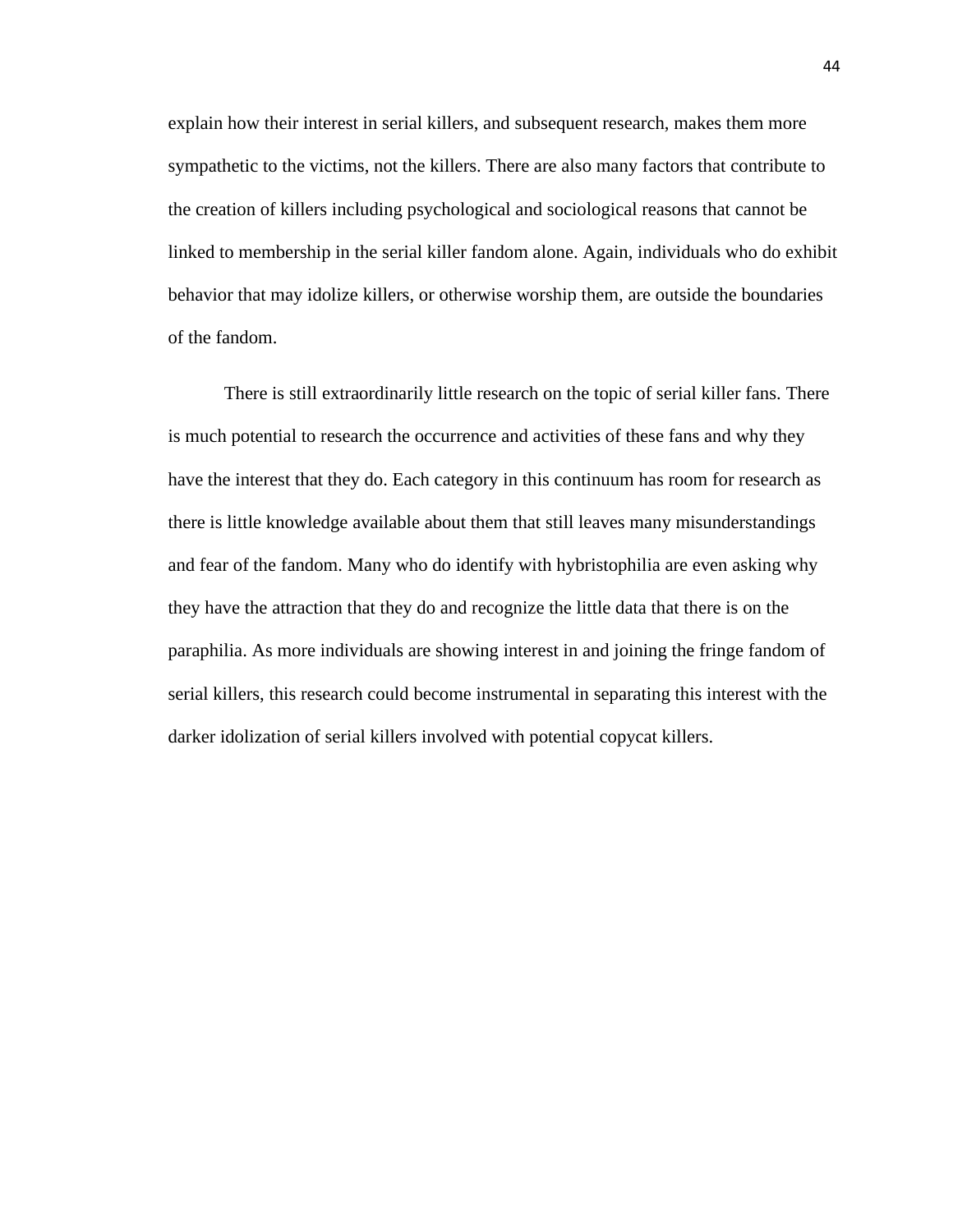explain how their interest in serial killers, and subsequent research, makes them more sympathetic to the victims, not the killers. There are also many factors that contribute to the creation of killers including psychological and sociological reasons that cannot be linked to membership in the serial killer fandom alone. Again, individuals who do exhibit behavior that may idolize killers, or otherwise worship them, are outside the boundaries of the fandom.

There is still extraordinarily little research on the topic of serial killer fans. There is much potential to research the occurrence and activities of these fans and why they have the interest that they do. Each category in this continuum has room for research as there is little knowledge available about them that still leaves many misunderstandings and fear of the fandom. Many who do identify with hybristophilia are even asking why they have the attraction that they do and recognize the little data that there is on the paraphilia. As more individuals are showing interest in and joining the fringe fandom of serial killers, this research could become instrumental in separating this interest with the darker idolization of serial killers involved with potential copycat killers.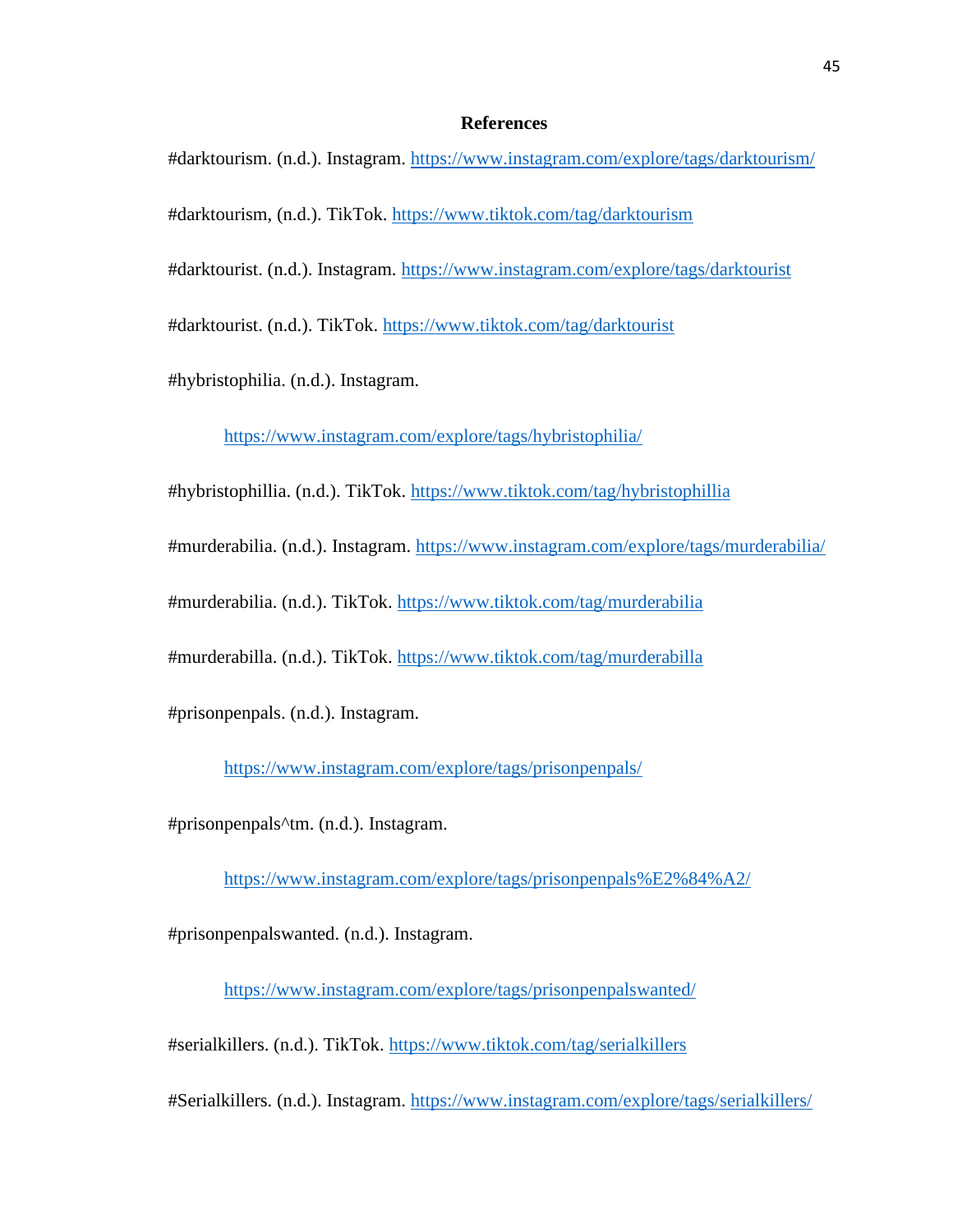## References

#darktourism. (n.d.). Instagram. https://www.instagram.com/explore/tags/darktourism/

#darktourism, (n.d.). TikTok. https://www.tiktok.com/tag/darktourism

#darktourist. (n.d.). Instagram. https://www.instagram.com/explore/tags/darktourist

#darktourist. (n.d.). TikTok. https://www.tiktok.com/tag/darktourist

#hybristophilia. (n.d.). Instagram. https://www.instagram.com/explore/tags/hybristophilia/

#hybristophillia. (n.d.). TikTok. https://www.tiktok.com/tag/hybristophillia

#murderabilia. (n.d.). Instagram. https://www.instagram.com/explore/tags/murderabilia/

#murderabilia. (n.d.). TikTok. https://www.tiktok.com/tag/murderabilia

#murderabilla. (n.d.). TikTok. https://www.tiktok.com/tag/murderabilla

#prisonpenpals. (n.d.). Instagram. https://www.instagram.com/explore/tags/prisonpenpals/

#prisonpenpals^tm. (n.d.). Instagram. https://www.instagram.com/explore/tags/prisonpenpals%E2%84%A2/

#prisonpenpalswanted. (n.d.). Instagram. https://www.instagram.com/explore/tags/prisonpenpalswanted/

#serialkillers. (n.d.). TikTok. https://www.tiktok.com/tag/serialkillers

#Serialkillers. (n.d.). Instagram. https://www.instagram.com/explore/tags/serialkillers/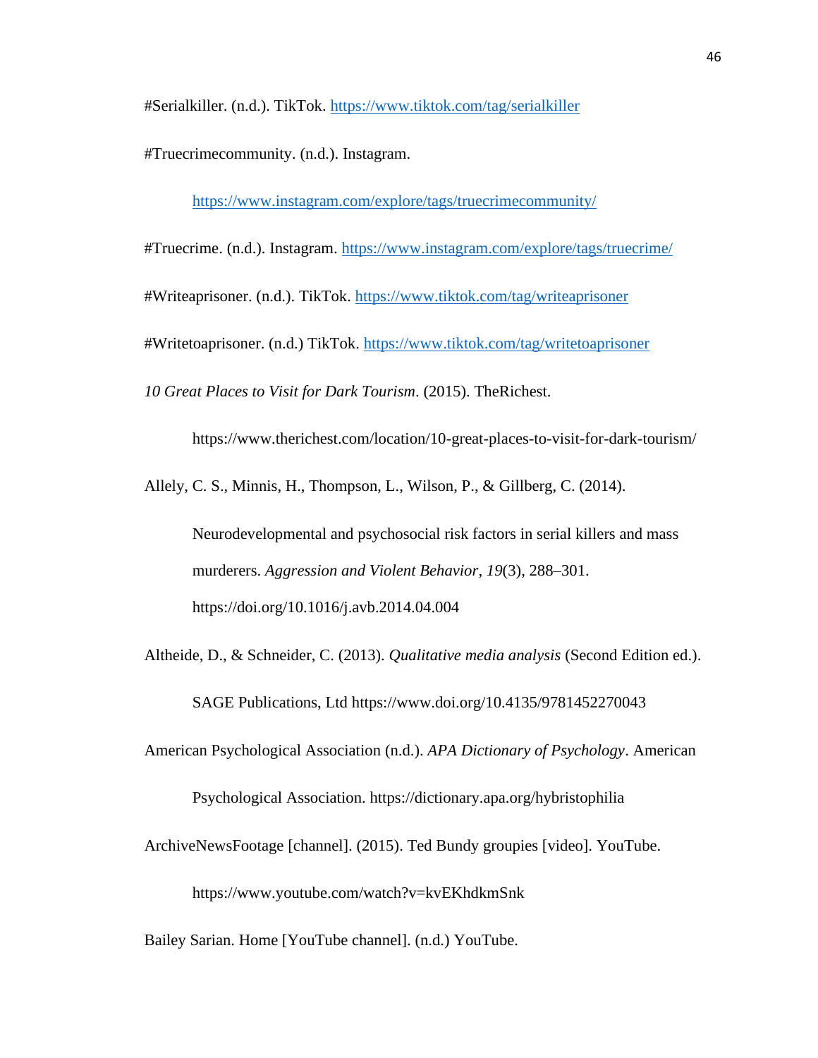#Serialkiller. (n.d.). TikTok. https://www.tiktok.com/tag/serialkiller

#Truecrimecommunity. (n.d.). Instagram. https://www.instagram.com/explore/tags/truecrimecommunity/

#Truecrime. (n.d.). Instagram. https://www.instagram.com/explore/tags/truecrime/

#Writeaprisoner. (n.d.). TikTok. https://www.tiktok.com/tag/writeaprisoner

#Writetoaprisoner. (n.d.) TikTok. https://www.tiktok.com/tag/writetoaprisoner

*10 Great Places to Visit for Dark Tourism*. (2015). TheRichest. https://www.therichest.com/location/10-great-places-to-visit-for-dark-tourism/

Allely, C. S., Minnis, H., Thompson, L., Wilson, P., & Gillberg, C. (2014). Neurodevelopmental and psychosocial risk factors in serial killers and mass murderers. *Aggression and Violent Behavior*, *19*(3), 288–301. https://doi.org/10.1016/j.avb.2014.04.004

Altheide, D., & Schneider, C. (2013). *Qualitative media analysis* (Second Edition ed.). SAGE Publications, Ltd https://www.doi.org/10.4135/9781452270043

American Psychological Association (n.d.). *APA Dictionary of Psychology*. American Psychological Association. https://dictionary.apa.org/hybristophilia

ArchiveNewsFootage [channel]. (2015). Ted Bundy groupies [video]. YouTube. https://www.youtube.com/watch?v=kvEKhdkmSnk

Bailey Sarian. Home [YouTube channel]. (n.d.) YouTube.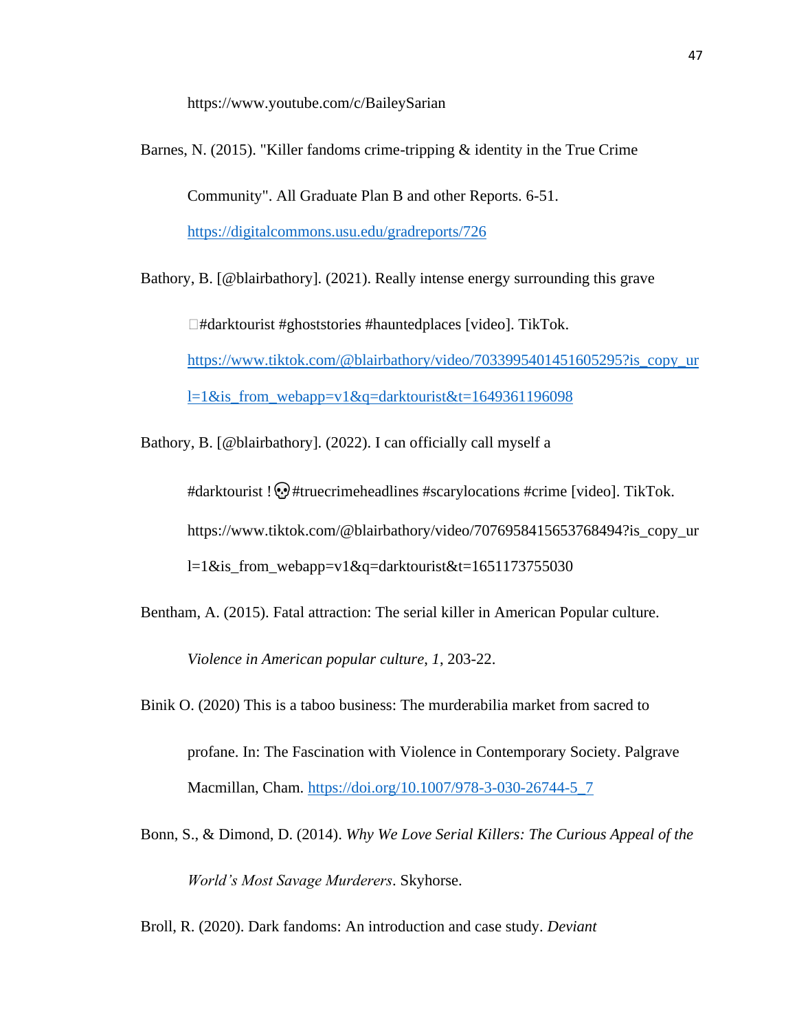https://www.youtube.com/c/BaileySarian

Barnes, N. (2015). "Killer fandoms crime-tripping & identity in the True Crime Community". All Graduate Plan B and other Reports. 6-51. https://digitalcommons.usu.edu/gradreports/726

Bathory, B. [@blairbathory]. (2021). Really intense energy surrounding this grave □#darktourist #ghoststories #hauntedplaces [video]. TikTok. https://www.tiktok.com/@blairbathory/video/7033995401451605295?is_copy_url=1&is_from_webapp=v1&q=darktourist&t=1649361196098

Bathory, B. [@blairbathory]. (2022). I can officially call myself a #darktourist ! 💀 #truecrimeheadlines #scarylocations #crime [video]. TikTok. https://www.tiktok.com/@blairbathory/video/7076958415653768494?is_copy_url=1&is_from_webapp=v1&q=darktourist&t=1651173755030

Bentham, A. (2015). Fatal attraction: The serial killer in American Popular culture. *Violence in American popular culture*, *1*, 203-22.

Binik O. (2020) This is a taboo business: The murderabilia market from sacred to profane. In: The Fascination with Violence in Contemporary Society. Palgrave Macmillan, Cham. https://doi.org/10.1007/978-3-030-26744-5_7

Bonn, S., & Dimond, D. (2014). *Why We Love Serial Killers: The Curious Appeal of the World's Most Savage Murderers*. Skyhorse.

Broll, R. (2020). Dark fandoms: An introduction and case study. *Deviant*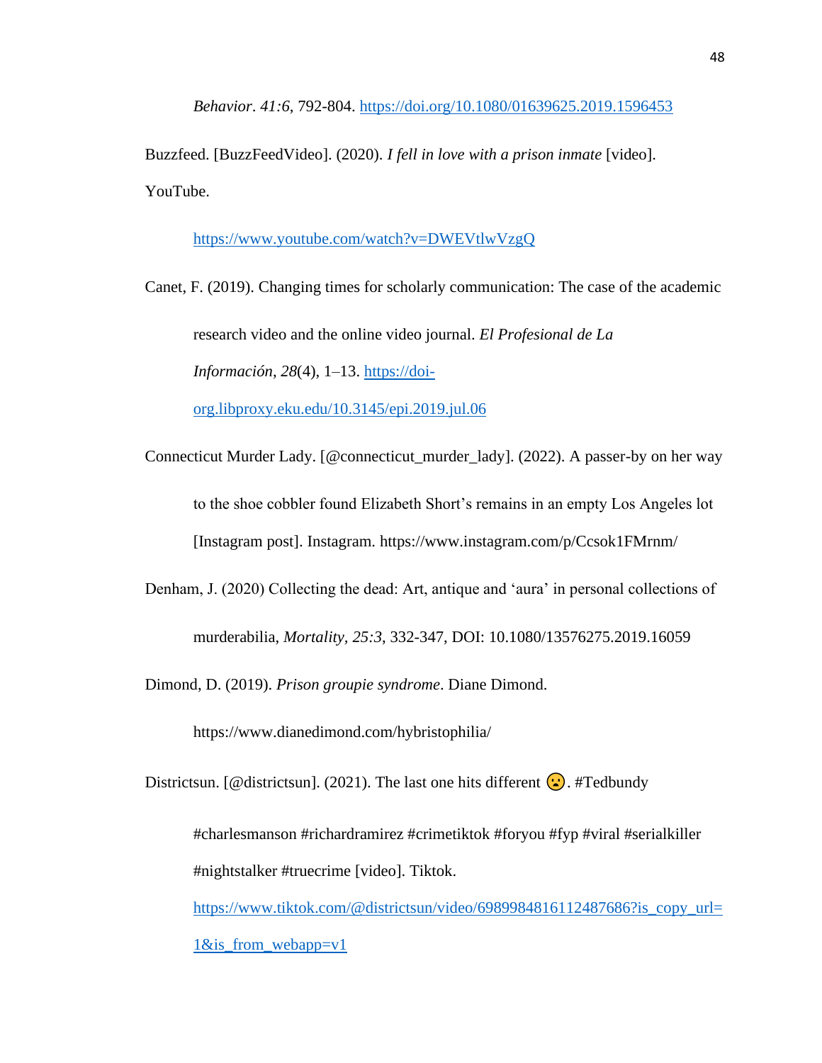*Behavior*. *41:6*, 792-804. https://doi.org/10.1080/01639625.2019.1596453

Buzzfeed. [BuzzFeedVideo]. (2020). *I fell in love with a prison inmate* [video]. YouTube.

https://www.youtube.com/watch?v=DWEVtlwVzgQ

Canet, F. (2019). Changing times for scholarly communication: The case of the academic research video and the online video journal. *El Profesional de La Información*, *28*(4), 1–13. https://doi-org.libproxy.eku.edu/10.3145/epi.2019.jul.06

Connecticut Murder Lady. [@connecticut_murder_lady]. (2022). A passer-by on her way to the shoe cobbler found Elizabeth Short's remains in an empty Los Angeles lot [Instagram post]. Instagram. https://www.instagram.com/p/Ccsok1FMrnm/

Denham, J. (2020) Collecting the dead: Art, antique and 'aura' in personal collections of murderabilia, *Mortality*, *25:3*, 332-347, DOI: 10.1080/13576275.2019.16059

Dimond, D. (2019). *Prison groupie syndrome*. Diane Dimond.

https://www.dianedimond.com/hybristophilia/

Districtsun. [@districtsun]. (2021). The last one hits different 😟. #Tedbundy #charlesmanson #richardramirez #crimetiktok #foryou #fyp #viral #serialkiller #nightstalker #truecrime [video]. Tiktok.

https://www.tiktok.com/@districtsun/video/6989984816112487686?is_copy_url=1&is_from_webapp=v1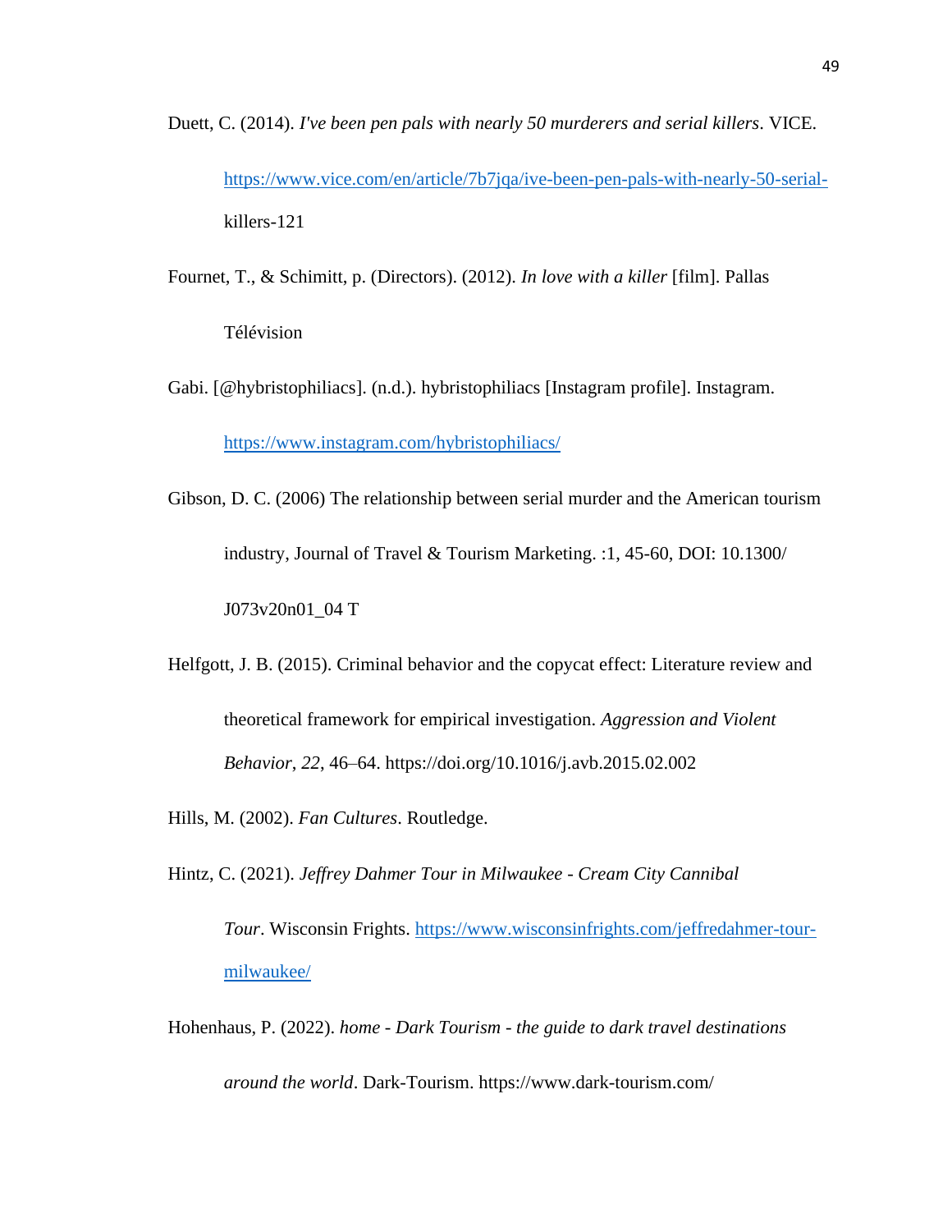Duett, C. (2014). *I've been pen pals with nearly 50 murderers and serial killers*. VICE. https://www.vice.com/en/article/7b7jqa/ive-been-pen-pals-with-nearly-50-serial-killers-121

Fournet, T., & Schimitt, p. (Directors). (2012). *In love with a killer* [film]. Pallas Télévision

Gabi. [@hybristophiliacs]. (n.d.). hybristophiliacs [Instagram profile]. Instagram. https://www.instagram.com/hybristophiliacs/

Gibson, D. C. (2006) The relationship between serial murder and the American tourism industry, Journal of Travel & Tourism Marketing. :1, 45-60, DOI: 10.1300/J073v20n01_04 T

Helfgott, J. B. (2015). Criminal behavior and the copycat effect: Literature review and theoretical framework for empirical investigation. *Aggression and Violent Behavior*, *22*, 46–64. https://doi.org/10.1016/j.avb.2015.02.002

Hills, M. (2002). *Fan Cultures*. Routledge.

Hintz, C. (2021). *Jeffrey Dahmer Tour in Milwaukee - Cream City Cannibal Tour*. Wisconsin Frights. https://www.wisconsinfrights.com/jeffredahmer-tour-milwaukee/

Hohenhaus, P. (2022). *home - Dark Tourism - the guide to dark travel destinations around the world*. Dark-Tourism. https://www.dark-tourism.com/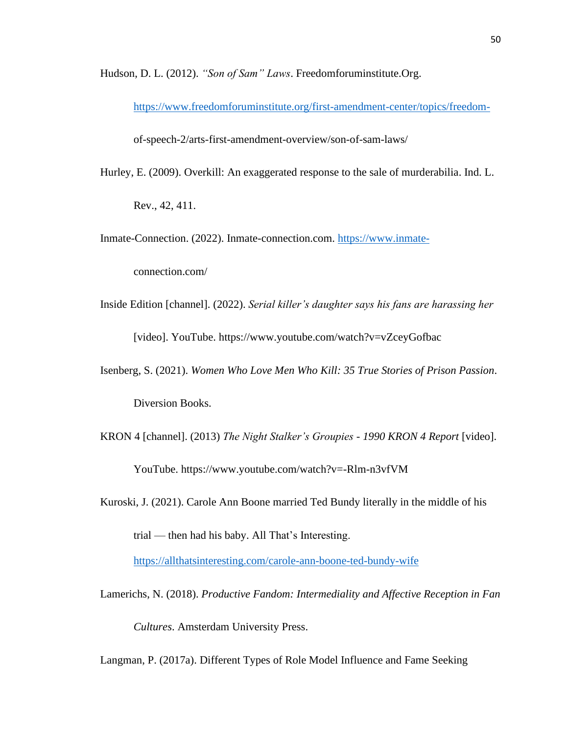Hudson, D. L. (2012). *"Son of Sam" Laws*. Freedomforuminstitute.Org. https://www.freedomforuminstitute.org/first-amendment-center/topics/freedom-of-speech-2/arts-first-amendment-overview/son-of-sam-laws/

Hurley, E. (2009). Overkill: An exaggerated response to the sale of murderabilia. Ind. L. Rev., 42, 411.

Inmate-Connection. (2022). Inmate-connection.com. https://www.inmate-connection.com/

Inside Edition [channel]. (2022). *Serial killer's daughter says his fans are harassing her* [video]. YouTube. https://www.youtube.com/watch?v=vZceyGofbac

Isenberg, S. (2021). *Women Who Love Men Who Kill: 35 True Stories of Prison Passion*. Diversion Books.

KRON 4 [channel]. (2013) *The Night Stalker's Groupies - 1990 KRON 4 Report* [video]. YouTube. https://www.youtube.com/watch?v=-Rlm-n3vfVM

Kuroski, J. (2021). Carole Ann Boone married Ted Bundy literally in the middle of his trial — then had his baby. All That's Interesting. https://allthatsinteresting.com/carole-ann-boone-ted-bundy-wife

Lamerichs, N. (2018). *Productive Fandom: Intermediality and Affective Reception in Fan Cultures*. Amsterdam University Press.

Langman, P. (2017a). Different Types of Role Model Influence and Fame Seeking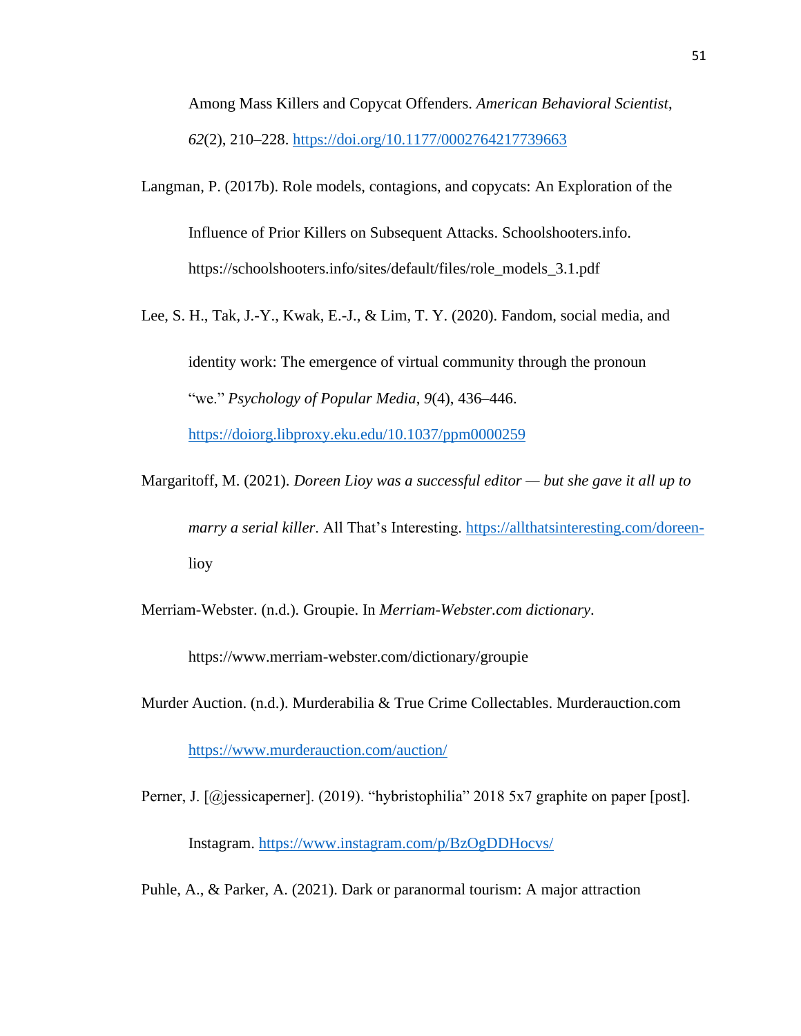Among Mass Killers and Copycat Offenders. *American Behavioral Scientist*, *62*(2), 210–228. https://doi.org/10.1177/0002764217739663

Langman, P. (2017b). Role models, contagions, and copycats: An Exploration of the Influence of Prior Killers on Subsequent Attacks. Schoolshooters.info. https://schoolshooters.info/sites/default/files/role_models_3.1.pdf

Lee, S. H., Tak, J.-Y., Kwak, E.-J., & Lim, T. Y. (2020). Fandom, social media, and identity work: The emergence of virtual community through the pronoun "we." *Psychology of Popular Media*, *9*(4), 436–446. https://doiorg.libproxy.eku.edu/10.1037/ppm0000259

Margaritoff, M. (2021). *Doreen Lioy was a successful editor — but she gave it all up to marry a serial killer*. All That's Interesting. https://allthatsinteresting.com/doreen-lioy

Merriam-Webster. (n.d.). Groupie. In *Merriam-Webster.com dictionary*. https://www.merriam-webster.com/dictionary/groupie

Murder Auction. (n.d.). Murderabilia & True Crime Collectables. Murderauction.com https://www.murderauction.com/auction/

Perner, J. [@jessicaperner]. (2019). "hybristophilia" 2018 5x7 graphite on paper [post]. Instagram. https://www.instagram.com/p/BzOgDDHocvs/

Puhle, A., & Parker, A. (2021). Dark or paranormal tourism: A major attraction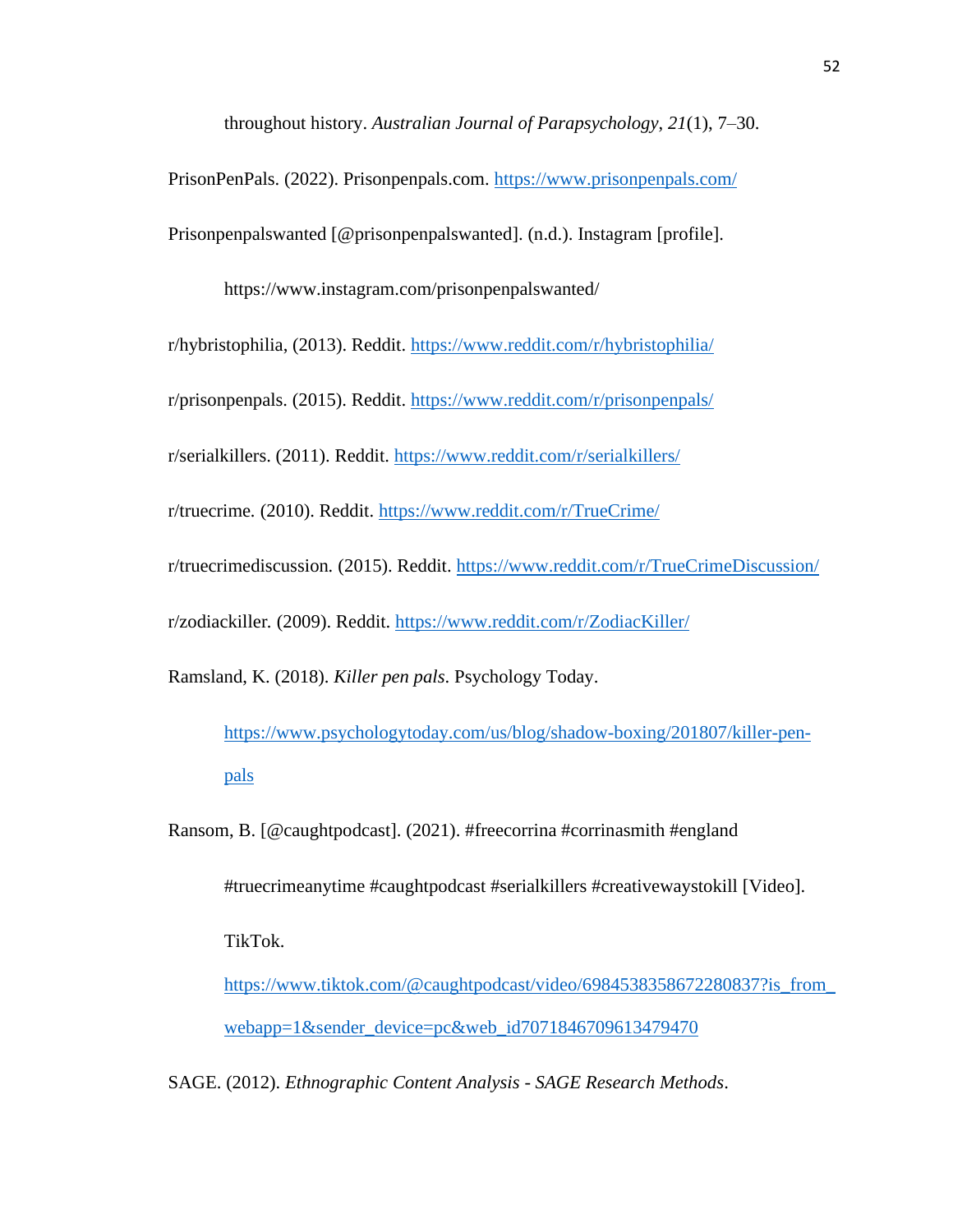throughout history. *Australian Journal of Parapsychology*, *21*(1), 7–30.

PrisonPenPals. (2022). Prisonpenpals.com. https://www.prisonpenpals.com/

Prisonpenpalswanted [@prisonpenpalswanted]. (n.d.). Instagram [profile]. https://www.instagram.com/prisonpenpalswanted/

r/hybristophilia, (2013). Reddit. https://www.reddit.com/r/hybristophilia/

r/prisonpenpals. (2015). Reddit. https://www.reddit.com/r/prisonpenpals/

r/serialkillers. (2011). Reddit. https://www.reddit.com/r/serialkillers/

r/truecrime. (2010). Reddit. https://www.reddit.com/r/TrueCrime/

r/truecrimediscussion. (2015). Reddit. https://www.reddit.com/r/TrueCrimeDiscussion/

r/zodiackiller. (2009). Reddit. https://www.reddit.com/r/ZodiacKiller/

Ramsland, K. (2018). *Killer pen pals*. Psychology Today. https://www.psychologytoday.com/us/blog/shadow-boxing/201807/killer-pen-pals

Ransom, B. [@caughtpodcast]. (2021). #freecorrina #corrinasmith #england #truecrimeanytime #caughtpodcast #serialkillers #creativewaystokill [Video]. TikTok. https://www.tiktok.com/@caughtpodcast/video/6984538358672280837?is_from_webapp=1&sender_device=pc&web_id7071846709613479470

SAGE. (2012). *Ethnographic Content Analysis - SAGE Research Methods*.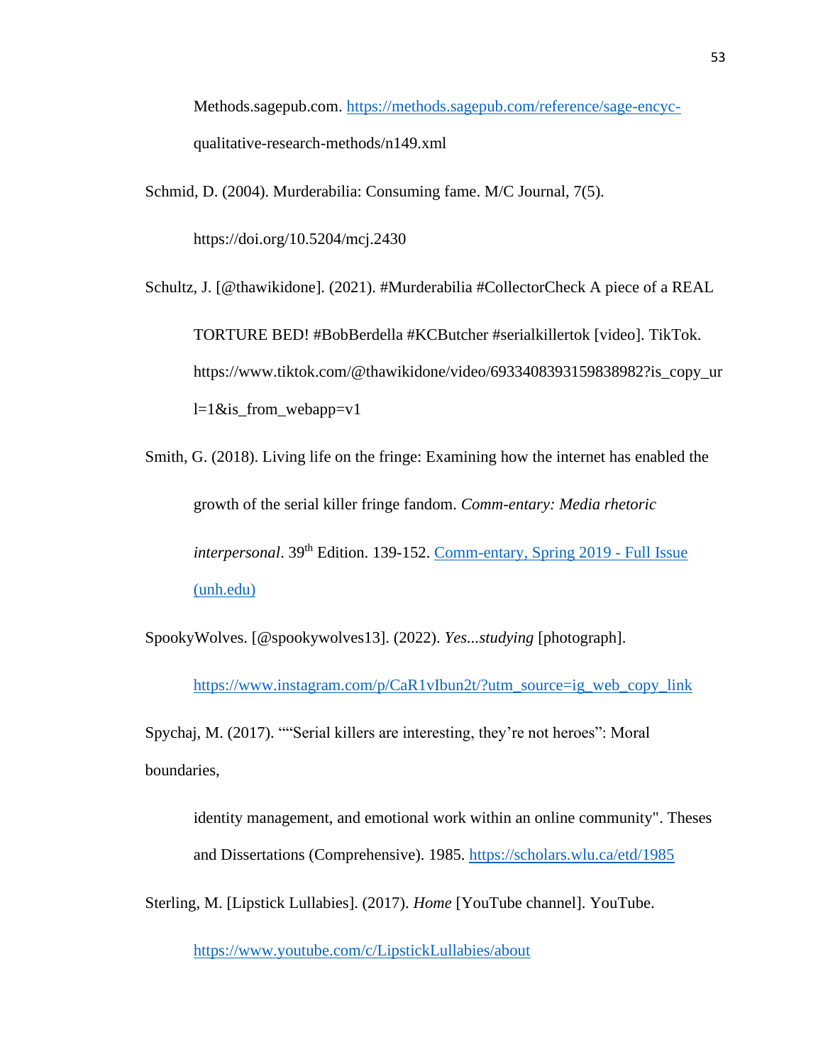Methods.sagepub.com. [https://methods.sagepub.com/reference/sage-encyc-qualitative-research-methods/n149.xml](https://methods.sagepub.com/reference/sage-encyc-qualitative-research-methods/n149.xml)

Schmid, D. (2004). Murderabilia: Consuming fame. M/C Journal, 7(5). https://doi.org/10.5204/mcj.2430

Schultz, J. [@thawikidone]. (2021). #Murderabilia #CollectorCheck A piece of a REAL TORTURE BED! #BobBerdella #KCButcher #serialkillertok [video]. TikTok. https://www.tiktok.com/@thawikidone/video/6933408393159838982?is_copy_url=1&is_from_webapp=v1

Smith, G. (2018). Living life on the fringe: Examining how the internet has enabled the growth of the serial killer fringe fandom. *Comm-entary: Media rhetoric interpersonal*. 39th Edition. 139-152. [Comm-entary, Spring 2019 - Full Issue (unh.edu)](Comm-entary, Spring 2019 - Full Issue (unh.edu))

SpookyWolves. [@spookywolves13]. (2022). *Yes...studying* [photograph]. [https://www.instagram.com/p/CaR1vIbun2t/?utm_source=ig_web_copy_link](https://www.instagram.com/p/CaR1vIbun2t/?utm_source=ig_web_copy_link)

Spychaj, M. (2017). ""Serial killers are interesting, they're not heroes": Moral boundaries, identity management, and emotional work within an online community". Theses and Dissertations (Comprehensive). 1985. [https://scholars.wlu.ca/etd/1985](https://scholars.wlu.ca/etd/1985)

Sterling, M. [Lipstick Lullabies]. (2017). *Home* [YouTube channel]. YouTube. [https://www.youtube.com/c/LipstickLullabies/about](https://www.youtube.com/c/LipstickLullabies/about)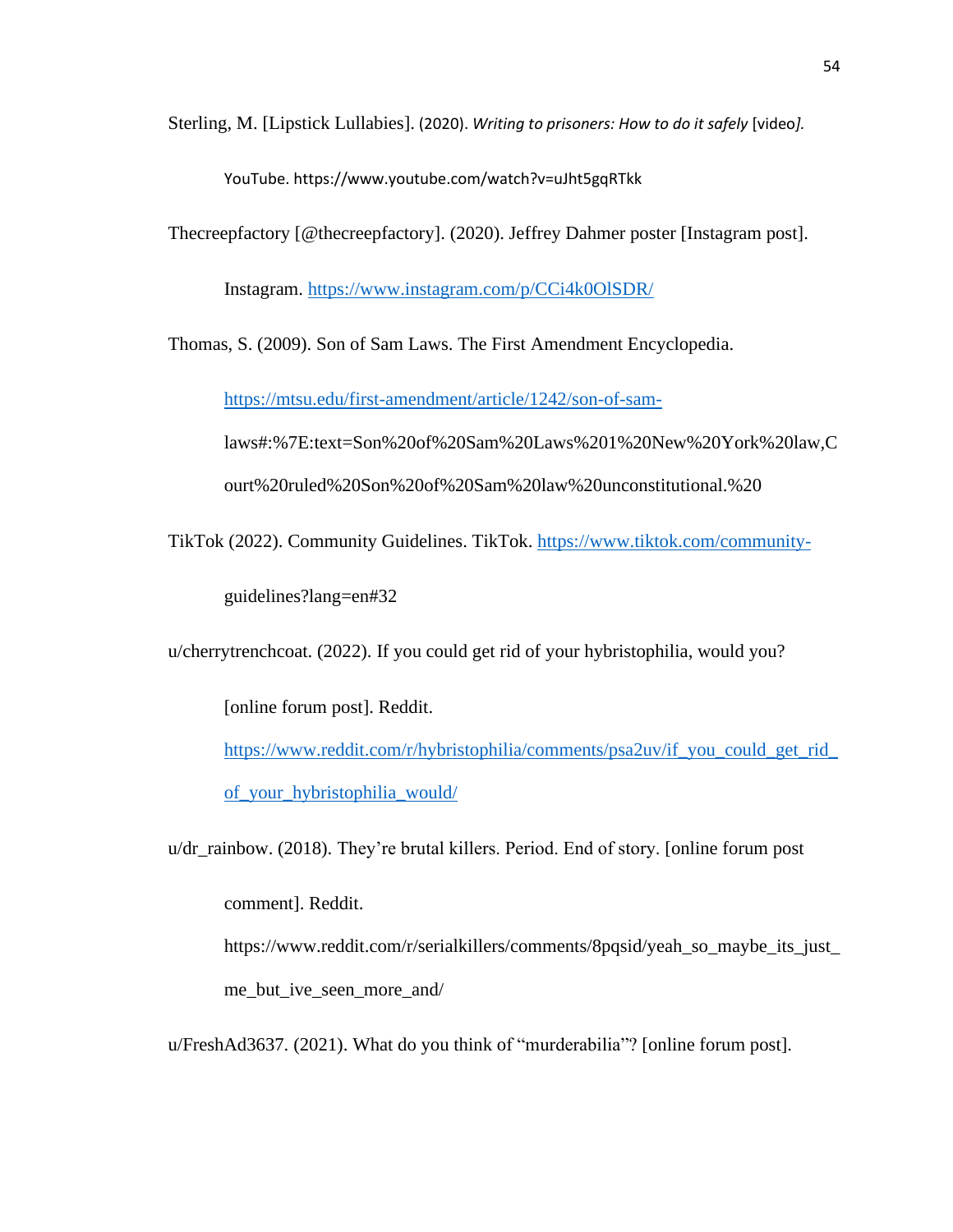Sterling, M. [Lipstick Lullabies]. (2020). *Writing to prisoners: How to do it safely* [video*].* YouTube. https://www.youtube.com/watch?v=uJht5gqRTkk

Thecreepfactory [@thecreepfactory]. (2020). Jeffrey Dahmer poster [Instagram post]. Instagram. https://www.instagram.com/p/CCi4k0OlSDR/

Thomas, S. (2009). Son of Sam Laws. The First Amendment Encyclopedia. https://mtsu.edu/first-amendment/article/1242/son-of-sam-laws#:%7E:text=Son%20of%20Sam%20Laws%201%20New%20York%20law,Court%20ruled%20Son%20of%20Sam%20law%20unconstitutional.%20

TikTok (2022). Community Guidelines. TikTok. https://www.tiktok.com/community-guidelines?lang=en#32

u/cherrytrenchcoat. (2022). If you could get rid of your hybristophilia, would you? [online forum post]. Reddit. https://www.reddit.com/r/hybristophilia/comments/psa2uv/if_you_could_get_rid_of_your_hybristophilia_would/

u/dr_rainbow. (2018). They're brutal killers. Period. End of story. [online forum post comment]. Reddit. https://www.reddit.com/r/serialkillers/comments/8pqsid/yeah_so_maybe_its_just_me_but_ive_seen_more_and/

u/FreshAd3637. (2021). What do you think of "murderabilia"? [online forum post].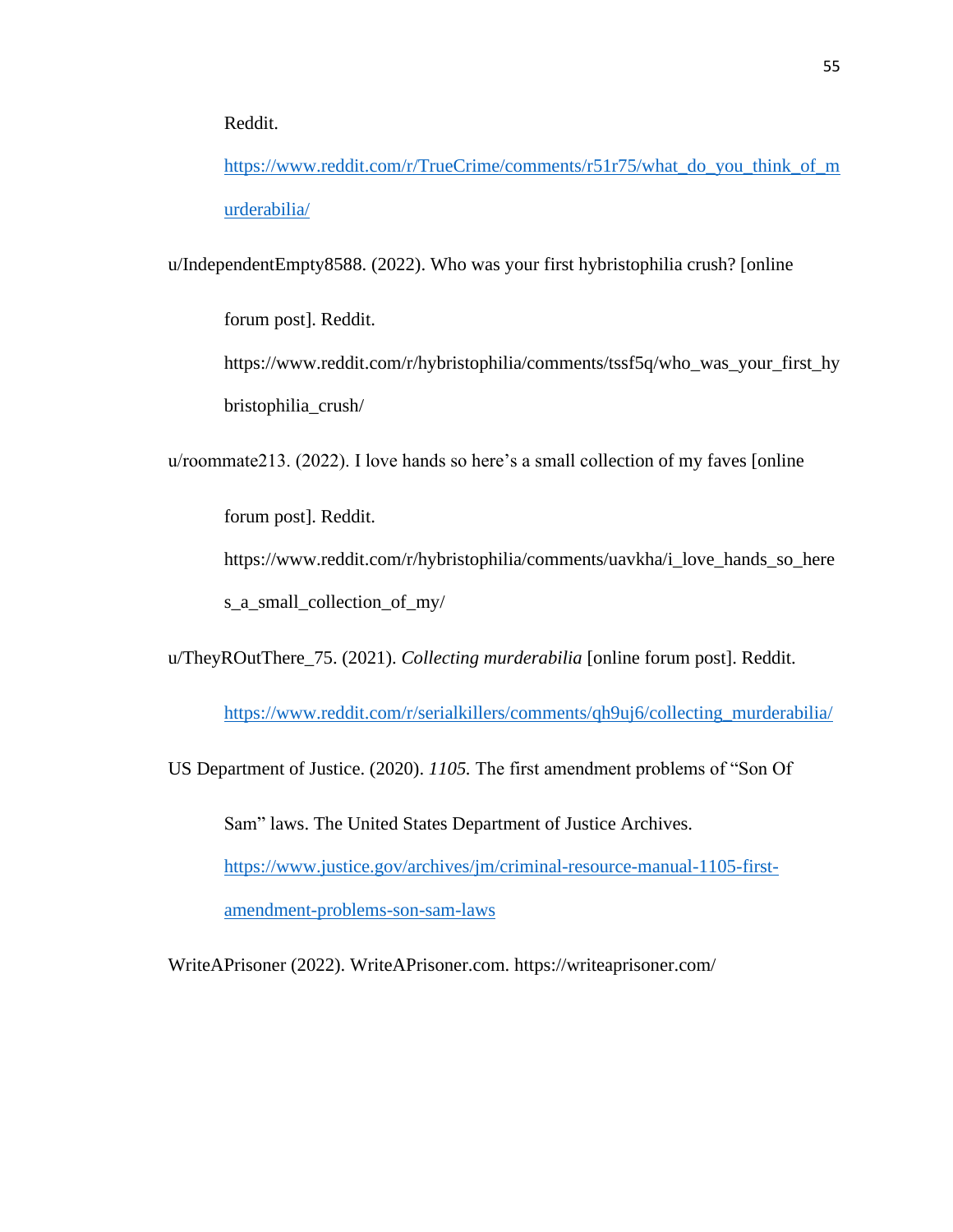Reddit. https://www.reddit.com/r/TrueCrime/comments/r51r75/what_do_you_think_of_murderabilia/

u/IndependentEmpty8588. (2022). Who was your first hybristophilia crush? [online forum post]. Reddit. https://www.reddit.com/r/hybristophilia/comments/tssf5q/who_was_your_first_hybristophilia_crush/

u/roommate213. (2022). I love hands so here's a small collection of my faves [online forum post]. Reddit. https://www.reddit.com/r/hybristophilia/comments/uavkha/i_love_hands_so_heres_a_small_collection_of_my/

u/TheyROutThere_75. (2021). *Collecting murderabilia* [online forum post]. Reddit. https://www.reddit.com/r/serialkillers/comments/qh9uj6/collecting_murderabilia/

US Department of Justice. (2020). *1105.* The first amendment problems of "Son Of Sam" laws. The United States Department of Justice Archives. https://www.justice.gov/archives/jm/criminal-resource-manual-1105-first-amendment-problems-son-sam-laws

WriteAPrisoner (2022). WriteAPrisoner.com. https://writeaprisoner.com/